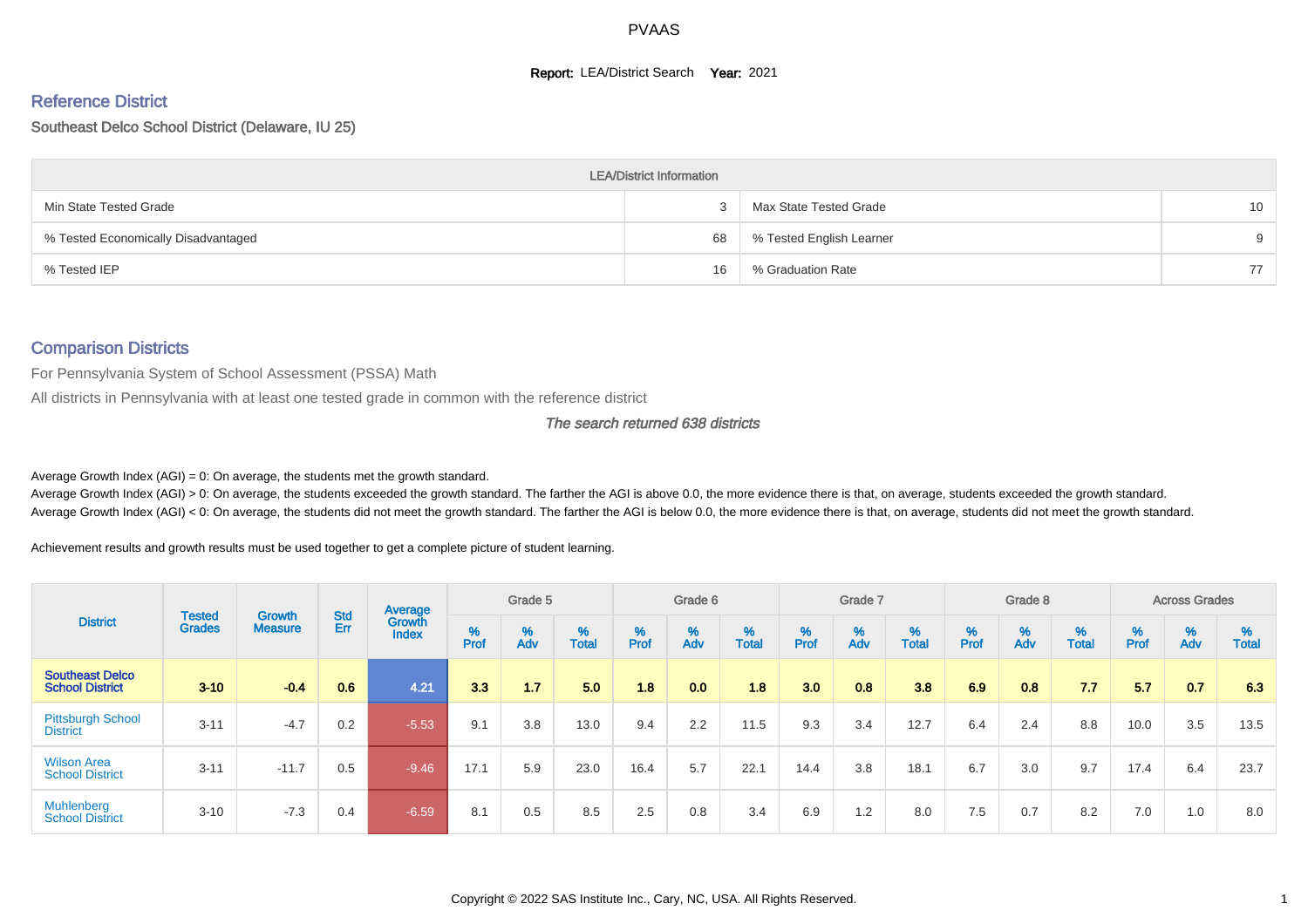PVAAS

**Report:** LEA/District Search **Year:** 2021

## Reference District

Southeast Delco School District (Delaware, IU 25)

| LEA/District Information | | | |
|---|---|---|---|
| Min State Tested Grade | 3 | Max State Tested Grade | 10 |
| % Tested Economically Disadvantaged | 68 | % Tested English Learner | 9 |
| % Tested IEP | 16 | % Graduation Rate | 77 |

## Comparison Districts

For Pennsylvania System of School Assessment (PSSA) Math

All districts in Pennsylvania with at least one tested grade in common with the reference district

*The search returned 638 districts*

Average Growth Index (AGI) = 0: On average, the students met the growth standard.

Average Growth Index (AGI) > 0: On average, the students exceeded the growth standard. The farther the AGI is above 0.0, the more evidence there is that, on average, students exceeded the growth standard.

Average Growth Index (AGI) < 0: On average, the students did not meet the growth standard. The farther the AGI is below 0.0, the more evidence there is that, on average, students did not meet the growth standard.

Achievement results and growth results must be used together to get a complete picture of student learning.

| District | Tested Grades | Growth Measure | Std Err | Average Growth Index | Grade 5 | | | Grade 6 | | | Grade 7 | | | Grade 8 | | | Across Grades | | |
|---|---|---|---|---|---|---|---|---|---|---|---|---|---|---|---|---|---|---|---|
| | | | | | % Prof | % Adv | % Total | % Prof | % Adv | % Total | % Prof | % Adv | % Total | % Prof | % Adv | % Total | % Prof | % Adv | % Total |
| **Southeast Delco School District** | **3-10** | **-0.4** | **0.6** | **4.21** | **3.3** | **1.7** | **5.0** | **1.8** | **0.0** | **1.8** | **3.0** | **0.8** | **3.8** | **6.9** | **0.8** | **7.7** | **5.7** | **0.7** | **6.3** |
| Pittsburgh School District | 3-11 | -4.7 | 0.2 | -5.53 | 9.1 | 3.8 | 13.0 | 9.4 | 2.2 | 11.5 | 9.3 | 3.4 | 12.7 | 6.4 | 2.4 | 8.8 | 10.0 | 3.5 | 13.5 |
| Wilson Area School District | 3-11 | -11.7 | 0.5 | -9.46 | 17.1 | 5.9 | 23.0 | 16.4 | 5.7 | 22.1 | 14.4 | 3.8 | 18.1 | 6.7 | 3.0 | 9.7 | 17.4 | 6.4 | 23.7 |
| Muhlenberg School District | 3-10 | -7.3 | 0.4 | -6.59 | 8.1 | 0.5 | 8.5 | 2.5 | 0.8 | 3.4 | 6.9 | 1.2 | 8.0 | 7.5 | 0.7 | 8.2 | 7.0 | 1.0 | 8.0 |

Copyright © 2022 SAS Institute Inc., Cary, NC, USA. All Rights Reserved.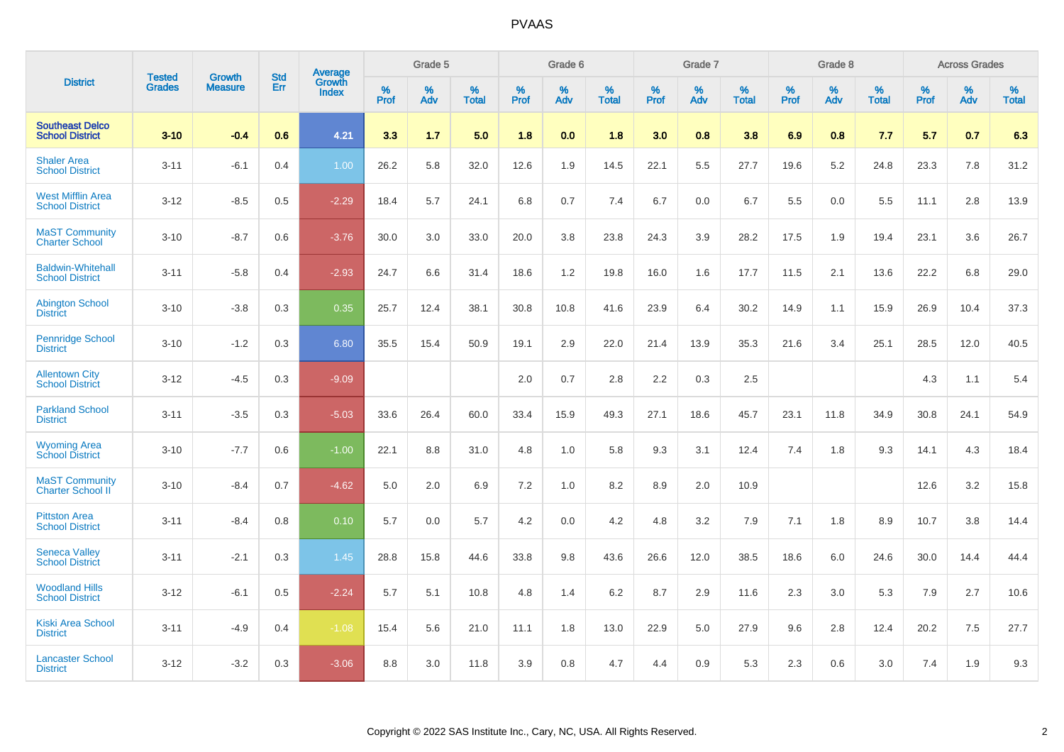PVAAS

| District | Tested Grades | Growth Measure | Std Err | Average Growth Index | Grade 5 | | | Grade 6 | | | Grade 7 | | | Grade 8 | | | Across Grades | | |
|---|---|---|---|---|---|---|---|---|---|---|---|---|---|---|---|---|---|---|---|
| | | | | | % Prof | % Adv | % Total | % Prof | % Adv | % Total | % Prof | % Adv | % Total | % Prof | % Adv | % Total | % Prof | % Adv | % Total |
| **Southeast Delco School District** | **3-10** | **-0.4** | **0.6** | **4.21** | **3.3** | **1.7** | **5.0** | **1.8** | **0.0** | **1.8** | **3.0** | **0.8** | **3.8** | **6.9** | **0.8** | **7.7** | **5.7** | **0.7** | **6.3** |
| Shaler Area School District | 3-11 | -6.1 | 0.4 | 1.00 | 26.2 | 5.8 | 32.0 | 12.6 | 1.9 | 14.5 | 22.1 | 5.5 | 27.7 | 19.6 | 5.2 | 24.8 | 23.3 | 7.8 | 31.2 |
| West Mifflin Area School District | 3-12 | -8.5 | 0.5 | -2.29 | 18.4 | 5.7 | 24.1 | 6.8 | 0.7 | 7.4 | 6.7 | 0.0 | 6.7 | 5.5 | 0.0 | 5.5 | 11.1 | 2.8 | 13.9 |
| MaST Community Charter School | 3-10 | -8.7 | 0.6 | -3.76 | 30.0 | 3.0 | 33.0 | 20.0 | 3.8 | 23.8 | 24.3 | 3.9 | 28.2 | 17.5 | 1.9 | 19.4 | 23.1 | 3.6 | 26.7 |
| Baldwin-Whitehall School District | 3-11 | -5.8 | 0.4 | -2.93 | 24.7 | 6.6 | 31.4 | 18.6 | 1.2 | 19.8 | 16.0 | 1.6 | 17.7 | 11.5 | 2.1 | 13.6 | 22.2 | 6.8 | 29.0 |
| Abington School District | 3-10 | -3.8 | 0.3 | 0.35 | 25.7 | 12.4 | 38.1 | 30.8 | 10.8 | 41.6 | 23.9 | 6.4 | 30.2 | 14.9 | 1.1 | 15.9 | 26.9 | 10.4 | 37.3 |
| Pennridge School District | 3-10 | -1.2 | 0.3 | 6.80 | 35.5 | 15.4 | 50.9 | 19.1 | 2.9 | 22.0 | 21.4 | 13.9 | 35.3 | 21.6 | 3.4 | 25.1 | 28.5 | 12.0 | 40.5 |
| Allentown City School District | 3-12 | -4.5 | 0.3 | -9.09 | | | | 2.0 | 0.7 | 2.8 | 2.2 | 0.3 | 2.5 | | | | 4.3 | 1.1 | 5.4 |
| Parkland School District | 3-11 | -3.5 | 0.3 | -5.03 | 33.6 | 26.4 | 60.0 | 33.4 | 15.9 | 49.3 | 27.1 | 18.6 | 45.7 | 23.1 | 11.8 | 34.9 | 30.8 | 24.1 | 54.9 |
| Wyoming Area School District | 3-10 | -7.7 | 0.6 | -1.00 | 22.1 | 8.8 | 31.0 | 4.8 | 1.0 | 5.8 | 9.3 | 3.1 | 12.4 | 7.4 | 1.8 | 9.3 | 14.1 | 4.3 | 18.4 |
| MaST Community Charter School II | 3-10 | -8.4 | 0.7 | -4.62 | 5.0 | 2.0 | 6.9 | 7.2 | 1.0 | 8.2 | 8.9 | 2.0 | 10.9 | | | | 12.6 | 3.2 | 15.8 |
| Pittston Area School District | 3-11 | -8.4 | 0.8 | 0.10 | 5.7 | 0.0 | 5.7 | 4.2 | 0.0 | 4.2 | 4.8 | 3.2 | 7.9 | 7.1 | 1.8 | 8.9 | 10.7 | 3.8 | 14.4 |
| Seneca Valley School District | 3-11 | -2.1 | 0.3 | 1.45 | 28.8 | 15.8 | 44.6 | 33.8 | 9.8 | 43.6 | 26.6 | 12.0 | 38.5 | 18.6 | 6.0 | 24.6 | 30.0 | 14.4 | 44.4 |
| Woodland Hills School District | 3-12 | -6.1 | 0.5 | -2.24 | 5.7 | 5.1 | 10.8 | 4.8 | 1.4 | 6.2 | 8.7 | 2.9 | 11.6 | 2.3 | 3.0 | 5.3 | 7.9 | 2.7 | 10.6 |
| Kiski Area School District | 3-11 | -4.9 | 0.4 | -1.08 | 15.4 | 5.6 | 21.0 | 11.1 | 1.8 | 13.0 | 22.9 | 5.0 | 27.9 | 9.6 | 2.8 | 12.4 | 20.2 | 7.5 | 27.7 |
| Lancaster School District | 3-12 | -3.2 | 0.3 | -3.06 | 8.8 | 3.0 | 11.8 | 3.9 | 0.8 | 4.7 | 4.4 | 0.9 | 5.3 | 2.3 | 0.6 | 3.0 | 7.4 | 1.9 | 9.3 |

Copyright © 2022 SAS Institute Inc., Cary, NC, USA. All Rights Reserved.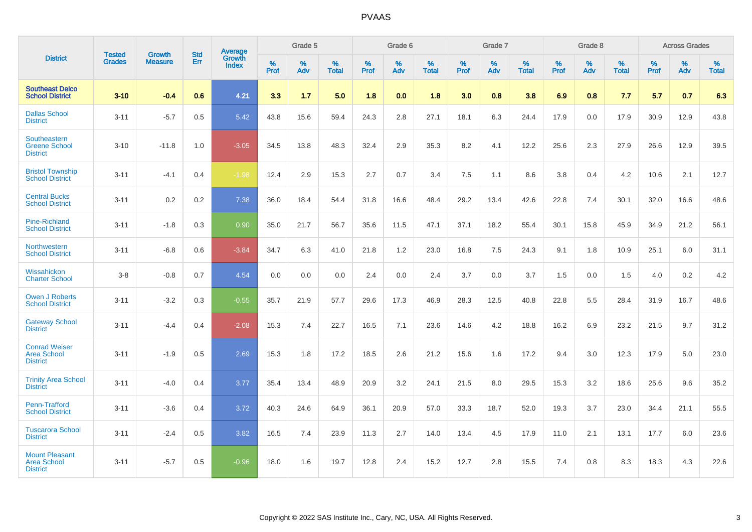# PVAAS

| District | Tested Grades | Growth Measure | Std Err | Average Growth Index | Grade 5 | | | Grade 6 | | | Grade 7 | | | Grade 8 | | | Across Grades | | |
|---|---|---|---|---|---|---|---|---|---|---|---|---|---|---|---|---|---|---|---|
| | | | | | % Prof | % Adv | % Total | % Prof | % Adv | % Total | % Prof | % Adv | % Total | % Prof | % Adv | % Total | % Prof | % Adv | % Total |
| **Southeast Delco School District** | **3-10** | **-0.4** | **0.6** | **4.21** | **3.3** | **1.7** | **5.0** | **1.8** | **0.0** | **1.8** | **3.0** | **0.8** | **3.8** | **6.9** | **0.8** | **7.7** | **5.7** | **0.7** | **6.3** |
| Dallas School District | 3-11 | -5.7 | 0.5 | 5.42 | 43.8 | 15.6 | 59.4 | 24.3 | 2.8 | 27.1 | 18.1 | 6.3 | 24.4 | 17.9 | 0.0 | 17.9 | 30.9 | 12.9 | 43.8 |
| Southeastern Greene School District | 3-10 | -11.8 | 1.0 | -3.05 | 34.5 | 13.8 | 48.3 | 32.4 | 2.9 | 35.3 | 8.2 | 4.1 | 12.2 | 25.6 | 2.3 | 27.9 | 26.6 | 12.9 | 39.5 |
| Bristol Township School District | 3-11 | -4.1 | 0.4 | -1.98 | 12.4 | 2.9 | 15.3 | 2.7 | 0.7 | 3.4 | 7.5 | 1.1 | 8.6 | 3.8 | 0.4 | 4.2 | 10.6 | 2.1 | 12.7 |
| Central Bucks School District | 3-11 | 0.2 | 0.2 | 7.38 | 36.0 | 18.4 | 54.4 | 31.8 | 16.6 | 48.4 | 29.2 | 13.4 | 42.6 | 22.8 | 7.4 | 30.1 | 32.0 | 16.6 | 48.6 |
| Pine-Richland School District | 3-11 | -1.8 | 0.3 | 0.90 | 35.0 | 21.7 | 56.7 | 35.6 | 11.5 | 47.1 | 37.1 | 18.2 | 55.4 | 30.1 | 15.8 | 45.9 | 34.9 | 21.2 | 56.1 |
| Northwestern School District | 3-11 | -6.8 | 0.6 | -3.84 | 34.7 | 6.3 | 41.0 | 21.8 | 1.2 | 23.0 | 16.8 | 7.5 | 24.3 | 9.1 | 1.8 | 10.9 | 25.1 | 6.0 | 31.1 |
| Wissahickon Charter School | 3-8 | -0.8 | 0.7 | 4.54 | 0.0 | 0.0 | 0.0 | 2.4 | 0.0 | 2.4 | 3.7 | 0.0 | 3.7 | 1.5 | 0.0 | 1.5 | 4.0 | 0.2 | 4.2 |
| Owen J Roberts School District | 3-11 | -3.2 | 0.3 | -0.55 | 35.7 | 21.9 | 57.7 | 29.6 | 17.3 | 46.9 | 28.3 | 12.5 | 40.8 | 22.8 | 5.5 | 28.4 | 31.9 | 16.7 | 48.6 |
| Gateway School District | 3-11 | -4.4 | 0.4 | -2.08 | 15.3 | 7.4 | 22.7 | 16.5 | 7.1 | 23.6 | 14.6 | 4.2 | 18.8 | 16.2 | 6.9 | 23.2 | 21.5 | 9.7 | 31.2 |
| Conrad Weiser Area School District | 3-11 | -1.9 | 0.5 | 2.69 | 15.3 | 1.8 | 17.2 | 18.5 | 2.6 | 21.2 | 15.6 | 1.6 | 17.2 | 9.4 | 3.0 | 12.3 | 17.9 | 5.0 | 23.0 |
| Trinity Area School District | 3-11 | -4.0 | 0.4 | 3.77 | 35.4 | 13.4 | 48.9 | 20.9 | 3.2 | 24.1 | 21.5 | 8.0 | 29.5 | 15.3 | 3.2 | 18.6 | 25.6 | 9.6 | 35.2 |
| Penn-Trafford School District | 3-11 | -3.6 | 0.4 | 3.72 | 40.3 | 24.6 | 64.9 | 36.1 | 20.9 | 57.0 | 33.3 | 18.7 | 52.0 | 19.3 | 3.7 | 23.0 | 34.4 | 21.1 | 55.5 |
| Tuscarora School District | 3-11 | -2.4 | 0.5 | 3.82 | 16.5 | 7.4 | 23.9 | 11.3 | 2.7 | 14.0 | 13.4 | 4.5 | 17.9 | 11.0 | 2.1 | 13.1 | 17.7 | 6.0 | 23.6 |
| Mount Pleasant Area School District | 3-11 | -5.7 | 0.5 | -0.96 | 18.0 | 1.6 | 19.7 | 12.8 | 2.4 | 15.2 | 12.7 | 2.8 | 15.5 | 7.4 | 0.8 | 8.3 | 18.3 | 4.3 | 22.6 |

Copyright © 2022 SAS Institute Inc., Cary, NC, USA. All Rights Reserved.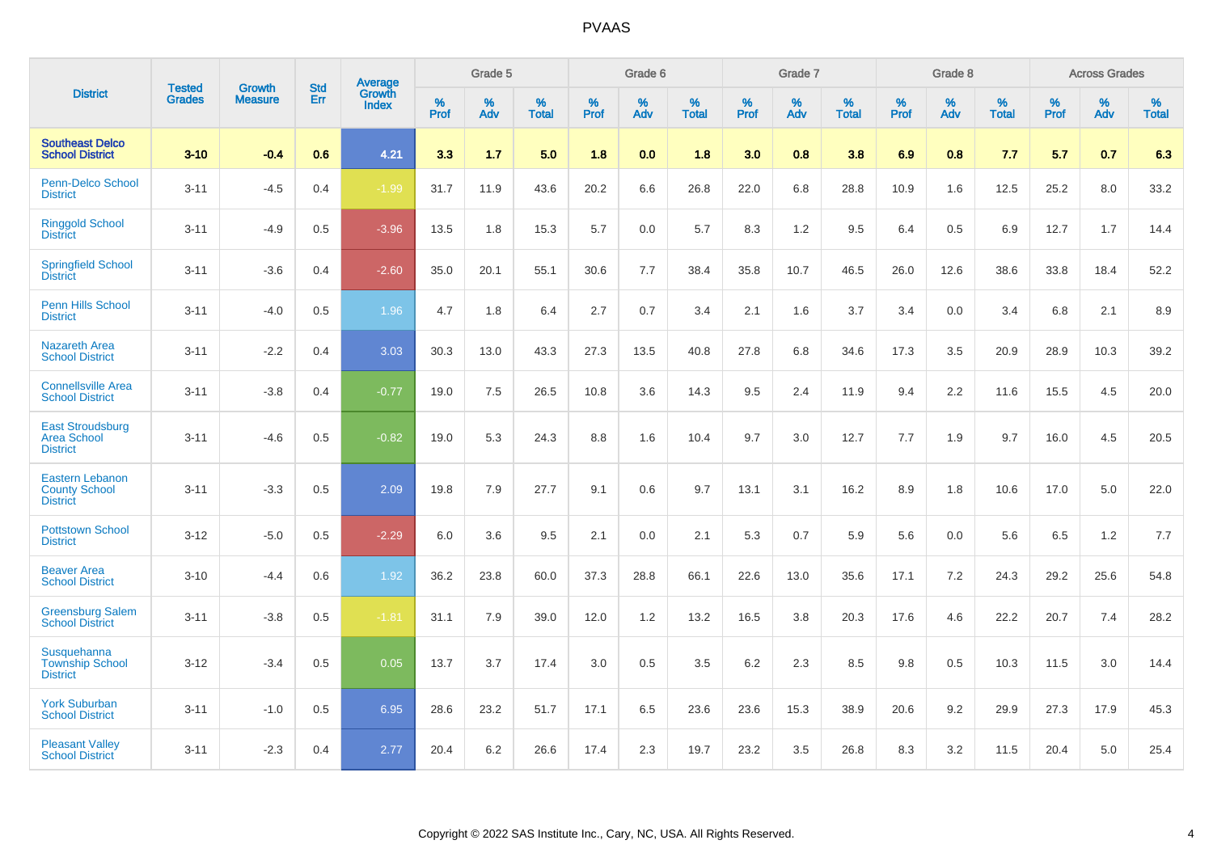# PVAAS

| District | Tested Grades | Growth Measure | Std Err | Average Growth Index | Grade 5 | | | Grade 6 | | | Grade 7 | | | Grade 8 | | | Across Grades | | |
|---|---|---|---|---|---|---|---|---|---|---|---|---|---|---|---|---|---|---|---|
| | | | | | % Prof | % Adv | % Total | % Prof | % Adv | % Total | % Prof | % Adv | % Total | % Prof | % Adv | % Total | % Prof | % Adv | % Total |
| **Southeast Delco School District** | **3-10** | **-0.4** | **0.6** | **4.21** | **3.3** | **1.7** | **5.0** | **1.8** | **0.0** | **1.8** | **3.0** | **0.8** | **3.8** | **6.9** | **0.8** | **7.7** | **5.7** | **0.7** | **6.3** |
| Penn-Delco School District | 3-11 | -4.5 | 0.4 | -1.99 | 31.7 | 11.9 | 43.6 | 20.2 | 6.6 | 26.8 | 22.0 | 6.8 | 28.8 | 10.9 | 1.6 | 12.5 | 25.2 | 8.0 | 33.2 |
| Ringgold School District | 3-11 | -4.9 | 0.5 | -3.96 | 13.5 | 1.8 | 15.3 | 5.7 | 0.0 | 5.7 | 8.3 | 1.2 | 9.5 | 6.4 | 0.5 | 6.9 | 12.7 | 1.7 | 14.4 |
| Springfield School District | 3-11 | -3.6 | 0.4 | -2.60 | 35.0 | 20.1 | 55.1 | 30.6 | 7.7 | 38.4 | 35.8 | 10.7 | 46.5 | 26.0 | 12.6 | 38.6 | 33.8 | 18.4 | 52.2 |
| Penn Hills School District | 3-11 | -4.0 | 0.5 | 1.96 | 4.7 | 1.8 | 6.4 | 2.7 | 0.7 | 3.4 | 2.1 | 1.6 | 3.7 | 3.4 | 0.0 | 3.4 | 6.8 | 2.1 | 8.9 |
| Nazareth Area School District | 3-11 | -2.2 | 0.4 | 3.03 | 30.3 | 13.0 | 43.3 | 27.3 | 13.5 | 40.8 | 27.8 | 6.8 | 34.6 | 17.3 | 3.5 | 20.9 | 28.9 | 10.3 | 39.2 |
| Connellsville Area School District | 3-11 | -3.8 | 0.4 | -0.77 | 19.0 | 7.5 | 26.5 | 10.8 | 3.6 | 14.3 | 9.5 | 2.4 | 11.9 | 9.4 | 2.2 | 11.6 | 15.5 | 4.5 | 20.0 |
| East Stroudsburg Area School District | 3-11 | -4.6 | 0.5 | -0.82 | 19.0 | 5.3 | 24.3 | 8.8 | 1.6 | 10.4 | 9.7 | 3.0 | 12.7 | 7.7 | 1.9 | 9.7 | 16.0 | 4.5 | 20.5 |
| Eastern Lebanon County School District | 3-11 | -3.3 | 0.5 | 2.09 | 19.8 | 7.9 | 27.7 | 9.1 | 0.6 | 9.7 | 13.1 | 3.1 | 16.2 | 8.9 | 1.8 | 10.6 | 17.0 | 5.0 | 22.0 |
| Pottstown School District | 3-12 | -5.0 | 0.5 | -2.29 | 6.0 | 3.6 | 9.5 | 2.1 | 0.0 | 2.1 | 5.3 | 0.7 | 5.9 | 5.6 | 0.0 | 5.6 | 6.5 | 1.2 | 7.7 |
| Beaver Area School District | 3-10 | -4.4 | 0.6 | 1.92 | 36.2 | 23.8 | 60.0 | 37.3 | 28.8 | 66.1 | 22.6 | 13.0 | 35.6 | 17.1 | 7.2 | 24.3 | 29.2 | 25.6 | 54.8 |
| Greensburg Salem School District | 3-11 | -3.8 | 0.5 | -1.81 | 31.1 | 7.9 | 39.0 | 12.0 | 1.2 | 13.2 | 16.5 | 3.8 | 20.3 | 17.6 | 4.6 | 22.2 | 20.7 | 7.4 | 28.2 |
| Susquehanna Township School District | 3-12 | -3.4 | 0.5 | 0.05 | 13.7 | 3.7 | 17.4 | 3.0 | 0.5 | 3.5 | 6.2 | 2.3 | 8.5 | 9.8 | 0.5 | 10.3 | 11.5 | 3.0 | 14.4 |
| York Suburban School District | 3-11 | -1.0 | 0.5 | 6.95 | 28.6 | 23.2 | 51.7 | 17.1 | 6.5 | 23.6 | 23.6 | 15.3 | 38.9 | 20.6 | 9.2 | 29.9 | 27.3 | 17.9 | 45.3 |
| Pleasant Valley School District | 3-11 | -2.3 | 0.4 | 2.77 | 20.4 | 6.2 | 26.6 | 17.4 | 2.3 | 19.7 | 23.2 | 3.5 | 26.8 | 8.3 | 3.2 | 11.5 | 20.4 | 5.0 | 25.4 |

Copyright © 2022 SAS Institute Inc., Cary, NC, USA. All Rights Reserved.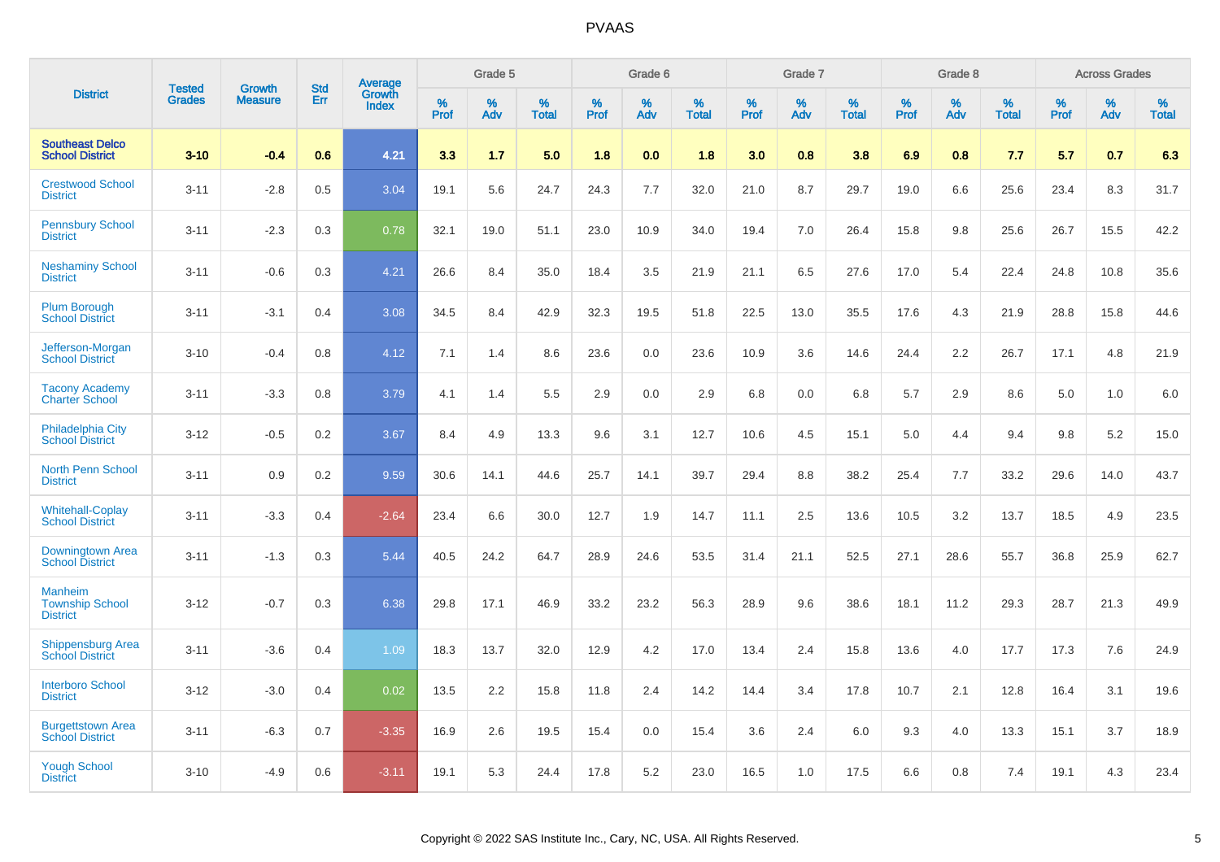# PVAAS

| District | Tested Grades | Growth Measure | Std Err | Average Growth Index | Grade 5 | | | Grade 6 | | | Grade 7 | | | Grade 8 | | | Across Grades | | |
|---|---|---|---|---|---|---|---|---|---|---|---|---|---|---|---|---|---|---|---|
| | | | | | % Prof | % Adv | % Total | % Prof | % Adv | % Total | % Prof | % Adv | % Total | % Prof | % Adv | % Total | % Prof | % Adv | % Total |
| **Southeast Delco School District** | **3-10** | **-0.4** | **0.6** | **4.21** | **3.3** | **1.7** | **5.0** | **1.8** | **0.0** | **1.8** | **3.0** | **0.8** | **3.8** | **6.9** | **0.8** | **7.7** | **5.7** | **0.7** | **6.3** |
| Crestwood School District | 3-11 | -2.8 | 0.5 | 3.04 | 19.1 | 5.6 | 24.7 | 24.3 | 7.7 | 32.0 | 21.0 | 8.7 | 29.7 | 19.0 | 6.6 | 25.6 | 23.4 | 8.3 | 31.7 |
| Pennsbury School District | 3-11 | -2.3 | 0.3 | 0.78 | 32.1 | 19.0 | 51.1 | 23.0 | 10.9 | 34.0 | 19.4 | 7.0 | 26.4 | 15.8 | 9.8 | 25.6 | 26.7 | 15.5 | 42.2 |
| Neshaminy School District | 3-11 | -0.6 | 0.3 | 4.21 | 26.6 | 8.4 | 35.0 | 18.4 | 3.5 | 21.9 | 21.1 | 6.5 | 27.6 | 17.0 | 5.4 | 22.4 | 24.8 | 10.8 | 35.6 |
| Plum Borough School District | 3-11 | -3.1 | 0.4 | 3.08 | 34.5 | 8.4 | 42.9 | 32.3 | 19.5 | 51.8 | 22.5 | 13.0 | 35.5 | 17.6 | 4.3 | 21.9 | 28.8 | 15.8 | 44.6 |
| Jefferson-Morgan School District | 3-10 | -0.4 | 0.8 | 4.12 | 7.1 | 1.4 | 8.6 | 23.6 | 0.0 | 23.6 | 10.9 | 3.6 | 14.6 | 24.4 | 2.2 | 26.7 | 17.1 | 4.8 | 21.9 |
| Tacony Academy Charter School | 3-11 | -3.3 | 0.8 | 3.79 | 4.1 | 1.4 | 5.5 | 2.9 | 0.0 | 2.9 | 6.8 | 0.0 | 6.8 | 5.7 | 2.9 | 8.6 | 5.0 | 1.0 | 6.0 |
| Philadelphia City School District | 3-12 | -0.5 | 0.2 | 3.67 | 8.4 | 4.9 | 13.3 | 9.6 | 3.1 | 12.7 | 10.6 | 4.5 | 15.1 | 5.0 | 4.4 | 9.4 | 9.8 | 5.2 | 15.0 |
| North Penn School District | 3-11 | 0.9 | 0.2 | 9.59 | 30.6 | 14.1 | 44.6 | 25.7 | 14.1 | 39.7 | 29.4 | 8.8 | 38.2 | 25.4 | 7.7 | 33.2 | 29.6 | 14.0 | 43.7 |
| Whitehall-Coplay School District | 3-11 | -3.3 | 0.4 | -2.64 | 23.4 | 6.6 | 30.0 | 12.7 | 1.9 | 14.7 | 11.1 | 2.5 | 13.6 | 10.5 | 3.2 | 13.7 | 18.5 | 4.9 | 23.5 |
| Downingtown Area School District | 3-11 | -1.3 | 0.3 | 5.44 | 40.5 | 24.2 | 64.7 | 28.9 | 24.6 | 53.5 | 31.4 | 21.1 | 52.5 | 27.1 | 28.6 | 55.7 | 36.8 | 25.9 | 62.7 |
| Manheim Township School District | 3-12 | -0.7 | 0.3 | 6.38 | 29.8 | 17.1 | 46.9 | 33.2 | 23.2 | 56.3 | 28.9 | 9.6 | 38.6 | 18.1 | 11.2 | 29.3 | 28.7 | 21.3 | 49.9 |
| Shippensburg Area School District | 3-11 | -3.6 | 0.4 | 1.09 | 18.3 | 13.7 | 32.0 | 12.9 | 4.2 | 17.0 | 13.4 | 2.4 | 15.8 | 13.6 | 4.0 | 17.7 | 17.3 | 7.6 | 24.9 |
| Interboro School District | 3-12 | -3.0 | 0.4 | 0.02 | 13.5 | 2.2 | 15.8 | 11.8 | 2.4 | 14.2 | 14.4 | 3.4 | 17.8 | 10.7 | 2.1 | 12.8 | 16.4 | 3.1 | 19.6 |
| Burgettstown Area School District | 3-11 | -6.3 | 0.7 | -3.35 | 16.9 | 2.6 | 19.5 | 15.4 | 0.0 | 15.4 | 3.6 | 2.4 | 6.0 | 9.3 | 4.0 | 13.3 | 15.1 | 3.7 | 18.9 |
| Yough School District | 3-10 | -4.9 | 0.6 | -3.11 | 19.1 | 5.3 | 24.4 | 17.8 | 5.2 | 23.0 | 16.5 | 1.0 | 17.5 | 6.6 | 0.8 | 7.4 | 19.1 | 4.3 | 23.4 |

Copyright © 2022 SAS Institute Inc., Cary, NC, USA. All Rights Reserved.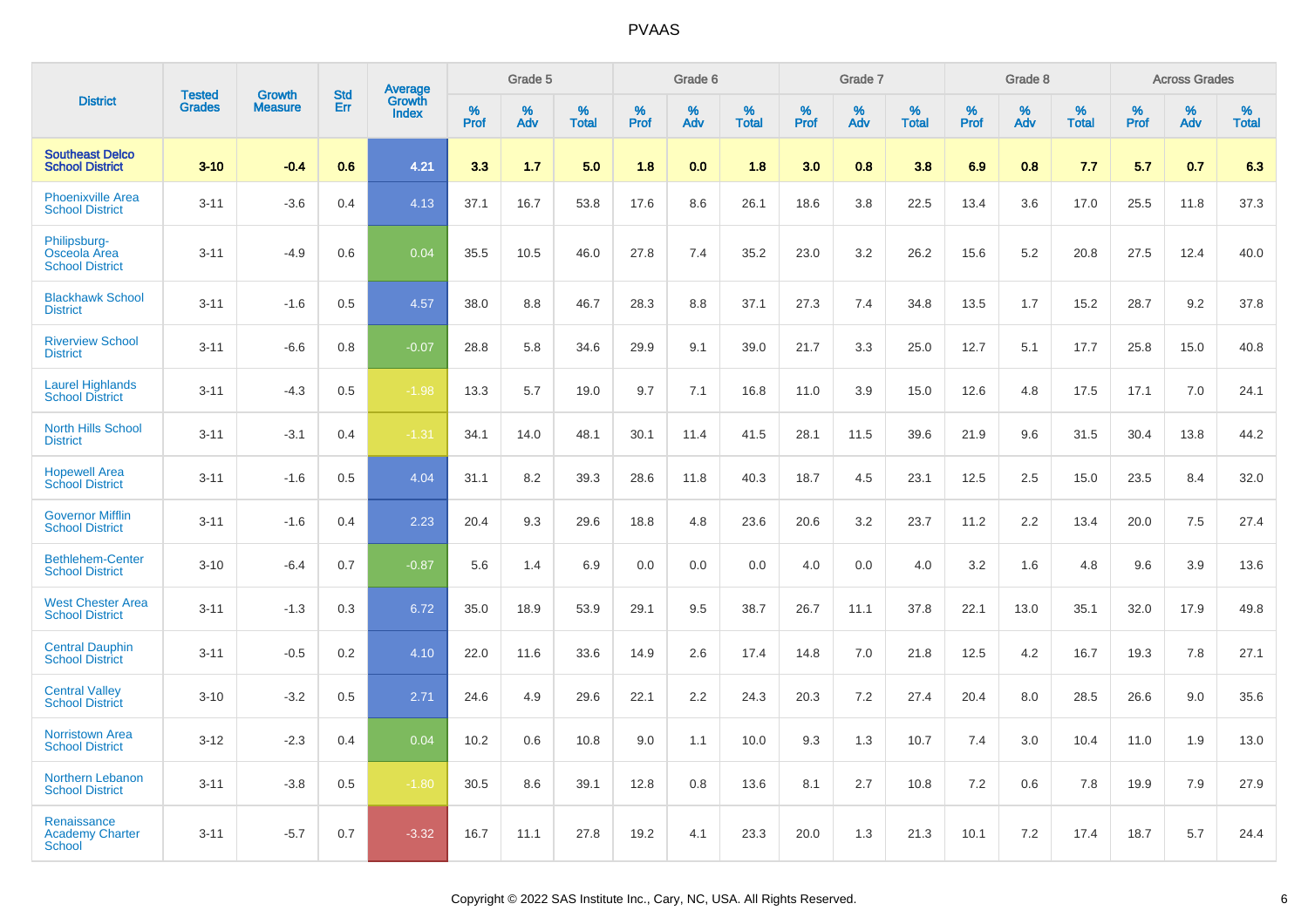# PVAAS

| District | Tested Grades | Growth Measure | Std Err | Average Growth Index | Grade 5 | | | Grade 6 | | | Grade 7 | | | Grade 8 | | | Across Grades | | |
|---|---|---|---|---|---|---|---|---|---|---|---|---|---|---|---|---|---|---|---|
| | | | | | % Prof | % Adv | % Total | % Prof | % Adv | % Total | % Prof | % Adv | % Total | % Prof | % Adv | % Total | % Prof | % Adv | % Total |
| **Southeast Delco School District** | **3-10** | **-0.4** | **0.6** | **4.21** | **3.3** | **1.7** | **5.0** | **1.8** | **0.0** | **1.8** | **3.0** | **0.8** | **3.8** | **6.9** | **0.8** | **7.7** | **5.7** | **0.7** | **6.3** |
| Phoenixville Area School District | 3-11 | -3.6 | 0.4 | 4.13 | 37.1 | 16.7 | 53.8 | 17.6 | 8.6 | 26.1 | 18.6 | 3.8 | 22.5 | 13.4 | 3.6 | 17.0 | 25.5 | 11.8 | 37.3 |
| Philipsburg-Osceola Area School District | 3-11 | -4.9 | 0.6 | 0.04 | 35.5 | 10.5 | 46.0 | 27.8 | 7.4 | 35.2 | 23.0 | 3.2 | 26.2 | 15.6 | 5.2 | 20.8 | 27.5 | 12.4 | 40.0 |
| Blackhawk School District | 3-11 | -1.6 | 0.5 | 4.57 | 38.0 | 8.8 | 46.7 | 28.3 | 8.8 | 37.1 | 27.3 | 7.4 | 34.8 | 13.5 | 1.7 | 15.2 | 28.7 | 9.2 | 37.8 |
| Riverview School District | 3-11 | -6.6 | 0.8 | -0.07 | 28.8 | 5.8 | 34.6 | 29.9 | 9.1 | 39.0 | 21.7 | 3.3 | 25.0 | 12.7 | 5.1 | 17.7 | 25.8 | 15.0 | 40.8 |
| Laurel Highlands School District | 3-11 | -4.3 | 0.5 | -1.98 | 13.3 | 5.7 | 19.0 | 9.7 | 7.1 | 16.8 | 11.0 | 3.9 | 15.0 | 12.6 | 4.8 | 17.5 | 17.1 | 7.0 | 24.1 |
| North Hills School District | 3-11 | -3.1 | 0.4 | -1.31 | 34.1 | 14.0 | 48.1 | 30.1 | 11.4 | 41.5 | 28.1 | 11.5 | 39.6 | 21.9 | 9.6 | 31.5 | 30.4 | 13.8 | 44.2 |
| Hopewell Area School District | 3-11 | -1.6 | 0.5 | 4.04 | 31.1 | 8.2 | 39.3 | 28.6 | 11.8 | 40.3 | 18.7 | 4.5 | 23.1 | 12.5 | 2.5 | 15.0 | 23.5 | 8.4 | 32.0 |
| Governor Mifflin School District | 3-11 | -1.6 | 0.4 | 2.23 | 20.4 | 9.3 | 29.6 | 18.8 | 4.8 | 23.6 | 20.6 | 3.2 | 23.7 | 11.2 | 2.2 | 13.4 | 20.0 | 7.5 | 27.4 |
| Bethlehem-Center School District | 3-10 | -6.4 | 0.7 | -0.87 | 5.6 | 1.4 | 6.9 | 0.0 | 0.0 | 0.0 | 4.0 | 0.0 | 4.0 | 3.2 | 1.6 | 4.8 | 9.6 | 3.9 | 13.6 |
| West Chester Area School District | 3-11 | -1.3 | 0.3 | 6.72 | 35.0 | 18.9 | 53.9 | 29.1 | 9.5 | 38.7 | 26.7 | 11.1 | 37.8 | 22.1 | 13.0 | 35.1 | 32.0 | 17.9 | 49.8 |
| Central Dauphin School District | 3-11 | -0.5 | 0.2 | 4.10 | 22.0 | 11.6 | 33.6 | 14.9 | 2.6 | 17.4 | 14.8 | 7.0 | 21.8 | 12.5 | 4.2 | 16.7 | 19.3 | 7.8 | 27.1 |
| Central Valley School District | 3-10 | -3.2 | 0.5 | 2.71 | 24.6 | 4.9 | 29.6 | 22.1 | 2.2 | 24.3 | 20.3 | 7.2 | 27.4 | 20.4 | 8.0 | 28.5 | 26.6 | 9.0 | 35.6 |
| Norristown Area School District | 3-12 | -2.3 | 0.4 | 0.04 | 10.2 | 0.6 | 10.8 | 9.0 | 1.1 | 10.0 | 9.3 | 1.3 | 10.7 | 7.4 | 3.0 | 10.4 | 11.0 | 1.9 | 13.0 |
| Northern Lebanon School District | 3-11 | -3.8 | 0.5 | -1.80 | 30.5 | 8.6 | 39.1 | 12.8 | 0.8 | 13.6 | 8.1 | 2.7 | 10.8 | 7.2 | 0.6 | 7.8 | 19.9 | 7.9 | 27.9 |
| Renaissance Academy Charter School | 3-11 | -5.7 | 0.7 | -3.32 | 16.7 | 11.1 | 27.8 | 19.2 | 4.1 | 23.3 | 20.0 | 1.3 | 21.3 | 10.1 | 7.2 | 17.4 | 18.7 | 5.7 | 24.4 |

Copyright © 2022 SAS Institute Inc., Cary, NC, USA. All Rights Reserved.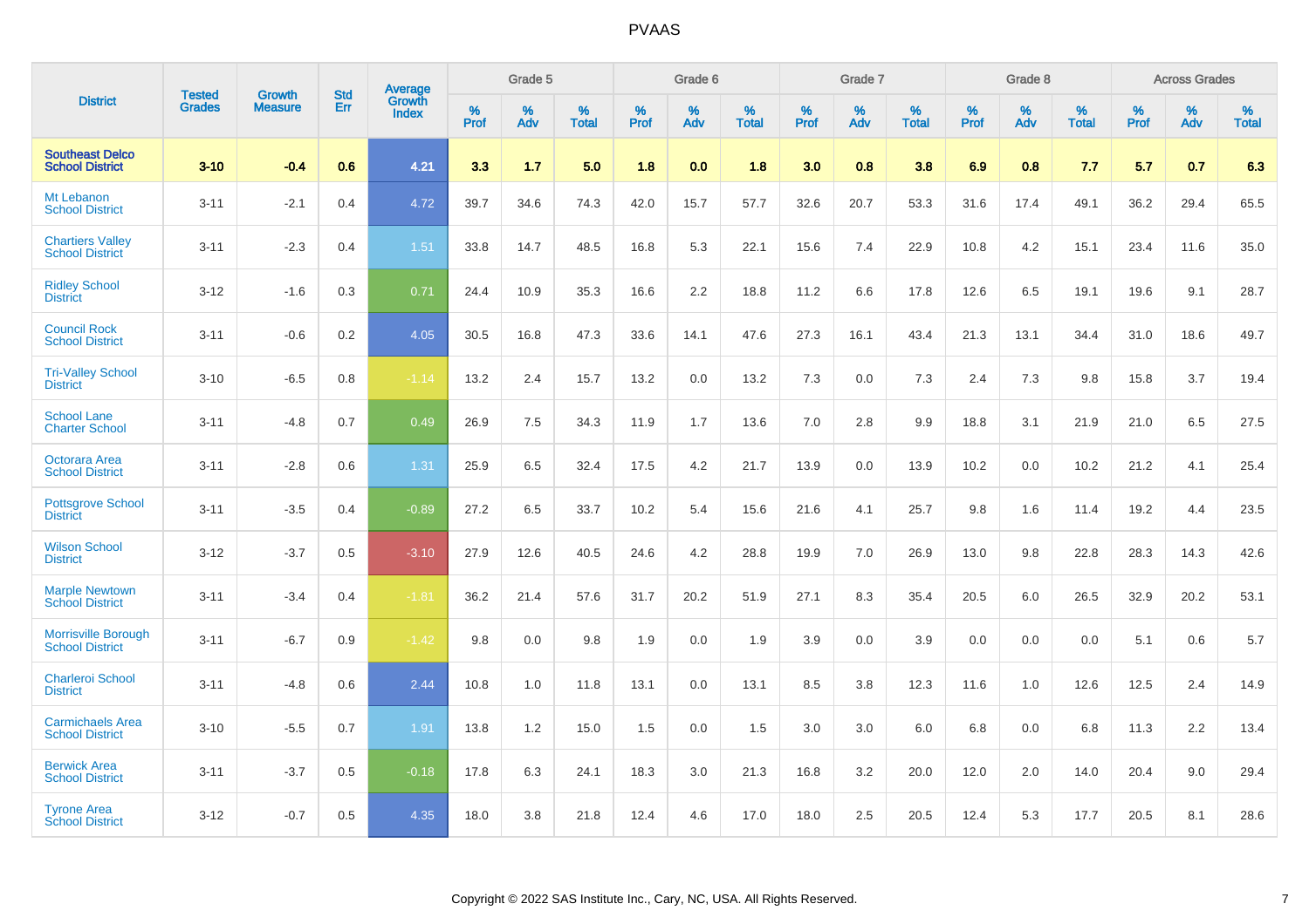| District | Tested Grades | Growth Measure | Std Err | Average Growth Index | Grade 5 | | | Grade 6 | | | Grade 7 | | | Grade 8 | | | Across Grades | | |
|---|---|---|---|---|---|---|---|---|---|---|---|---|---|---|---|---|---|---|---|
| | | | | | % Prof | % Adv | % Total | % Prof | % Adv | % Total | % Prof | % Adv | % Total | % Prof | % Adv | % Total | % Prof | % Adv | % Total |
| **Southeast Delco School District** | **3-10** | **-0.4** | **0.6** | **4.21** | **3.3** | **1.7** | **5.0** | **1.8** | **0.0** | **1.8** | **3.0** | **0.8** | **3.8** | **6.9** | **0.8** | **7.7** | **5.7** | **0.7** | **6.3** |
| Mt Lebanon School District | 3-11 | -2.1 | 0.4 | 4.72 | 39.7 | 34.6 | 74.3 | 42.0 | 15.7 | 57.7 | 32.6 | 20.7 | 53.3 | 31.6 | 17.4 | 49.1 | 36.2 | 29.4 | 65.5 |
| Chartiers Valley School District | 3-11 | -2.3 | 0.4 | 1.51 | 33.8 | 14.7 | 48.5 | 16.8 | 5.3 | 22.1 | 15.6 | 7.4 | 22.9 | 10.8 | 4.2 | 15.1 | 23.4 | 11.6 | 35.0 |
| Ridley School District | 3-12 | -1.6 | 0.3 | 0.71 | 24.4 | 10.9 | 35.3 | 16.6 | 2.2 | 18.8 | 11.2 | 6.6 | 17.8 | 12.6 | 6.5 | 19.1 | 19.6 | 9.1 | 28.7 |
| Council Rock School District | 3-11 | -0.6 | 0.2 | 4.05 | 30.5 | 16.8 | 47.3 | 33.6 | 14.1 | 47.6 | 27.3 | 16.1 | 43.4 | 21.3 | 13.1 | 34.4 | 31.0 | 18.6 | 49.7 |
| Tri-Valley School District | 3-10 | -6.5 | 0.8 | -1.14 | 13.2 | 2.4 | 15.7 | 13.2 | 0.0 | 13.2 | 7.3 | 0.0 | 7.3 | 2.4 | 7.3 | 9.8 | 15.8 | 3.7 | 19.4 |
| School Lane Charter School | 3-11 | -4.8 | 0.7 | 0.49 | 26.9 | 7.5 | 34.3 | 11.9 | 1.7 | 13.6 | 7.0 | 2.8 | 9.9 | 18.8 | 3.1 | 21.9 | 21.0 | 6.5 | 27.5 |
| Octorara Area School District | 3-11 | -2.8 | 0.6 | 1.31 | 25.9 | 6.5 | 32.4 | 17.5 | 4.2 | 21.7 | 13.9 | 0.0 | 13.9 | 10.2 | 0.0 | 10.2 | 21.2 | 4.1 | 25.4 |
| Pottsgrove School District | 3-11 | -3.5 | 0.4 | -0.89 | 27.2 | 6.5 | 33.7 | 10.2 | 5.4 | 15.6 | 21.6 | 4.1 | 25.7 | 9.8 | 1.6 | 11.4 | 19.2 | 4.4 | 23.5 |
| Wilson School District | 3-12 | -3.7 | 0.5 | -3.10 | 27.9 | 12.6 | 40.5 | 24.6 | 4.2 | 28.8 | 19.9 | 7.0 | 26.9 | 13.0 | 9.8 | 22.8 | 28.3 | 14.3 | 42.6 |
| Marple Newtown School District | 3-11 | -3.4 | 0.4 | -1.81 | 36.2 | 21.4 | 57.6 | 31.7 | 20.2 | 51.9 | 27.1 | 8.3 | 35.4 | 20.5 | 6.0 | 26.5 | 32.9 | 20.2 | 53.1 |
| Morrisville Borough School District | 3-11 | -6.7 | 0.9 | -1.42 | 9.8 | 0.0 | 9.8 | 1.9 | 0.0 | 1.9 | 3.9 | 0.0 | 3.9 | 0.0 | 0.0 | 0.0 | 5.1 | 0.6 | 5.7 |
| Charleroi School District | 3-11 | -4.8 | 0.6 | 2.44 | 10.8 | 1.0 | 11.8 | 13.1 | 0.0 | 13.1 | 8.5 | 3.8 | 12.3 | 11.6 | 1.0 | 12.6 | 12.5 | 2.4 | 14.9 |
| Carmichaels Area School District | 3-10 | -5.5 | 0.7 | 1.91 | 13.8 | 1.2 | 15.0 | 1.5 | 0.0 | 1.5 | 3.0 | 3.0 | 6.0 | 6.8 | 0.0 | 6.8 | 11.3 | 2.2 | 13.4 |
| Berwick Area School District | 3-11 | -3.7 | 0.5 | -0.18 | 17.8 | 6.3 | 24.1 | 18.3 | 3.0 | 21.3 | 16.8 | 3.2 | 20.0 | 12.0 | 2.0 | 14.0 | 20.4 | 9.0 | 29.4 |
| Tyrone Area School District | 3-12 | -0.7 | 0.5 | 4.35 | 18.0 | 3.8 | 21.8 | 12.4 | 4.6 | 17.0 | 18.0 | 2.5 | 20.5 | 12.4 | 5.3 | 17.7 | 20.5 | 8.1 | 28.6 |

Copyright © 2022 SAS Institute Inc., Cary, NC, USA. All Rights Reserved.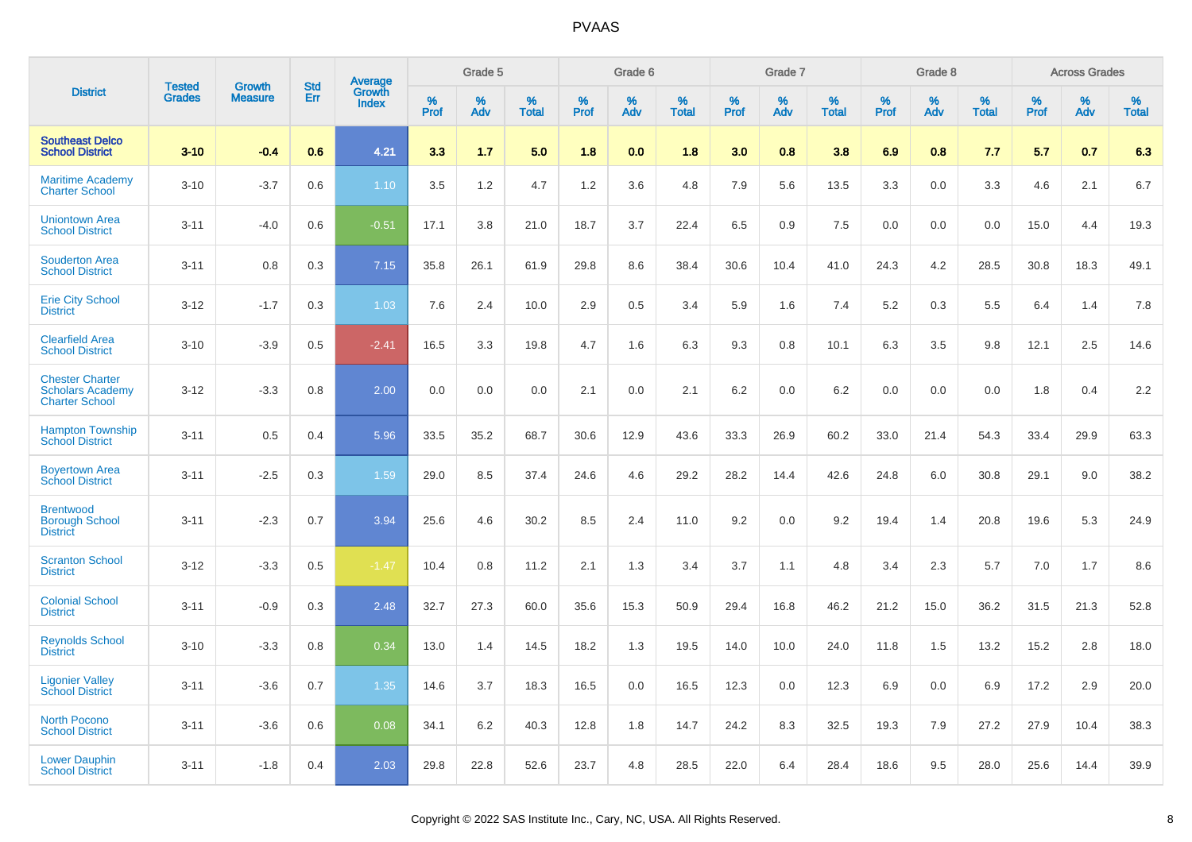| District | Tested Grades | Growth Measure | Std Err | Average Growth Index | Grade 5 | | | Grade 6 | | | Grade 7 | | | Grade 8 | | | Across Grades | | |
|---|---|---|---|---|---|---|---|---|---|---|---|---|---|---|---|---|---|---|---|
| | | | | | % Prof | % Adv | % Total | % Prof | % Adv | % Total | % Prof | % Adv | % Total | % Prof | % Adv | % Total | % Prof | % Adv | % Total |
| **Southeast Delco School District** | **3-10** | **-0.4** | **0.6** | **4.21** | **3.3** | **1.7** | **5.0** | **1.8** | **0.0** | **1.8** | **3.0** | **0.8** | **3.8** | **6.9** | **0.8** | **7.7** | **5.7** | **0.7** | **6.3** |
| Maritime Academy Charter School | 3-10 | -3.7 | 0.6 | 1.10 | 3.5 | 1.2 | 4.7 | 1.2 | 3.6 | 4.8 | 7.9 | 5.6 | 13.5 | 3.3 | 0.0 | 3.3 | 4.6 | 2.1 | 6.7 |
| Uniontown Area School District | 3-11 | -4.0 | 0.6 | -0.51 | 17.1 | 3.8 | 21.0 | 18.7 | 3.7 | 22.4 | 6.5 | 0.9 | 7.5 | 0.0 | 0.0 | 0.0 | 15.0 | 4.4 | 19.3 |
| Souderton Area School District | 3-11 | 0.8 | 0.3 | 7.15 | 35.8 | 26.1 | 61.9 | 29.8 | 8.6 | 38.4 | 30.6 | 10.4 | 41.0 | 24.3 | 4.2 | 28.5 | 30.8 | 18.3 | 49.1 |
| Erie City School District | 3-12 | -1.7 | 0.3 | 1.03 | 7.6 | 2.4 | 10.0 | 2.9 | 0.5 | 3.4 | 5.9 | 1.6 | 7.4 | 5.2 | 0.3 | 5.5 | 6.4 | 1.4 | 7.8 |
| Clearfield Area School District | 3-10 | -3.9 | 0.5 | -2.41 | 16.5 | 3.3 | 19.8 | 4.7 | 1.6 | 6.3 | 9.3 | 0.8 | 10.1 | 6.3 | 3.5 | 9.8 | 12.1 | 2.5 | 14.6 |
| Chester Charter Scholars Academy Charter School | 3-12 | -3.3 | 0.8 | 2.00 | 0.0 | 0.0 | 0.0 | 2.1 | 0.0 | 2.1 | 6.2 | 0.0 | 6.2 | 0.0 | 0.0 | 0.0 | 1.8 | 0.4 | 2.2 |
| Hampton Township School District | 3-11 | 0.5 | 0.4 | 5.96 | 33.5 | 35.2 | 68.7 | 30.6 | 12.9 | 43.6 | 33.3 | 26.9 | 60.2 | 33.0 | 21.4 | 54.3 | 33.4 | 29.9 | 63.3 |
| Boyertown Area School District | 3-11 | -2.5 | 0.3 | 1.59 | 29.0 | 8.5 | 37.4 | 24.6 | 4.6 | 29.2 | 28.2 | 14.4 | 42.6 | 24.8 | 6.0 | 30.8 | 29.1 | 9.0 | 38.2 |
| Brentwood Borough School District | 3-11 | -2.3 | 0.7 | 3.94 | 25.6 | 4.6 | 30.2 | 8.5 | 2.4 | 11.0 | 9.2 | 0.0 | 9.2 | 19.4 | 1.4 | 20.8 | 19.6 | 5.3 | 24.9 |
| Scranton School District | 3-12 | -3.3 | 0.5 | -1.47 | 10.4 | 0.8 | 11.2 | 2.1 | 1.3 | 3.4 | 3.7 | 1.1 | 4.8 | 3.4 | 2.3 | 5.7 | 7.0 | 1.7 | 8.6 |
| Colonial School District | 3-11 | -0.9 | 0.3 | 2.48 | 32.7 | 27.3 | 60.0 | 35.6 | 15.3 | 50.9 | 29.4 | 16.8 | 46.2 | 21.2 | 15.0 | 36.2 | 31.5 | 21.3 | 52.8 |
| Reynolds School District | 3-10 | -3.3 | 0.8 | 0.34 | 13.0 | 1.4 | 14.5 | 18.2 | 1.3 | 19.5 | 14.0 | 10.0 | 24.0 | 11.8 | 1.5 | 13.2 | 15.2 | 2.8 | 18.0 |
| Ligonier Valley School District | 3-11 | -3.6 | 0.7 | 1.35 | 14.6 | 3.7 | 18.3 | 16.5 | 0.0 | 16.5 | 12.3 | 0.0 | 12.3 | 6.9 | 0.0 | 6.9 | 17.2 | 2.9 | 20.0 |
| North Pocono School District | 3-11 | -3.6 | 0.6 | 0.08 | 34.1 | 6.2 | 40.3 | 12.8 | 1.8 | 14.7 | 24.2 | 8.3 | 32.5 | 19.3 | 7.9 | 27.2 | 27.9 | 10.4 | 38.3 |
| Lower Dauphin School District | 3-11 | -1.8 | 0.4 | 2.03 | 29.8 | 22.8 | 52.6 | 23.7 | 4.8 | 28.5 | 22.0 | 6.4 | 28.4 | 18.6 | 9.5 | 28.0 | 25.6 | 14.4 | 39.9 |

Copyright © 2022 SAS Institute Inc., Cary, NC, USA. All Rights Reserved.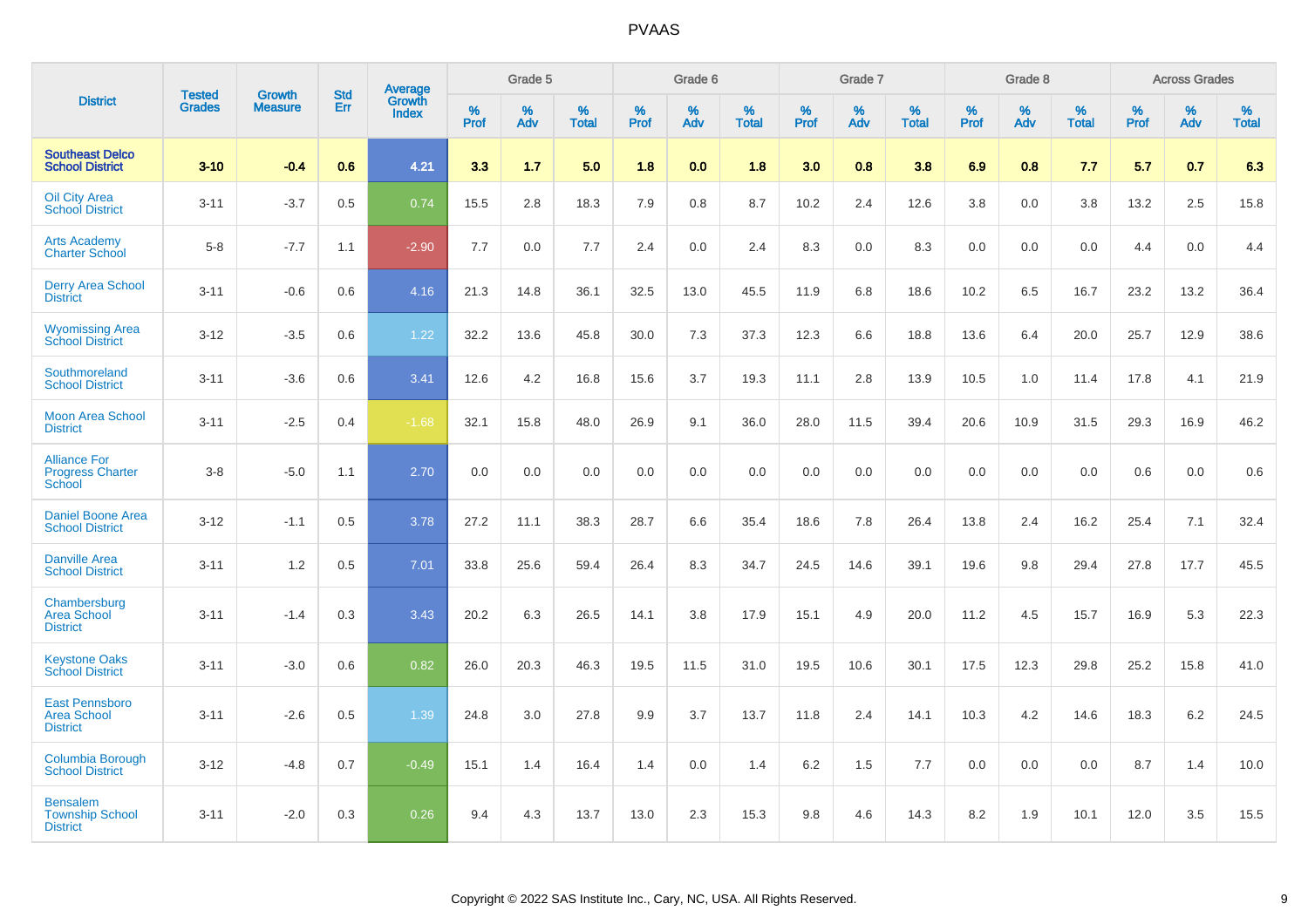# PVAAS

| District | Tested Grades | Growth Measure | Std Err | Average Growth Index | Grade 5 | | | Grade 6 | | | Grade 7 | | | Grade 8 | | | Across Grades | | |
|---|---|---|---|---|---|---|---|---|---|---|---|---|---|---|---|---|---|---|---|
| | | | | | % Prof | % Adv | % Total | % Prof | % Adv | % Total | % Prof | % Adv | % Total | % Prof | % Adv | % Total | % Prof | % Adv | % Total |
| **Southeast Delco School District** | **3-10** | **-0.4** | **0.6** | **4.21** | **3.3** | **1.7** | **5.0** | **1.8** | **0.0** | **1.8** | **3.0** | **0.8** | **3.8** | **6.9** | **0.8** | **7.7** | **5.7** | **0.7** | **6.3** |
| Oil City Area School District | 3-11 | -3.7 | 0.5 | 0.74 | 15.5 | 2.8 | 18.3 | 7.9 | 0.8 | 8.7 | 10.2 | 2.4 | 12.6 | 3.8 | 0.0 | 3.8 | 13.2 | 2.5 | 15.8 |
| Arts Academy Charter School | 5-8 | -7.7 | 1.1 | -2.90 | 7.7 | 0.0 | 7.7 | 2.4 | 0.0 | 2.4 | 8.3 | 0.0 | 8.3 | 0.0 | 0.0 | 0.0 | 4.4 | 0.0 | 4.4 |
| Derry Area School District | 3-11 | -0.6 | 0.6 | 4.16 | 21.3 | 14.8 | 36.1 | 32.5 | 13.0 | 45.5 | 11.9 | 6.8 | 18.6 | 10.2 | 6.5 | 16.7 | 23.2 | 13.2 | 36.4 |
| Wyomissing Area School District | 3-12 | -3.5 | 0.6 | 1.22 | 32.2 | 13.6 | 45.8 | 30.0 | 7.3 | 37.3 | 12.3 | 6.6 | 18.8 | 13.6 | 6.4 | 20.0 | 25.7 | 12.9 | 38.6 |
| Southmoreland School District | 3-11 | -3.6 | 0.6 | 3.41 | 12.6 | 4.2 | 16.8 | 15.6 | 3.7 | 19.3 | 11.1 | 2.8 | 13.9 | 10.5 | 1.0 | 11.4 | 17.8 | 4.1 | 21.9 |
| Moon Area School District | 3-11 | -2.5 | 0.4 | -1.68 | 32.1 | 15.8 | 48.0 | 26.9 | 9.1 | 36.0 | 28.0 | 11.5 | 39.4 | 20.6 | 10.9 | 31.5 | 29.3 | 16.9 | 46.2 |
| Alliance For Progress Charter School | 3-8 | -5.0 | 1.1 | 2.70 | 0.0 | 0.0 | 0.0 | 0.0 | 0.0 | 0.0 | 0.0 | 0.0 | 0.0 | 0.0 | 0.0 | 0.0 | 0.6 | 0.0 | 0.6 |
| Daniel Boone Area School District | 3-12 | -1.1 | 0.5 | 3.78 | 27.2 | 11.1 | 38.3 | 28.7 | 6.6 | 35.4 | 18.6 | 7.8 | 26.4 | 13.8 | 2.4 | 16.2 | 25.4 | 7.1 | 32.4 |
| Danville Area School District | 3-11 | 1.2 | 0.5 | 7.01 | 33.8 | 25.6 | 59.4 | 26.4 | 8.3 | 34.7 | 24.5 | 14.6 | 39.1 | 19.6 | 9.8 | 29.4 | 27.8 | 17.7 | 45.5 |
| Chambersburg Area School District | 3-11 | -1.4 | 0.3 | 3.43 | 20.2 | 6.3 | 26.5 | 14.1 | 3.8 | 17.9 | 15.1 | 4.9 | 20.0 | 11.2 | 4.5 | 15.7 | 16.9 | 5.3 | 22.3 |
| Keystone Oaks School District | 3-11 | -3.0 | 0.6 | 0.82 | 26.0 | 20.3 | 46.3 | 19.5 | 11.5 | 31.0 | 19.5 | 10.6 | 30.1 | 17.5 | 12.3 | 29.8 | 25.2 | 15.8 | 41.0 |
| East Pennsboro Area School District | 3-11 | -2.6 | 0.5 | 1.39 | 24.8 | 3.0 | 27.8 | 9.9 | 3.7 | 13.7 | 11.8 | 2.4 | 14.1 | 10.3 | 4.2 | 14.6 | 18.3 | 6.2 | 24.5 |
| Columbia Borough School District | 3-12 | -4.8 | 0.7 | -0.49 | 15.1 | 1.4 | 16.4 | 1.4 | 0.0 | 1.4 | 6.2 | 1.5 | 7.7 | 0.0 | 0.0 | 0.0 | 8.7 | 1.4 | 10.0 |
| Bensalem Township School District | 3-11 | -2.0 | 0.3 | 0.26 | 9.4 | 4.3 | 13.7 | 13.0 | 2.3 | 15.3 | 9.8 | 4.6 | 14.3 | 8.2 | 1.9 | 10.1 | 12.0 | 3.5 | 15.5 |

Copyright © 2022 SAS Institute Inc., Cary, NC, USA. All Rights Reserved.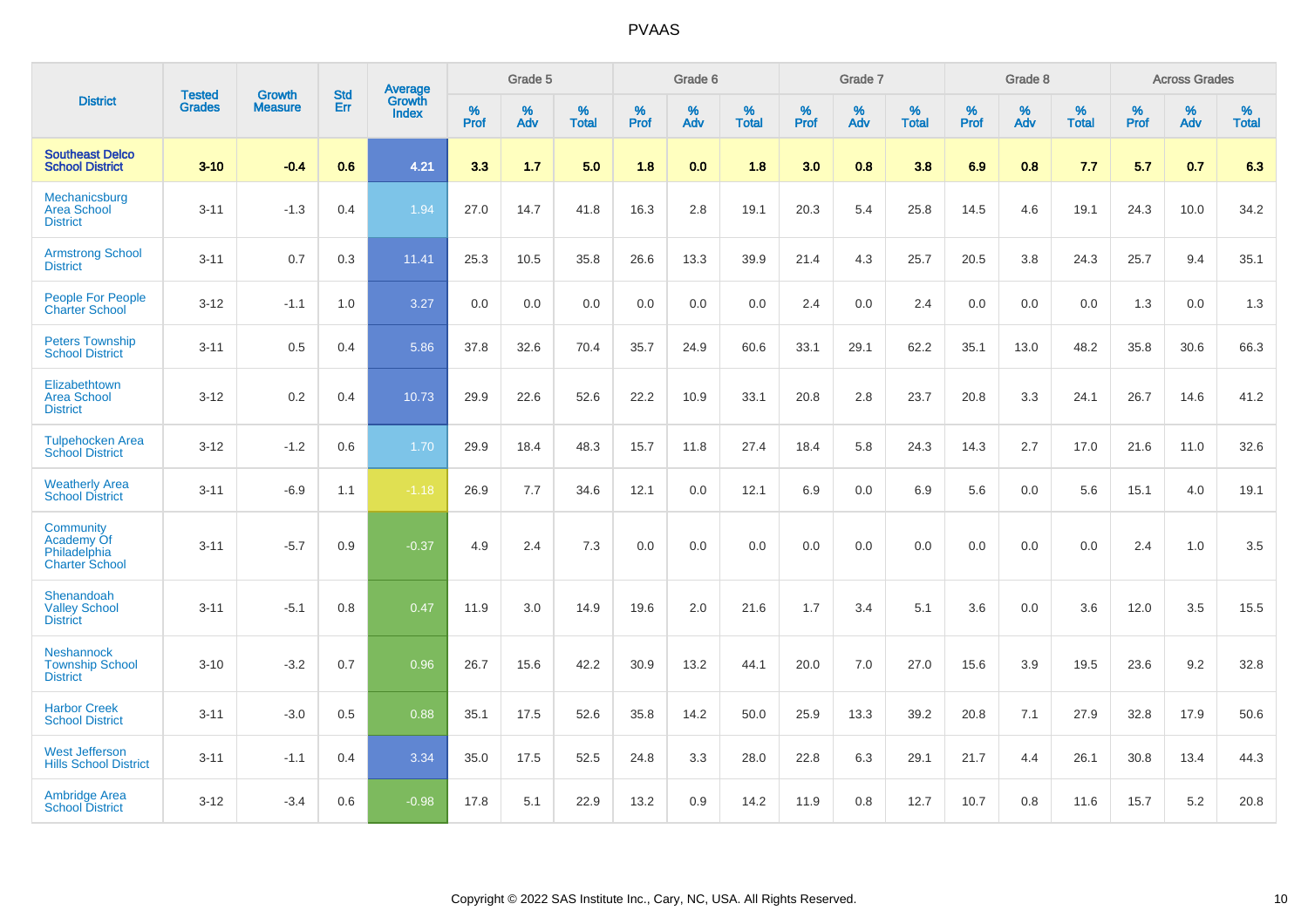# PVAAS

| District | Tested Grades | Growth Measure | Std Err | Average Growth Index | Grade 5 | | | Grade 6 | | | Grade 7 | | | Grade 8 | | | Across Grades | | |
|---|---|---|---|---|---|---|---|---|---|---|---|---|---|---|---|---|---|---|---|
| | | | | | % Prof | % Adv | % Total | % Prof | % Adv | % Total | % Prof | % Adv | % Total | % Prof | % Adv | % Total | % Prof | % Adv | % Total |
| **Southeast Delco School District** | **3-10** | **-0.4** | **0.6** | **4.21** | **3.3** | **1.7** | **5.0** | **1.8** | **0.0** | **1.8** | **3.0** | **0.8** | **3.8** | **6.9** | **0.8** | **7.7** | **5.7** | **0.7** | **6.3** |
| Mechanicsburg Area School District | 3-11 | -1.3 | 0.4 | 1.94 | 27.0 | 14.7 | 41.8 | 16.3 | 2.8 | 19.1 | 20.3 | 5.4 | 25.8 | 14.5 | 4.6 | 19.1 | 24.3 | 10.0 | 34.2 |
| Armstrong School District | 3-11 | 0.7 | 0.3 | 11.41 | 25.3 | 10.5 | 35.8 | 26.6 | 13.3 | 39.9 | 21.4 | 4.3 | 25.7 | 20.5 | 3.8 | 24.3 | 25.7 | 9.4 | 35.1 |
| People For People Charter School | 3-12 | -1.1 | 1.0 | 3.27 | 0.0 | 0.0 | 0.0 | 0.0 | 0.0 | 0.0 | 2.4 | 0.0 | 2.4 | 0.0 | 0.0 | 0.0 | 1.3 | 0.0 | 1.3 |
| Peters Township School District | 3-11 | 0.5 | 0.4 | 5.86 | 37.8 | 32.6 | 70.4 | 35.7 | 24.9 | 60.6 | 33.1 | 29.1 | 62.2 | 35.1 | 13.0 | 48.2 | 35.8 | 30.6 | 66.3 |
| Elizabethtown Area School District | 3-12 | 0.2 | 0.4 | 10.73 | 29.9 | 22.6 | 52.6 | 22.2 | 10.9 | 33.1 | 20.8 | 2.8 | 23.7 | 20.8 | 3.3 | 24.1 | 26.7 | 14.6 | 41.2 |
| Tulpehocken Area School District | 3-12 | -1.2 | 0.6 | 1.70 | 29.9 | 18.4 | 48.3 | 15.7 | 11.8 | 27.4 | 18.4 | 5.8 | 24.3 | 14.3 | 2.7 | 17.0 | 21.6 | 11.0 | 32.6 |
| Weatherly Area School District | 3-11 | -6.9 | 1.1 | -1.18 | 26.9 | 7.7 | 34.6 | 12.1 | 0.0 | 12.1 | 6.9 | 0.0 | 6.9 | 5.6 | 0.0 | 5.6 | 15.1 | 4.0 | 19.1 |
| Community Academy Of Philadelphia Charter School | 3-11 | -5.7 | 0.9 | -0.37 | 4.9 | 2.4 | 7.3 | 0.0 | 0.0 | 0.0 | 0.0 | 0.0 | 0.0 | 0.0 | 0.0 | 0.0 | 2.4 | 1.0 | 3.5 |
| Shenandoah Valley School District | 3-11 | -5.1 | 0.8 | 0.47 | 11.9 | 3.0 | 14.9 | 19.6 | 2.0 | 21.6 | 1.7 | 3.4 | 5.1 | 3.6 | 0.0 | 3.6 | 12.0 | 3.5 | 15.5 |
| Neshannock Township School District | 3-10 | -3.2 | 0.7 | 0.96 | 26.7 | 15.6 | 42.2 | 30.9 | 13.2 | 44.1 | 20.0 | 7.0 | 27.0 | 15.6 | 3.9 | 19.5 | 23.6 | 9.2 | 32.8 |
| Harbor Creek School District | 3-11 | -3.0 | 0.5 | 0.88 | 35.1 | 17.5 | 52.6 | 35.8 | 14.2 | 50.0 | 25.9 | 13.3 | 39.2 | 20.8 | 7.1 | 27.9 | 32.8 | 17.9 | 50.6 |
| West Jefferson Hills School District | 3-11 | -1.1 | 0.4 | 3.34 | 35.0 | 17.5 | 52.5 | 24.8 | 3.3 | 28.0 | 22.8 | 6.3 | 29.1 | 21.7 | 4.4 | 26.1 | 30.8 | 13.4 | 44.3 |
| Ambridge Area School District | 3-12 | -3.4 | 0.6 | -0.98 | 17.8 | 5.1 | 22.9 | 13.2 | 0.9 | 14.2 | 11.9 | 0.8 | 12.7 | 10.7 | 0.8 | 11.6 | 15.7 | 5.2 | 20.8 |

Copyright © 2022 SAS Institute Inc., Cary, NC, USA. All Rights Reserved.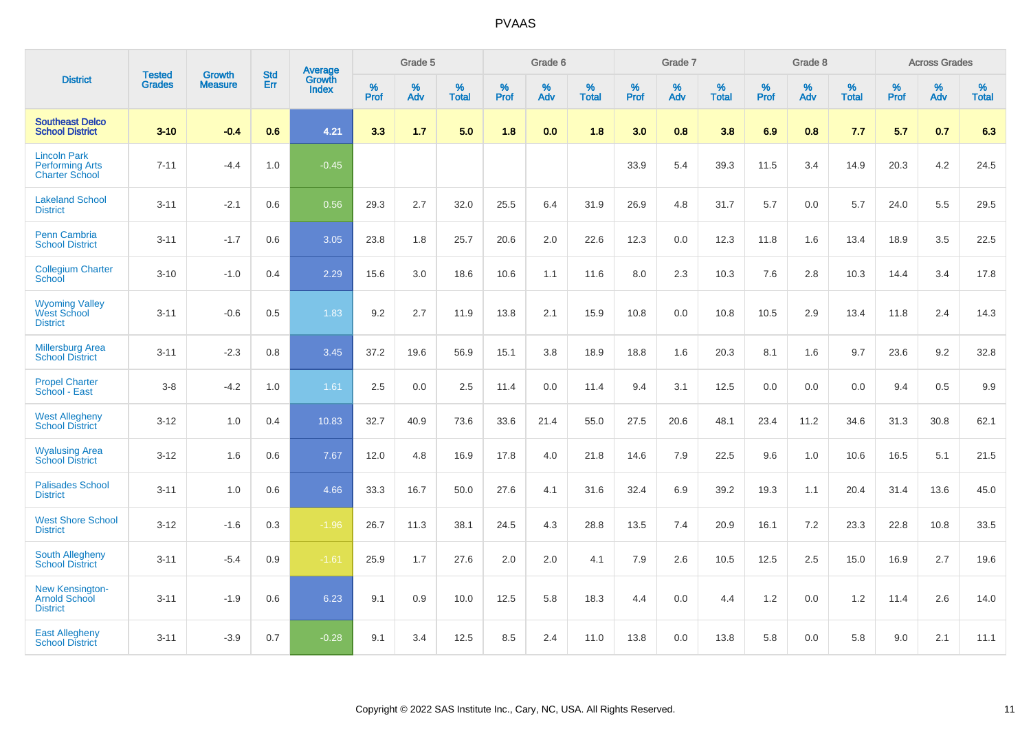# PVAAS

| District | Tested Grades | Growth Measure | Std Err | Average Growth Index | Grade 5 | | | Grade 6 | | | Grade 7 | | | Grade 8 | | | Across Grades | | |
|---|---|---|---|---|---|---|---|---|---|---|---|---|---|---|---|---|---|---|---|
| | | | | | % Prof | % Adv | % Total | % Prof | % Adv | % Total | % Prof | % Adv | % Total | % Prof | % Adv | % Total | % Prof | % Adv | % Total |
| **Southeast Delco School District** | **3-10** | **-0.4** | **0.6** | **4.21** | **3.3** | **1.7** | **5.0** | **1.8** | **0.0** | **1.8** | **3.0** | **0.8** | **3.8** | **6.9** | **0.8** | **7.7** | **5.7** | **0.7** | **6.3** |
| Lincoln Park Performing Arts Charter School | 7-11 | -4.4 | 1.0 | -0.45 | | | | | | | 33.9 | 5.4 | 39.3 | 11.5 | 3.4 | 14.9 | 20.3 | 4.2 | 24.5 |
| Lakeland School District | 3-11 | -2.1 | 0.6 | 0.56 | 29.3 | 2.7 | 32.0 | 25.5 | 6.4 | 31.9 | 26.9 | 4.8 | 31.7 | 5.7 | 0.0 | 5.7 | 24.0 | 5.5 | 29.5 |
| Penn Cambria School District | 3-11 | -1.7 | 0.6 | 3.05 | 23.8 | 1.8 | 25.7 | 20.6 | 2.0 | 22.6 | 12.3 | 0.0 | 12.3 | 11.8 | 1.6 | 13.4 | 18.9 | 3.5 | 22.5 |
| Collegium Charter School | 3-10 | -1.0 | 0.4 | 2.29 | 15.6 | 3.0 | 18.6 | 10.6 | 1.1 | 11.6 | 8.0 | 2.3 | 10.3 | 7.6 | 2.8 | 10.3 | 14.4 | 3.4 | 17.8 |
| Wyoming Valley West School District | 3-11 | -0.6 | 0.5 | 1.83 | 9.2 | 2.7 | 11.9 | 13.8 | 2.1 | 15.9 | 10.8 | 0.0 | 10.8 | 10.5 | 2.9 | 13.4 | 11.8 | 2.4 | 14.3 |
| Millersburg Area School District | 3-11 | -2.3 | 0.8 | 3.45 | 37.2 | 19.6 | 56.9 | 15.1 | 3.8 | 18.9 | 18.8 | 1.6 | 20.3 | 8.1 | 1.6 | 9.7 | 23.6 | 9.2 | 32.8 |
| Propel Charter School - East | 3-8 | -4.2 | 1.0 | 1.61 | 2.5 | 0.0 | 2.5 | 11.4 | 0.0 | 11.4 | 9.4 | 3.1 | 12.5 | 0.0 | 0.0 | 0.0 | 9.4 | 0.5 | 9.9 |
| West Allegheny School District | 3-12 | 1.0 | 0.4 | 10.83 | 32.7 | 40.9 | 73.6 | 33.6 | 21.4 | 55.0 | 27.5 | 20.6 | 48.1 | 23.4 | 11.2 | 34.6 | 31.3 | 30.8 | 62.1 |
| Wyalusing Area School District | 3-12 | 1.6 | 0.6 | 7.67 | 12.0 | 4.8 | 16.9 | 17.8 | 4.0 | 21.8 | 14.6 | 7.9 | 22.5 | 9.6 | 1.0 | 10.6 | 16.5 | 5.1 | 21.5 |
| Palisades School District | 3-11 | 1.0 | 0.6 | 4.66 | 33.3 | 16.7 | 50.0 | 27.6 | 4.1 | 31.6 | 32.4 | 6.9 | 39.2 | 19.3 | 1.1 | 20.4 | 31.4 | 13.6 | 45.0 |
| West Shore School District | 3-12 | -1.6 | 0.3 | -1.96 | 26.7 | 11.3 | 38.1 | 24.5 | 4.3 | 28.8 | 13.5 | 7.4 | 20.9 | 16.1 | 7.2 | 23.3 | 22.8 | 10.8 | 33.5 |
| South Allegheny School District | 3-11 | -5.4 | 0.9 | -1.61 | 25.9 | 1.7 | 27.6 | 2.0 | 2.0 | 4.1 | 7.9 | 2.6 | 10.5 | 12.5 | 2.5 | 15.0 | 16.9 | 2.7 | 19.6 |
| New Kensington-Arnold School District | 3-11 | -1.9 | 0.6 | 6.23 | 9.1 | 0.9 | 10.0 | 12.5 | 5.8 | 18.3 | 4.4 | 0.0 | 4.4 | 1.2 | 0.0 | 1.2 | 11.4 | 2.6 | 14.0 |
| East Allegheny School District | 3-11 | -3.9 | 0.7 | -0.28 | 9.1 | 3.4 | 12.5 | 8.5 | 2.4 | 11.0 | 13.8 | 0.0 | 13.8 | 5.8 | 0.0 | 5.8 | 9.0 | 2.1 | 11.1 |

Copyright © 2022 SAS Institute Inc., Cary, NC, USA. All Rights Reserved.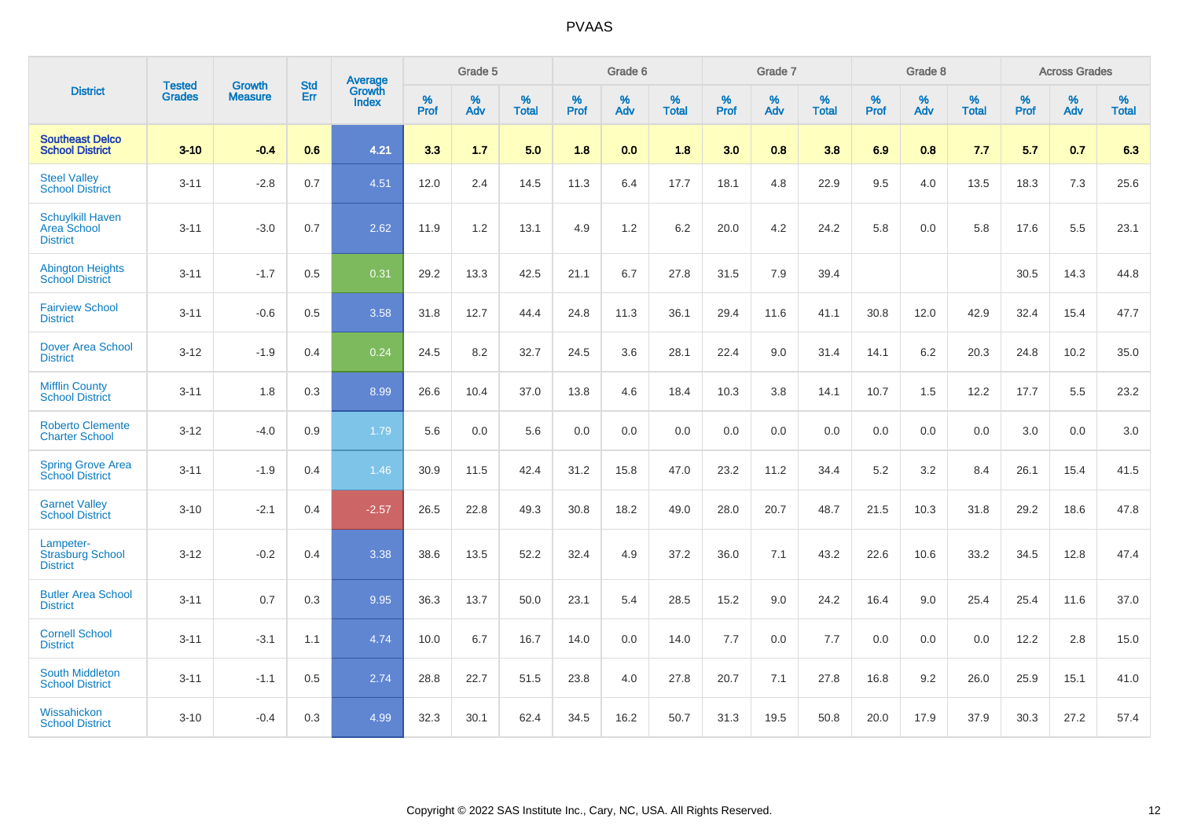| District | Tested Grades | Growth Measure | Std Err | Average Growth Index | Grade 5 | | | Grade 6 | | | Grade 7 | | | Grade 8 | | | Across Grades | | |
|---|---|---|---|---|---|---|---|---|---|---|---|---|---|---|---|---|---|---|---|
| | | | | | % Prof | % Adv | % Total | % Prof | % Adv | % Total | % Prof | % Adv | % Total | % Prof | % Adv | % Total | % Prof | % Adv | % Total |
| **Southeast Delco School District** | **3-10** | **-0.4** | **0.6** | **4.21** | **3.3** | **1.7** | **5.0** | **1.8** | **0.0** | **1.8** | **3.0** | **0.8** | **3.8** | **6.9** | **0.8** | **7.7** | **5.7** | **0.7** | **6.3** |
| Steel Valley School District | 3-11 | -2.8 | 0.7 | 4.51 | 12.0 | 2.4 | 14.5 | 11.3 | 6.4 | 17.7 | 18.1 | 4.8 | 22.9 | 9.5 | 4.0 | 13.5 | 18.3 | 7.3 | 25.6 |
| Schuylkill Haven Area School District | 3-11 | -3.0 | 0.7 | 2.62 | 11.9 | 1.2 | 13.1 | 4.9 | 1.2 | 6.2 | 20.0 | 4.2 | 24.2 | 5.8 | 0.0 | 5.8 | 17.6 | 5.5 | 23.1 |
| Abington Heights School District | 3-11 | -1.7 | 0.5 | 0.31 | 29.2 | 13.3 | 42.5 | 21.1 | 6.7 | 27.8 | 31.5 | 7.9 | 39.4 | | | | 30.5 | 14.3 | 44.8 |
| Fairview School District | 3-11 | -0.6 | 0.5 | 3.58 | 31.8 | 12.7 | 44.4 | 24.8 | 11.3 | 36.1 | 29.4 | 11.6 | 41.1 | 30.8 | 12.0 | 42.9 | 32.4 | 15.4 | 47.7 |
| Dover Area School District | 3-12 | -1.9 | 0.4 | 0.24 | 24.5 | 8.2 | 32.7 | 24.5 | 3.6 | 28.1 | 22.4 | 9.0 | 31.4 | 14.1 | 6.2 | 20.3 | 24.8 | 10.2 | 35.0 |
| Mifflin County School District | 3-11 | 1.8 | 0.3 | 8.99 | 26.6 | 10.4 | 37.0 | 13.8 | 4.6 | 18.4 | 10.3 | 3.8 | 14.1 | 10.7 | 1.5 | 12.2 | 17.7 | 5.5 | 23.2 |
| Roberto Clemente Charter School | 3-12 | -4.0 | 0.9 | 1.79 | 5.6 | 0.0 | 5.6 | 0.0 | 0.0 | 0.0 | 0.0 | 0.0 | 0.0 | 0.0 | 0.0 | 0.0 | 3.0 | 0.0 | 3.0 |
| Spring Grove Area School District | 3-11 | -1.9 | 0.4 | 1.46 | 30.9 | 11.5 | 42.4 | 31.2 | 15.8 | 47.0 | 23.2 | 11.2 | 34.4 | 5.2 | 3.2 | 8.4 | 26.1 | 15.4 | 41.5 |
| Garnet Valley School District | 3-10 | -2.1 | 0.4 | -2.57 | 26.5 | 22.8 | 49.3 | 30.8 | 18.2 | 49.0 | 28.0 | 20.7 | 48.7 | 21.5 | 10.3 | 31.8 | 29.2 | 18.6 | 47.8 |
| Lampeter-Strasburg School District | 3-12 | -0.2 | 0.4 | 3.38 | 38.6 | 13.5 | 52.2 | 32.4 | 4.9 | 37.2 | 36.0 | 7.1 | 43.2 | 22.6 | 10.6 | 33.2 | 34.5 | 12.8 | 47.4 |
| Butler Area School District | 3-11 | 0.7 | 0.3 | 9.95 | 36.3 | 13.7 | 50.0 | 23.1 | 5.4 | 28.5 | 15.2 | 9.0 | 24.2 | 16.4 | 9.0 | 25.4 | 25.4 | 11.6 | 37.0 |
| Cornell School District | 3-11 | -3.1 | 1.1 | 4.74 | 10.0 | 6.7 | 16.7 | 14.0 | 0.0 | 14.0 | 7.7 | 0.0 | 7.7 | 0.0 | 0.0 | 0.0 | 12.2 | 2.8 | 15.0 |
| South Middleton School District | 3-11 | -1.1 | 0.5 | 2.74 | 28.8 | 22.7 | 51.5 | 23.8 | 4.0 | 27.8 | 20.7 | 7.1 | 27.8 | 16.8 | 9.2 | 26.0 | 25.9 | 15.1 | 41.0 |
| Wissahickon School District | 3-10 | -0.4 | 0.3 | 4.99 | 32.3 | 30.1 | 62.4 | 34.5 | 16.2 | 50.7 | 31.3 | 19.5 | 50.8 | 20.0 | 17.9 | 37.9 | 30.3 | 27.2 | 57.4 |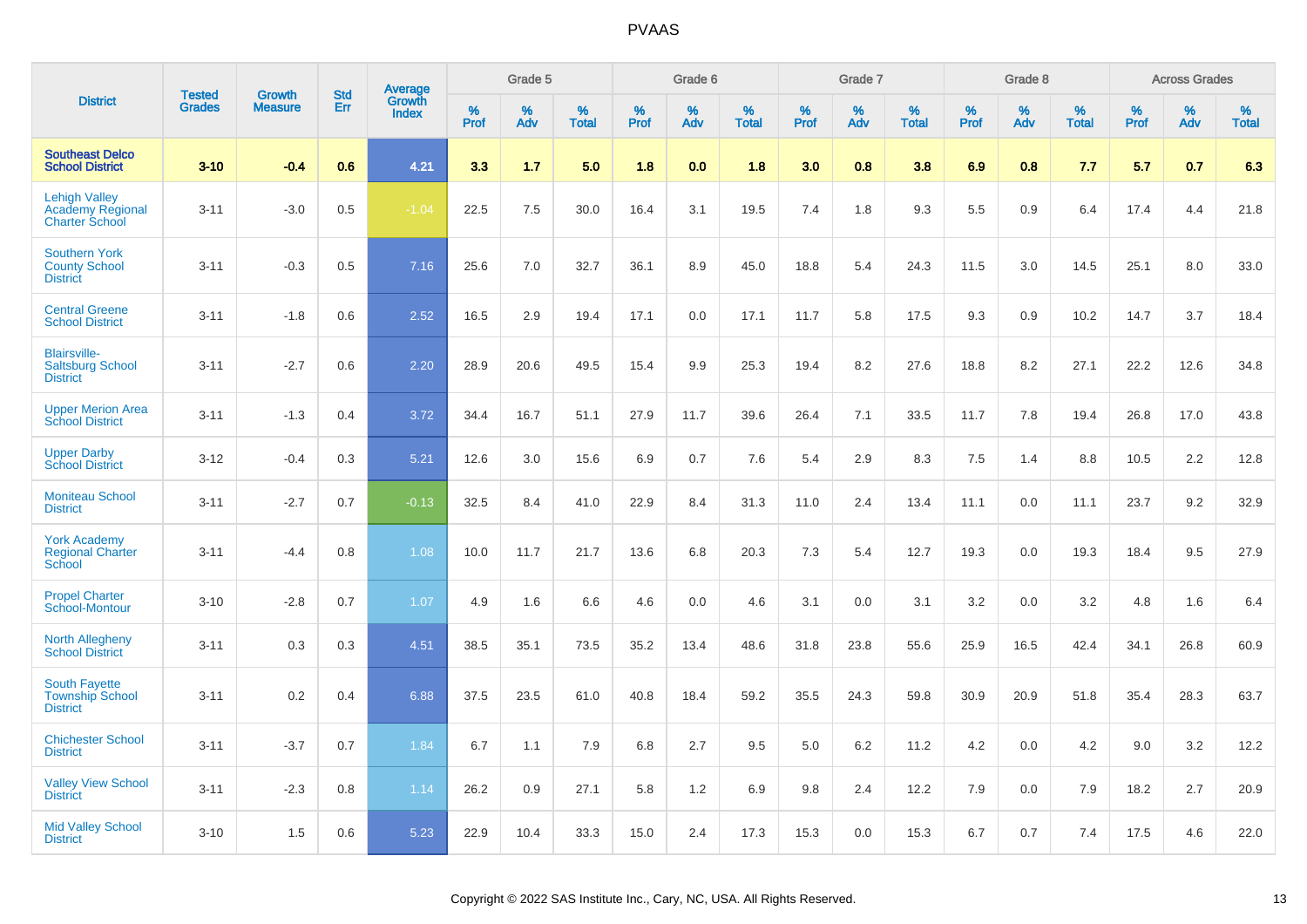| District | Tested Grades | Growth Measure | Std Err | Average Growth Index | Grade 5 | | | Grade 6 | | | Grade 7 | | | Grade 8 | | | Across Grades | | |
|---|---|---|---|---|---|---|---|---|---|---|---|---|---|---|---|---|---|---|---|
| | | | | | % Prof | % Adv | % Total | % Prof | % Adv | % Total | % Prof | % Adv | % Total | % Prof | % Adv | % Total | % Prof | % Adv | % Total |
| **Southeast Delco School District** | **3-10** | **-0.4** | **0.6** | **4.21** | **3.3** | **1.7** | **5.0** | **1.8** | **0.0** | **1.8** | **3.0** | **0.8** | **3.8** | **6.9** | **0.8** | **7.7** | **5.7** | **0.7** | **6.3** |
| Lehigh Valley Academy Regional Charter School | 3-11 | -3.0 | 0.5 | -1.04 | 22.5 | 7.5 | 30.0 | 16.4 | 3.1 | 19.5 | 7.4 | 1.8 | 9.3 | 5.5 | 0.9 | 6.4 | 17.4 | 4.4 | 21.8 |
| Southern York County School District | 3-11 | -0.3 | 0.5 | 7.16 | 25.6 | 7.0 | 32.7 | 36.1 | 8.9 | 45.0 | 18.8 | 5.4 | 24.3 | 11.5 | 3.0 | 14.5 | 25.1 | 8.0 | 33.0 |
| Central Greene School District | 3-11 | -1.8 | 0.6 | 2.52 | 16.5 | 2.9 | 19.4 | 17.1 | 0.0 | 17.1 | 11.7 | 5.8 | 17.5 | 9.3 | 0.9 | 10.2 | 14.7 | 3.7 | 18.4 |
| Blairsville-Saltsburg School District | 3-11 | -2.7 | 0.6 | 2.20 | 28.9 | 20.6 | 49.5 | 15.4 | 9.9 | 25.3 | 19.4 | 8.2 | 27.6 | 18.8 | 8.2 | 27.1 | 22.2 | 12.6 | 34.8 |
| Upper Merion Area School District | 3-11 | -1.3 | 0.4 | 3.72 | 34.4 | 16.7 | 51.1 | 27.9 | 11.7 | 39.6 | 26.4 | 7.1 | 33.5 | 11.7 | 7.8 | 19.4 | 26.8 | 17.0 | 43.8 |
| Upper Darby School District | 3-12 | -0.4 | 0.3 | 5.21 | 12.6 | 3.0 | 15.6 | 6.9 | 0.7 | 7.6 | 5.4 | 2.9 | 8.3 | 7.5 | 1.4 | 8.8 | 10.5 | 2.2 | 12.8 |
| Moniteau School District | 3-11 | -2.7 | 0.7 | -0.13 | 32.5 | 8.4 | 41.0 | 22.9 | 8.4 | 31.3 | 11.0 | 2.4 | 13.4 | 11.1 | 0.0 | 11.1 | 23.7 | 9.2 | 32.9 |
| York Academy Regional Charter School | 3-11 | -4.4 | 0.8 | 1.08 | 10.0 | 11.7 | 21.7 | 13.6 | 6.8 | 20.3 | 7.3 | 5.4 | 12.7 | 19.3 | 0.0 | 19.3 | 18.4 | 9.5 | 27.9 |
| Propel Charter School-Montour | 3-10 | -2.8 | 0.7 | 1.07 | 4.9 | 1.6 | 6.6 | 4.6 | 0.0 | 4.6 | 3.1 | 0.0 | 3.1 | 3.2 | 0.0 | 3.2 | 4.8 | 1.6 | 6.4 |
| North Allegheny School District | 3-11 | 0.3 | 0.3 | 4.51 | 38.5 | 35.1 | 73.5 | 35.2 | 13.4 | 48.6 | 31.8 | 23.8 | 55.6 | 25.9 | 16.5 | 42.4 | 34.1 | 26.8 | 60.9 |
| South Fayette Township School District | 3-11 | 0.2 | 0.4 | 6.88 | 37.5 | 23.5 | 61.0 | 40.8 | 18.4 | 59.2 | 35.5 | 24.3 | 59.8 | 30.9 | 20.9 | 51.8 | 35.4 | 28.3 | 63.7 |
| Chichester School District | 3-11 | -3.7 | 0.7 | 1.84 | 6.7 | 1.1 | 7.9 | 6.8 | 2.7 | 9.5 | 5.0 | 6.2 | 11.2 | 4.2 | 0.0 | 4.2 | 9.0 | 3.2 | 12.2 |
| Valley View School District | 3-11 | -2.3 | 0.8 | 1.14 | 26.2 | 0.9 | 27.1 | 5.8 | 1.2 | 6.9 | 9.8 | 2.4 | 12.2 | 7.9 | 0.0 | 7.9 | 18.2 | 2.7 | 20.9 |
| Mid Valley School District | 3-10 | 1.5 | 0.6 | 5.23 | 22.9 | 10.4 | 33.3 | 15.0 | 2.4 | 17.3 | 15.3 | 0.0 | 15.3 | 6.7 | 0.7 | 7.4 | 17.5 | 4.6 | 22.0 |

Copyright © 2022 SAS Institute Inc., Cary, NC, USA. All Rights Reserved.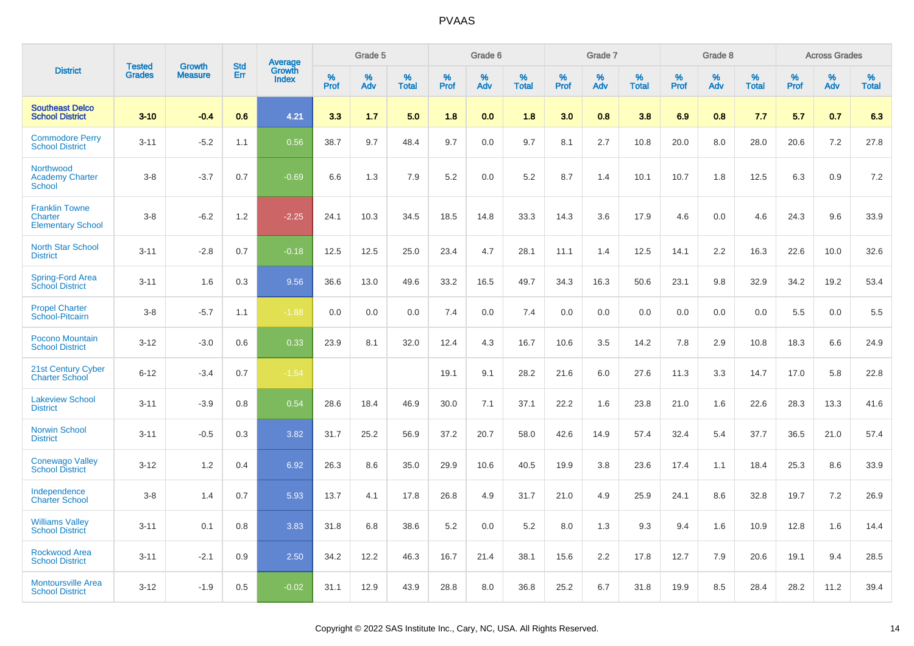PVAAS

| District | Tested Grades | Growth Measure | Std Err | Average Growth Index | Grade 5 | | | Grade 6 | | | Grade 7 | | | Grade 8 | | | Across Grades | | |
|---|---|---|---|---|---|---|---|---|---|---|---|---|---|---|---|---|---|---|---|
| | | | | | % Prof | % Adv | % Total | % Prof | % Adv | % Total | % Prof | % Adv | % Total | % Prof | % Adv | % Total | % Prof | % Adv | % Total |
| **Southeast Delco School District** | **3-10** | **-0.4** | **0.6** | **4.21** | **3.3** | **1.7** | **5.0** | **1.8** | **0.0** | **1.8** | **3.0** | **0.8** | **3.8** | **6.9** | **0.8** | **7.7** | **5.7** | **0.7** | **6.3** |
| Commodore Perry School District | 3-11 | -5.2 | 1.1 | 0.56 | 38.7 | 9.7 | 48.4 | 9.7 | 0.0 | 9.7 | 8.1 | 2.7 | 10.8 | 20.0 | 8.0 | 28.0 | 20.6 | 7.2 | 27.8 |
| Northwood Academy Charter School | 3-8 | -3.7 | 0.7 | -0.69 | 6.6 | 1.3 | 7.9 | 5.2 | 0.0 | 5.2 | 8.7 | 1.4 | 10.1 | 10.7 | 1.8 | 12.5 | 6.3 | 0.9 | 7.2 |
| Franklin Towne Charter Elementary School | 3-8 | -6.2 | 1.2 | -2.25 | 24.1 | 10.3 | 34.5 | 18.5 | 14.8 | 33.3 | 14.3 | 3.6 | 17.9 | 4.6 | 0.0 | 4.6 | 24.3 | 9.6 | 33.9 |
| North Star School District | 3-11 | -2.8 | 0.7 | -0.18 | 12.5 | 12.5 | 25.0 | 23.4 | 4.7 | 28.1 | 11.1 | 1.4 | 12.5 | 14.1 | 2.2 | 16.3 | 22.6 | 10.0 | 32.6 |
| Spring-Ford Area School District | 3-11 | 1.6 | 0.3 | 9.56 | 36.6 | 13.0 | 49.6 | 33.2 | 16.5 | 49.7 | 34.3 | 16.3 | 50.6 | 23.1 | 9.8 | 32.9 | 34.2 | 19.2 | 53.4 |
| Propel Charter School-Pitcairn | 3-8 | -5.7 | 1.1 | -1.88 | 0.0 | 0.0 | 0.0 | 7.4 | 0.0 | 7.4 | 0.0 | 0.0 | 0.0 | 0.0 | 0.0 | 0.0 | 5.5 | 0.0 | 5.5 |
| Pocono Mountain School District | 3-12 | -3.0 | 0.6 | 0.33 | 23.9 | 8.1 | 32.0 | 12.4 | 4.3 | 16.7 | 10.6 | 3.5 | 14.2 | 7.8 | 2.9 | 10.8 | 18.3 | 6.6 | 24.9 |
| 21st Century Cyber Charter School | 6-12 | -3.4 | 0.7 | -1.54 | | | | 19.1 | 9.1 | 28.2 | 21.6 | 6.0 | 27.6 | 11.3 | 3.3 | 14.7 | 17.0 | 5.8 | 22.8 |
| Lakeview School District | 3-11 | -3.9 | 0.8 | 0.54 | 28.6 | 18.4 | 46.9 | 30.0 | 7.1 | 37.1 | 22.2 | 1.6 | 23.8 | 21.0 | 1.6 | 22.6 | 28.3 | 13.3 | 41.6 |
| Norwin School District | 3-11 | -0.5 | 0.3 | 3.82 | 31.7 | 25.2 | 56.9 | 37.2 | 20.7 | 58.0 | 42.6 | 14.9 | 57.4 | 32.4 | 5.4 | 37.7 | 36.5 | 21.0 | 57.4 |
| Conewago Valley School District | 3-12 | 1.2 | 0.4 | 6.92 | 26.3 | 8.6 | 35.0 | 29.9 | 10.6 | 40.5 | 19.9 | 3.8 | 23.6 | 17.4 | 1.1 | 18.4 | 25.3 | 8.6 | 33.9 |
| Independence Charter School | 3-8 | 1.4 | 0.7 | 5.93 | 13.7 | 4.1 | 17.8 | 26.8 | 4.9 | 31.7 | 21.0 | 4.9 | 25.9 | 24.1 | 8.6 | 32.8 | 19.7 | 7.2 | 26.9 |
| Williams Valley School District | 3-11 | 0.1 | 0.8 | 3.83 | 31.8 | 6.8 | 38.6 | 5.2 | 0.0 | 5.2 | 8.0 | 1.3 | 9.3 | 9.4 | 1.6 | 10.9 | 12.8 | 1.6 | 14.4 |
| Rockwood Area School District | 3-11 | -2.1 | 0.9 | 2.50 | 34.2 | 12.2 | 46.3 | 16.7 | 21.4 | 38.1 | 15.6 | 2.2 | 17.8 | 12.7 | 7.9 | 20.6 | 19.1 | 9.4 | 28.5 |
| Montoursville Area School District | 3-12 | -1.9 | 0.5 | -0.02 | 31.1 | 12.9 | 43.9 | 28.8 | 8.0 | 36.8 | 25.2 | 6.7 | 31.8 | 19.9 | 8.5 | 28.4 | 28.2 | 11.2 | 39.4 |

Copyright © 2022 SAS Institute Inc., Cary, NC, USA. All Rights Reserved.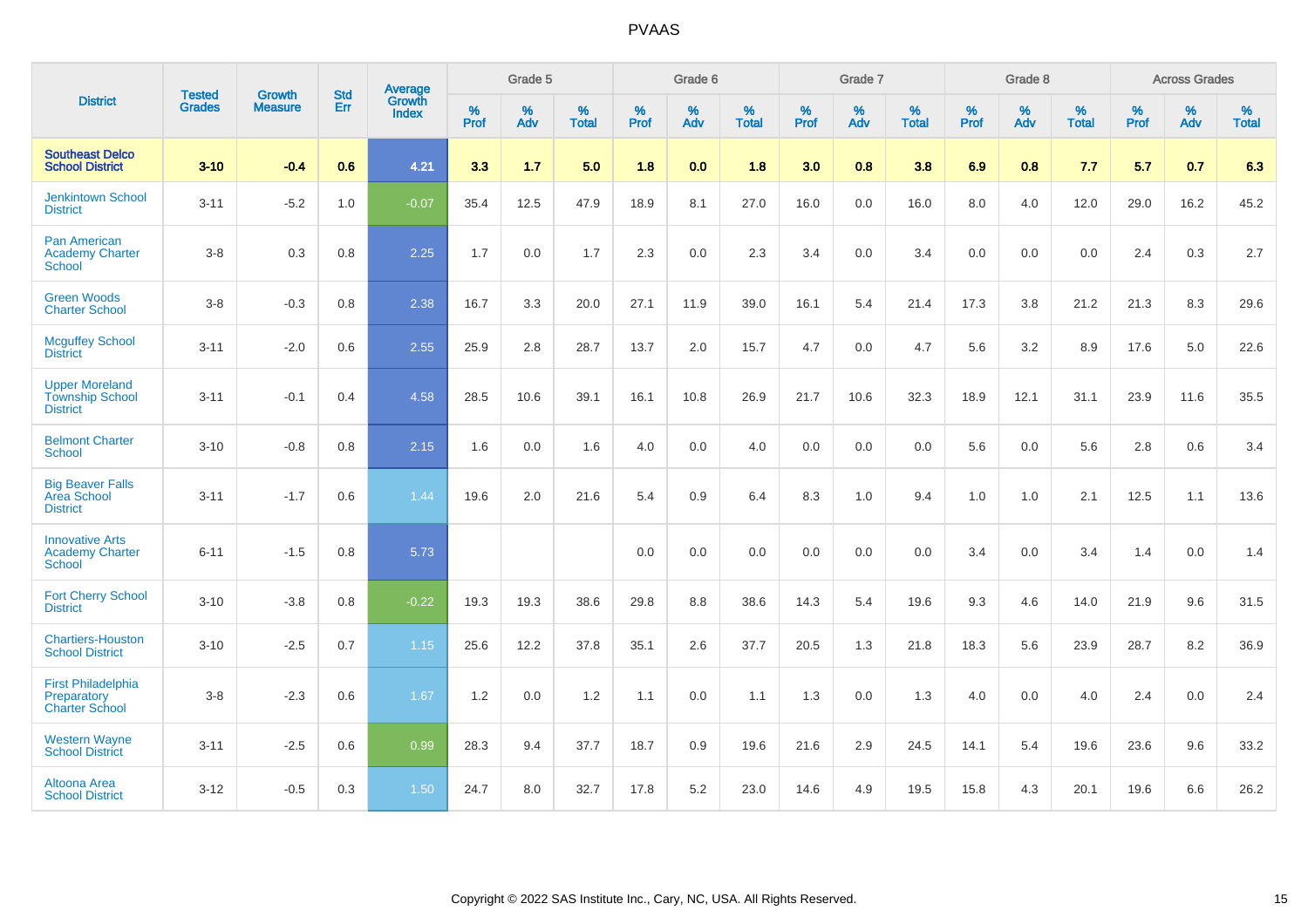# PVAAS

| District | Tested Grades | Growth Measure | Std Err | Average Growth Index | Grade 5 | | | Grade 6 | | | Grade 7 | | | Grade 8 | | | Across Grades | | |
|---|---|---|---|---|---|---|---|---|---|---|---|---|---|---|---|---|---|---|---|
| | | | | | % Prof | % Adv | % Total | % Prof | % Adv | % Total | % Prof | % Adv | % Total | % Prof | % Adv | % Total | % Prof | % Adv | % Total |
| **Southeast Delco School District** | **3-10** | **-0.4** | **0.6** | **4.21** | **3.3** | **1.7** | **5.0** | **1.8** | **0.0** | **1.8** | **3.0** | **0.8** | **3.8** | **6.9** | **0.8** | **7.7** | **5.7** | **0.7** | **6.3** |
| Jenkintown School District | 3-11 | -5.2 | 1.0 | -0.07 | 35.4 | 12.5 | 47.9 | 18.9 | 8.1 | 27.0 | 16.0 | 0.0 | 16.0 | 8.0 | 4.0 | 12.0 | 29.0 | 16.2 | 45.2 |
| Pan American Academy Charter School | 3-8 | 0.3 | 0.8 | 2.25 | 1.7 | 0.0 | 1.7 | 2.3 | 0.0 | 2.3 | 3.4 | 0.0 | 3.4 | 0.0 | 0.0 | 0.0 | 2.4 | 0.3 | 2.7 |
| Green Woods Charter School | 3-8 | -0.3 | 0.8 | 2.38 | 16.7 | 3.3 | 20.0 | 27.1 | 11.9 | 39.0 | 16.1 | 5.4 | 21.4 | 17.3 | 3.8 | 21.2 | 21.3 | 8.3 | 29.6 |
| Mcguffey School District | 3-11 | -2.0 | 0.6 | 2.55 | 25.9 | 2.8 | 28.7 | 13.7 | 2.0 | 15.7 | 4.7 | 0.0 | 4.7 | 5.6 | 3.2 | 8.9 | 17.6 | 5.0 | 22.6 |
| Upper Moreland Township School District | 3-11 | -0.1 | 0.4 | 4.58 | 28.5 | 10.6 | 39.1 | 16.1 | 10.8 | 26.9 | 21.7 | 10.6 | 32.3 | 18.9 | 12.1 | 31.1 | 23.9 | 11.6 | 35.5 |
| Belmont Charter School | 3-10 | -0.8 | 0.8 | 2.15 | 1.6 | 0.0 | 1.6 | 4.0 | 0.0 | 4.0 | 0.0 | 0.0 | 0.0 | 5.6 | 0.0 | 5.6 | 2.8 | 0.6 | 3.4 |
| Big Beaver Falls Area School District | 3-11 | -1.7 | 0.6 | 1.44 | 19.6 | 2.0 | 21.6 | 5.4 | 0.9 | 6.4 | 8.3 | 1.0 | 9.4 | 1.0 | 1.0 | 2.1 | 12.5 | 1.1 | 13.6 |
| Innovative Arts Academy Charter School | 6-11 | -1.5 | 0.8 | 5.73 | | | | 0.0 | 0.0 | 0.0 | 0.0 | 0.0 | 0.0 | 3.4 | 0.0 | 3.4 | 1.4 | 0.0 | 1.4 |
| Fort Cherry School District | 3-10 | -3.8 | 0.8 | -0.22 | 19.3 | 19.3 | 38.6 | 29.8 | 8.8 | 38.6 | 14.3 | 5.4 | 19.6 | 9.3 | 4.6 | 14.0 | 21.9 | 9.6 | 31.5 |
| Chartiers-Houston School District | 3-10 | -2.5 | 0.7 | 1.15 | 25.6 | 12.2 | 37.8 | 35.1 | 2.6 | 37.7 | 20.5 | 1.3 | 21.8 | 18.3 | 5.6 | 23.9 | 28.7 | 8.2 | 36.9 |
| First Philadelphia Preparatory Charter School | 3-8 | -2.3 | 0.6 | 1.67 | 1.2 | 0.0 | 1.2 | 1.1 | 0.0 | 1.1 | 1.3 | 0.0 | 1.3 | 4.0 | 0.0 | 4.0 | 2.4 | 0.0 | 2.4 |
| Western Wayne School District | 3-11 | -2.5 | 0.6 | 0.99 | 28.3 | 9.4 | 37.7 | 18.7 | 0.9 | 19.6 | 21.6 | 2.9 | 24.5 | 14.1 | 5.4 | 19.6 | 23.6 | 9.6 | 33.2 |
| Altoona Area School District | 3-12 | -0.5 | 0.3 | 1.50 | 24.7 | 8.0 | 32.7 | 17.8 | 5.2 | 23.0 | 14.6 | 4.9 | 19.5 | 15.8 | 4.3 | 20.1 | 19.6 | 6.6 | 26.2 |

Copyright © 2022 SAS Institute Inc., Cary, NC, USA. All Rights Reserved.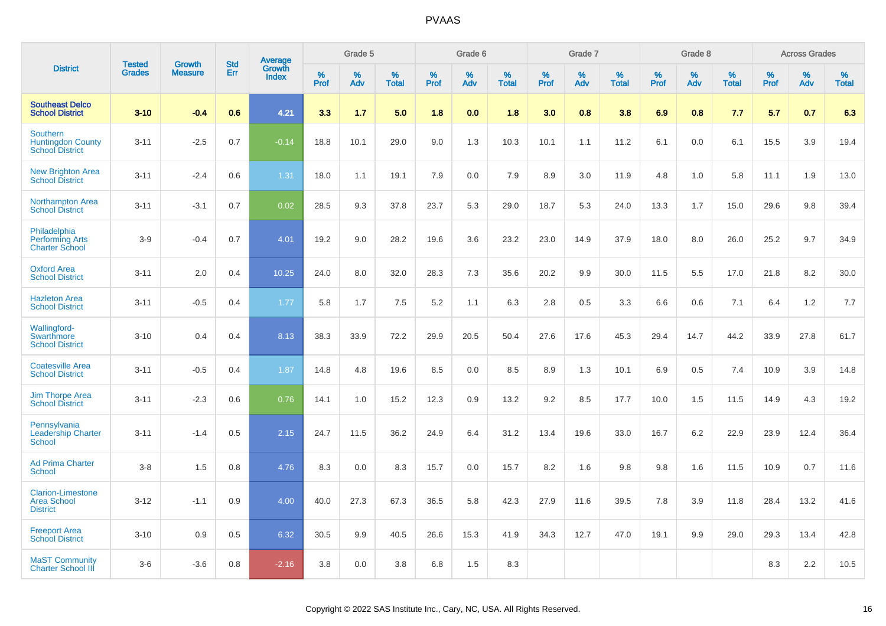| District | Tested Grades | Growth Measure | Std Err | Average Growth Index | Grade 5 | | | Grade 6 | | | Grade 7 | | | Grade 8 | | | Across Grades | | |
|---|---|---|---|---|---|---|---|---|---|---|---|---|---|---|---|---|---|---|---|
| | | | | | % Prof | % Adv | % Total | % Prof | % Adv | % Total | % Prof | % Adv | % Total | % Prof | % Adv | % Total | % Prof | % Adv | % Total |
| **Southeast Delco School District** | **3-10** | **-0.4** | **0.6** | **4.21** | **3.3** | **1.7** | **5.0** | **1.8** | **0.0** | **1.8** | **3.0** | **0.8** | **3.8** | **6.9** | **0.8** | **7.7** | **5.7** | **0.7** | **6.3** |
| Southern Huntingdon County School District | 3-11 | -2.5 | 0.7 | -0.14 | 18.8 | 10.1 | 29.0 | 9.0 | 1.3 | 10.3 | 10.1 | 1.1 | 11.2 | 6.1 | 0.0 | 6.1 | 15.5 | 3.9 | 19.4 |
| New Brighton Area School District | 3-11 | -2.4 | 0.6 | 1.31 | 18.0 | 1.1 | 19.1 | 7.9 | 0.0 | 7.9 | 8.9 | 3.0 | 11.9 | 4.8 | 1.0 | 5.8 | 11.1 | 1.9 | 13.0 |
| Northampton Area School District | 3-11 | -3.1 | 0.7 | 0.02 | 28.5 | 9.3 | 37.8 | 23.7 | 5.3 | 29.0 | 18.7 | 5.3 | 24.0 | 13.3 | 1.7 | 15.0 | 29.6 | 9.8 | 39.4 |
| Philadelphia Performing Arts Charter School | 3-9 | -0.4 | 0.7 | 4.01 | 19.2 | 9.0 | 28.2 | 19.6 | 3.6 | 23.2 | 23.0 | 14.9 | 37.9 | 18.0 | 8.0 | 26.0 | 25.2 | 9.7 | 34.9 |
| Oxford Area School District | 3-11 | 2.0 | 0.4 | 10.25 | 24.0 | 8.0 | 32.0 | 28.3 | 7.3 | 35.6 | 20.2 | 9.9 | 30.0 | 11.5 | 5.5 | 17.0 | 21.8 | 8.2 | 30.0 |
| Hazleton Area School District | 3-11 | -0.5 | 0.4 | 1.77 | 5.8 | 1.7 | 7.5 | 5.2 | 1.1 | 6.3 | 2.8 | 0.5 | 3.3 | 6.6 | 0.6 | 7.1 | 6.4 | 1.2 | 7.7 |
| Wallingford-Swarthmore School District | 3-10 | 0.4 | 0.4 | 8.13 | 38.3 | 33.9 | 72.2 | 29.9 | 20.5 | 50.4 | 27.6 | 17.6 | 45.3 | 29.4 | 14.7 | 44.2 | 33.9 | 27.8 | 61.7 |
| Coatesville Area School District | 3-11 | -0.5 | 0.4 | 1.87 | 14.8 | 4.8 | 19.6 | 8.5 | 0.0 | 8.5 | 8.9 | 1.3 | 10.1 | 6.9 | 0.5 | 7.4 | 10.9 | 3.9 | 14.8 |
| Jim Thorpe Area School District | 3-11 | -2.3 | 0.6 | 0.76 | 14.1 | 1.0 | 15.2 | 12.3 | 0.9 | 13.2 | 9.2 | 8.5 | 17.7 | 10.0 | 1.5 | 11.5 | 14.9 | 4.3 | 19.2 |
| Pennsylvania Leadership Charter School | 3-11 | -1.4 | 0.5 | 2.15 | 24.7 | 11.5 | 36.2 | 24.9 | 6.4 | 31.2 | 13.4 | 19.6 | 33.0 | 16.7 | 6.2 | 22.9 | 23.9 | 12.4 | 36.4 |
| Ad Prima Charter School | 3-8 | 1.5 | 0.8 | 4.76 | 8.3 | 0.0 | 8.3 | 15.7 | 0.0 | 15.7 | 8.2 | 1.6 | 9.8 | 9.8 | 1.6 | 11.5 | 10.9 | 0.7 | 11.6 |
| Clarion-Limestone Area School District | 3-12 | -1.1 | 0.9 | 4.00 | 40.0 | 27.3 | 67.3 | 36.5 | 5.8 | 42.3 | 27.9 | 11.6 | 39.5 | 7.8 | 3.9 | 11.8 | 28.4 | 13.2 | 41.6 |
| Freeport Area School District | 3-10 | 0.9 | 0.5 | 6.32 | 30.5 | 9.9 | 40.5 | 26.6 | 15.3 | 41.9 | 34.3 | 12.7 | 47.0 | 19.1 | 9.9 | 29.0 | 29.3 | 13.4 | 42.8 |
| MaST Community Charter School III | 3-6 | -3.6 | 0.8 | -2.16 | 3.8 | 0.0 | 3.8 | 6.8 | 1.5 | 8.3 | | | | | | | 8.3 | 2.2 | 10.5 |

Copyright © 2022 SAS Institute Inc., Cary, NC, USA. All Rights Reserved.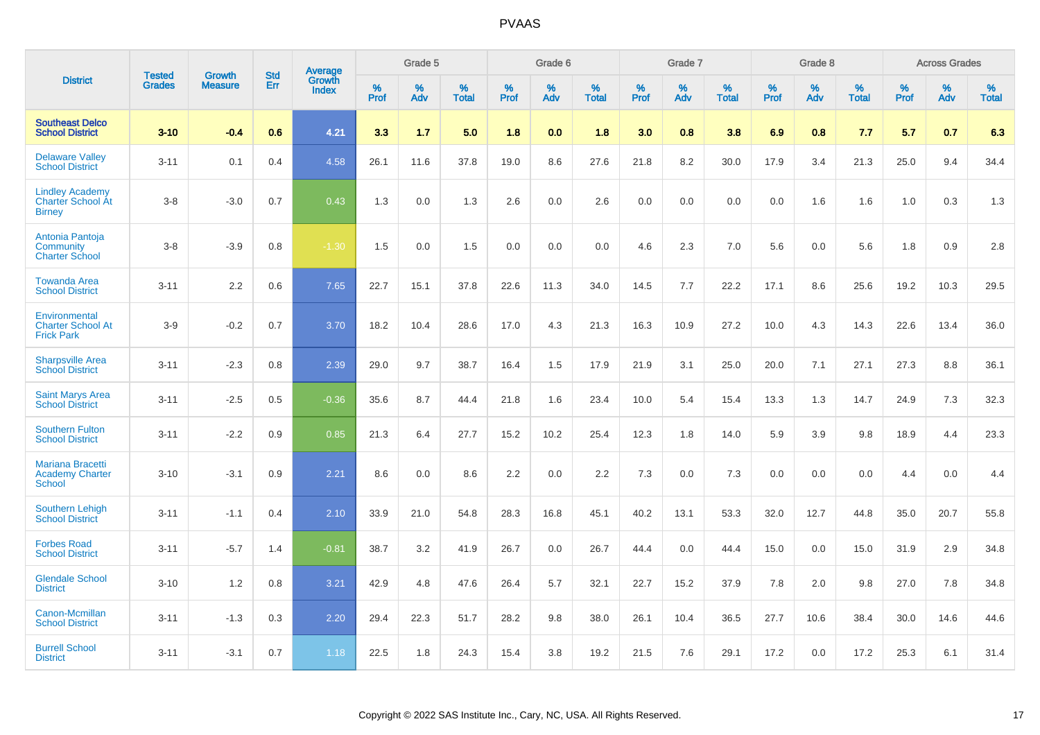# PVAAS

| District | Tested Grades | Growth Measure | Std Err | Average Growth Index | Grade 5 | | | Grade 6 | | | Grade 7 | | | Grade 8 | | | Across Grades | | |
|---|---|---|---|---|---|---|---|---|---|---|---|---|---|---|---|---|---|---|---|
| | | | | | % Prof | % Adv | % Total | % Prof | % Adv | % Total | % Prof | % Adv | % Total | % Prof | % Adv | % Total | % Prof | % Adv | % Total |
| **Southeast Delco School District** | **3-10** | **-0.4** | **0.6** | **4.21** | **3.3** | **1.7** | **5.0** | **1.8** | **0.0** | **1.8** | **3.0** | **0.8** | **3.8** | **6.9** | **0.8** | **7.7** | **5.7** | **0.7** | **6.3** |
| Delaware Valley School District | 3-11 | 0.1 | 0.4 | 4.58 | 26.1 | 11.6 | 37.8 | 19.0 | 8.6 | 27.6 | 21.8 | 8.2 | 30.0 | 17.9 | 3.4 | 21.3 | 25.0 | 9.4 | 34.4 |
| Lindley Academy Charter School At Birney | 3-8 | -3.0 | 0.7 | 0.43 | 1.3 | 0.0 | 1.3 | 2.6 | 0.0 | 2.6 | 0.0 | 0.0 | 0.0 | 0.0 | 1.6 | 1.6 | 1.0 | 0.3 | 1.3 |
| Antonia Pantoja Community Charter School | 3-8 | -3.9 | 0.8 | -1.30 | 1.5 | 0.0 | 1.5 | 0.0 | 0.0 | 0.0 | 4.6 | 2.3 | 7.0 | 5.6 | 0.0 | 5.6 | 1.8 | 0.9 | 2.8 |
| Towanda Area School District | 3-11 | 2.2 | 0.6 | 7.65 | 22.7 | 15.1 | 37.8 | 22.6 | 11.3 | 34.0 | 14.5 | 7.7 | 22.2 | 17.1 | 8.6 | 25.6 | 19.2 | 10.3 | 29.5 |
| Environmental Charter School At Frick Park | 3-9 | -0.2 | 0.7 | 3.70 | 18.2 | 10.4 | 28.6 | 17.0 | 4.3 | 21.3 | 16.3 | 10.9 | 27.2 | 10.0 | 4.3 | 14.3 | 22.6 | 13.4 | 36.0 |
| Sharpsville Area School District | 3-11 | -2.3 | 0.8 | 2.39 | 29.0 | 9.7 | 38.7 | 16.4 | 1.5 | 17.9 | 21.9 | 3.1 | 25.0 | 20.0 | 7.1 | 27.1 | 27.3 | 8.8 | 36.1 |
| Saint Marys Area School District | 3-11 | -2.5 | 0.5 | -0.36 | 35.6 | 8.7 | 44.4 | 21.8 | 1.6 | 23.4 | 10.0 | 5.4 | 15.4 | 13.3 | 1.3 | 14.7 | 24.9 | 7.3 | 32.3 |
| Southern Fulton School District | 3-11 | -2.2 | 0.9 | 0.85 | 21.3 | 6.4 | 27.7 | 15.2 | 10.2 | 25.4 | 12.3 | 1.8 | 14.0 | 5.9 | 3.9 | 9.8 | 18.9 | 4.4 | 23.3 |
| Mariana Bracetti Academy Charter School | 3-10 | -3.1 | 0.9 | 2.21 | 8.6 | 0.0 | 8.6 | 2.2 | 0.0 | 2.2 | 7.3 | 0.0 | 7.3 | 0.0 | 0.0 | 0.0 | 4.4 | 0.0 | 4.4 |
| Southern Lehigh School District | 3-11 | -1.1 | 0.4 | 2.10 | 33.9 | 21.0 | 54.8 | 28.3 | 16.8 | 45.1 | 40.2 | 13.1 | 53.3 | 32.0 | 12.7 | 44.8 | 35.0 | 20.7 | 55.8 |
| Forbes Road School District | 3-11 | -5.7 | 1.4 | -0.81 | 38.7 | 3.2 | 41.9 | 26.7 | 0.0 | 26.7 | 44.4 | 0.0 | 44.4 | 15.0 | 0.0 | 15.0 | 31.9 | 2.9 | 34.8 |
| Glendale School District | 3-10 | 1.2 | 0.8 | 3.21 | 42.9 | 4.8 | 47.6 | 26.4 | 5.7 | 32.1 | 22.7 | 15.2 | 37.9 | 7.8 | 2.0 | 9.8 | 27.0 | 7.8 | 34.8 |
| Canon-Mcmillan School District | 3-11 | -1.3 | 0.3 | 2.20 | 29.4 | 22.3 | 51.7 | 28.2 | 9.8 | 38.0 | 26.1 | 10.4 | 36.5 | 27.7 | 10.6 | 38.4 | 30.0 | 14.6 | 44.6 |
| Burrell School District | 3-11 | -3.1 | 0.7 | 1.18 | 22.5 | 1.8 | 24.3 | 15.4 | 3.8 | 19.2 | 21.5 | 7.6 | 29.1 | 17.2 | 0.0 | 17.2 | 25.3 | 6.1 | 31.4 |

Copyright © 2022 SAS Institute Inc., Cary, NC, USA. All Rights Reserved.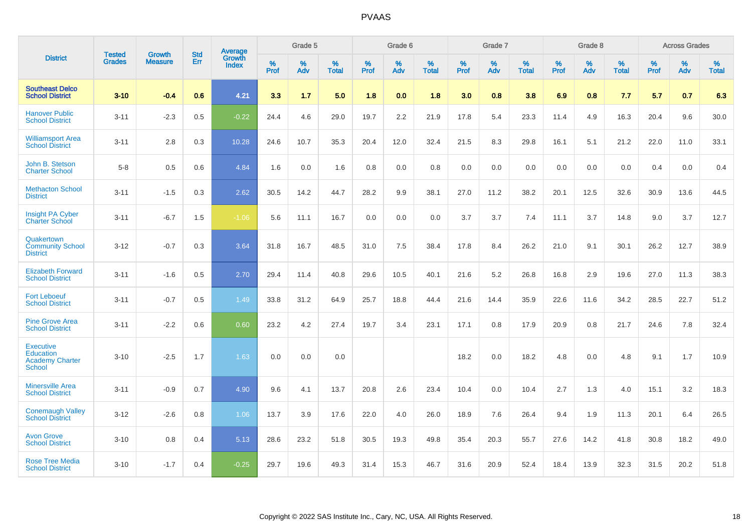| District | Tested Grades | Growth Measure | Std Err | Average Growth Index | Grade 5 | | | Grade 6 | | | Grade 7 | | | Grade 8 | | | Across Grades | | |
|---|---|---|---|---|---|---|---|---|---|---|---|---|---|---|---|---|---|---|---|
| | | | | | % Prof | % Adv | % Total | % Prof | % Adv | % Total | % Prof | % Adv | % Total | % Prof | % Adv | % Total | % Prof | % Adv | % Total |
| **Southeast Delco School District** | **3-10** | **-0.4** | **0.6** | **4.21** | **3.3** | **1.7** | **5.0** | **1.8** | **0.0** | **1.8** | **3.0** | **0.8** | **3.8** | **6.9** | **0.8** | **7.7** | **5.7** | **0.7** | **6.3** |
| Hanover Public School District | 3-11 | -2.3 | 0.5 | -0.22 | 24.4 | 4.6 | 29.0 | 19.7 | 2.2 | 21.9 | 17.8 | 5.4 | 23.3 | 11.4 | 4.9 | 16.3 | 20.4 | 9.6 | 30.0 |
| Williamsport Area School District | 3-11 | 2.8 | 0.3 | 10.28 | 24.6 | 10.7 | 35.3 | 20.4 | 12.0 | 32.4 | 21.5 | 8.3 | 29.8 | 16.1 | 5.1 | 21.2 | 22.0 | 11.0 | 33.1 |
| John B. Stetson Charter School | 5-8 | 0.5 | 0.6 | 4.84 | 1.6 | 0.0 | 1.6 | 0.8 | 0.0 | 0.8 | 0.0 | 0.0 | 0.0 | 0.0 | 0.0 | 0.0 | 0.4 | 0.0 | 0.4 |
| Methacton School District | 3-11 | -1.5 | 0.3 | 2.62 | 30.5 | 14.2 | 44.7 | 28.2 | 9.9 | 38.1 | 27.0 | 11.2 | 38.2 | 20.1 | 12.5 | 32.6 | 30.9 | 13.6 | 44.5 |
| Insight PA Cyber Charter School | 3-11 | -6.7 | 1.5 | -1.06 | 5.6 | 11.1 | 16.7 | 0.0 | 0.0 | 0.0 | 3.7 | 3.7 | 7.4 | 11.1 | 3.7 | 14.8 | 9.0 | 3.7 | 12.7 |
| Quakertown Community School District | 3-12 | -0.7 | 0.3 | 3.64 | 31.8 | 16.7 | 48.5 | 31.0 | 7.5 | 38.4 | 17.8 | 8.4 | 26.2 | 21.0 | 9.1 | 30.1 | 26.2 | 12.7 | 38.9 |
| Elizabeth Forward School District | 3-11 | -1.6 | 0.5 | 2.70 | 29.4 | 11.4 | 40.8 | 29.6 | 10.5 | 40.1 | 21.6 | 5.2 | 26.8 | 16.8 | 2.9 | 19.6 | 27.0 | 11.3 | 38.3 |
| Fort Leboeuf School District | 3-11 | -0.7 | 0.5 | 1.49 | 33.8 | 31.2 | 64.9 | 25.7 | 18.8 | 44.4 | 21.6 | 14.4 | 35.9 | 22.6 | 11.6 | 34.2 | 28.5 | 22.7 | 51.2 |
| Pine Grove Area School District | 3-11 | -2.2 | 0.6 | 0.60 | 23.2 | 4.2 | 27.4 | 19.7 | 3.4 | 23.1 | 17.1 | 0.8 | 17.9 | 20.9 | 0.8 | 21.7 | 24.6 | 7.8 | 32.4 |
| Executive Education Academy Charter School | 3-10 | -2.5 | 1.7 | 1.63 | 0.0 | 0.0 | 0.0 | | | | 18.2 | 0.0 | 18.2 | 4.8 | 0.0 | 4.8 | 9.1 | 1.7 | 10.9 |
| Minersville Area School District | 3-11 | -0.9 | 0.7 | 4.90 | 9.6 | 4.1 | 13.7 | 20.8 | 2.6 | 23.4 | 10.4 | 0.0 | 10.4 | 2.7 | 1.3 | 4.0 | 15.1 | 3.2 | 18.3 |
| Conemaugh Valley School District | 3-12 | -2.6 | 0.8 | 1.06 | 13.7 | 3.9 | 17.6 | 22.0 | 4.0 | 26.0 | 18.9 | 7.6 | 26.4 | 9.4 | 1.9 | 11.3 | 20.1 | 6.4 | 26.5 |
| Avon Grove School District | 3-10 | 0.8 | 0.4 | 5.13 | 28.6 | 23.2 | 51.8 | 30.5 | 19.3 | 49.8 | 35.4 | 20.3 | 55.7 | 27.6 | 14.2 | 41.8 | 30.8 | 18.2 | 49.0 |
| Rose Tree Media School District | 3-10 | -1.7 | 0.4 | -0.25 | 29.7 | 19.6 | 49.3 | 31.4 | 15.3 | 46.7 | 31.6 | 20.9 | 52.4 | 18.4 | 13.9 | 32.3 | 31.5 | 20.2 | 51.8 |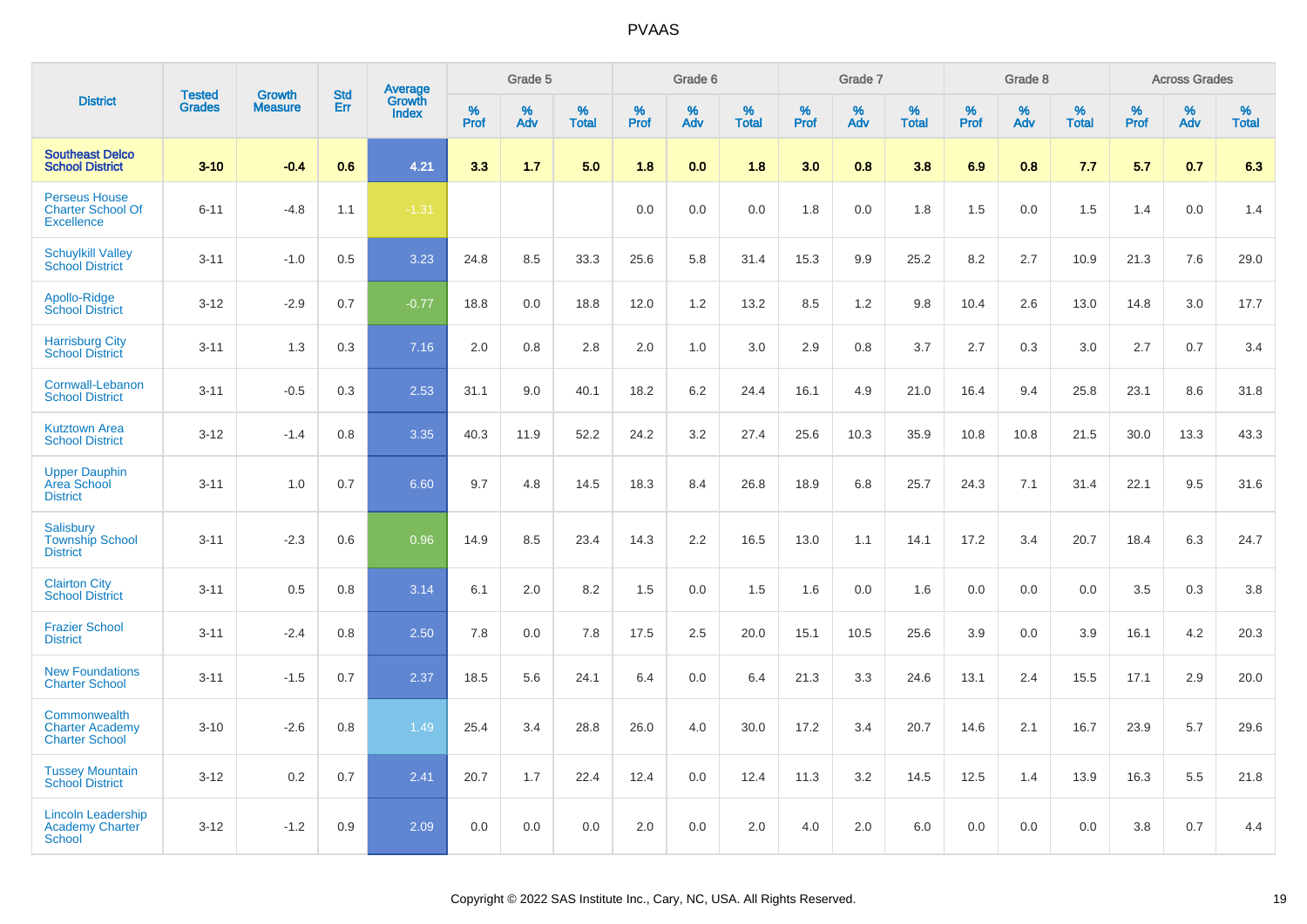| District | Tested Grades | Growth Measure | Std Err | Average Growth Index | Grade 5 | | | Grade 6 | | | Grade 7 | | | Grade 8 | | | Across Grades | | |
|---|---|---|---|---|---|---|---|---|---|---|---|---|---|---|---|---|---|---|---|
| | | | | | % Prof | % Adv | % Total | % Prof | % Adv | % Total | % Prof | % Adv | % Total | % Prof | % Adv | % Total | % Prof | % Adv | % Total |
| **Southeast Delco School District** | **3-10** | **-0.4** | **0.6** | **4.21** | **3.3** | **1.7** | **5.0** | **1.8** | **0.0** | **1.8** | **3.0** | **0.8** | **3.8** | **6.9** | **0.8** | **7.7** | **5.7** | **0.7** | **6.3** |
| Perseus House Charter School Of Excellence | 6-11 | -4.8 | 1.1 | -1.31 | | | | 0.0 | 0.0 | 0.0 | 1.8 | 0.0 | 1.8 | 1.5 | 0.0 | 1.5 | 1.4 | 0.0 | 1.4 |
| Schuylkill Valley School District | 3-11 | -1.0 | 0.5 | 3.23 | 24.8 | 8.5 | 33.3 | 25.6 | 5.8 | 31.4 | 15.3 | 9.9 | 25.2 | 8.2 | 2.7 | 10.9 | 21.3 | 7.6 | 29.0 |
| Apollo-Ridge School District | 3-12 | -2.9 | 0.7 | -0.77 | 18.8 | 0.0 | 18.8 | 12.0 | 1.2 | 13.2 | 8.5 | 1.2 | 9.8 | 10.4 | 2.6 | 13.0 | 14.8 | 3.0 | 17.7 |
| Harrisburg City School District | 3-11 | 1.3 | 0.3 | 7.16 | 2.0 | 0.8 | 2.8 | 2.0 | 1.0 | 3.0 | 2.9 | 0.8 | 3.7 | 2.7 | 0.3 | 3.0 | 2.7 | 0.7 | 3.4 |
| Cornwall-Lebanon School District | 3-11 | -0.5 | 0.3 | 2.53 | 31.1 | 9.0 | 40.1 | 18.2 | 6.2 | 24.4 | 16.1 | 4.9 | 21.0 | 16.4 | 9.4 | 25.8 | 23.1 | 8.6 | 31.8 |
| Kutztown Area School District | 3-12 | -1.4 | 0.8 | 3.35 | 40.3 | 11.9 | 52.2 | 24.2 | 3.2 | 27.4 | 25.6 | 10.3 | 35.9 | 10.8 | 10.8 | 21.5 | 30.0 | 13.3 | 43.3 |
| Upper Dauphin Area School District | 3-11 | 1.0 | 0.7 | 6.60 | 9.7 | 4.8 | 14.5 | 18.3 | 8.4 | 26.8 | 18.9 | 6.8 | 25.7 | 24.3 | 7.1 | 31.4 | 22.1 | 9.5 | 31.6 |
| Salisbury Township School District | 3-11 | -2.3 | 0.6 | 0.96 | 14.9 | 8.5 | 23.4 | 14.3 | 2.2 | 16.5 | 13.0 | 1.1 | 14.1 | 17.2 | 3.4 | 20.7 | 18.4 | 6.3 | 24.7 |
| Clairton City School District | 3-11 | 0.5 | 0.8 | 3.14 | 6.1 | 2.0 | 8.2 | 1.5 | 0.0 | 1.5 | 1.6 | 0.0 | 1.6 | 0.0 | 0.0 | 0.0 | 3.5 | 0.3 | 3.8 |
| Frazier School District | 3-11 | -2.4 | 0.8 | 2.50 | 7.8 | 0.0 | 7.8 | 17.5 | 2.5 | 20.0 | 15.1 | 10.5 | 25.6 | 3.9 | 0.0 | 3.9 | 16.1 | 4.2 | 20.3 |
| New Foundations Charter School | 3-11 | -1.5 | 0.7 | 2.37 | 18.5 | 5.6 | 24.1 | 6.4 | 0.0 | 6.4 | 21.3 | 3.3 | 24.6 | 13.1 | 2.4 | 15.5 | 17.1 | 2.9 | 20.0 |
| Commonwealth Charter Academy Charter School | 3-10 | -2.6 | 0.8 | 1.49 | 25.4 | 3.4 | 28.8 | 26.0 | 4.0 | 30.0 | 17.2 | 3.4 | 20.7 | 14.6 | 2.1 | 16.7 | 23.9 | 5.7 | 29.6 |
| Tussey Mountain School District | 3-12 | 0.2 | 0.7 | 2.41 | 20.7 | 1.7 | 22.4 | 12.4 | 0.0 | 12.4 | 11.3 | 3.2 | 14.5 | 12.5 | 1.4 | 13.9 | 16.3 | 5.5 | 21.8 |
| Lincoln Leadership Academy Charter School | 3-12 | -1.2 | 0.9 | 2.09 | 0.0 | 0.0 | 0.0 | 2.0 | 0.0 | 2.0 | 4.0 | 2.0 | 6.0 | 0.0 | 0.0 | 0.0 | 3.8 | 0.7 | 4.4 |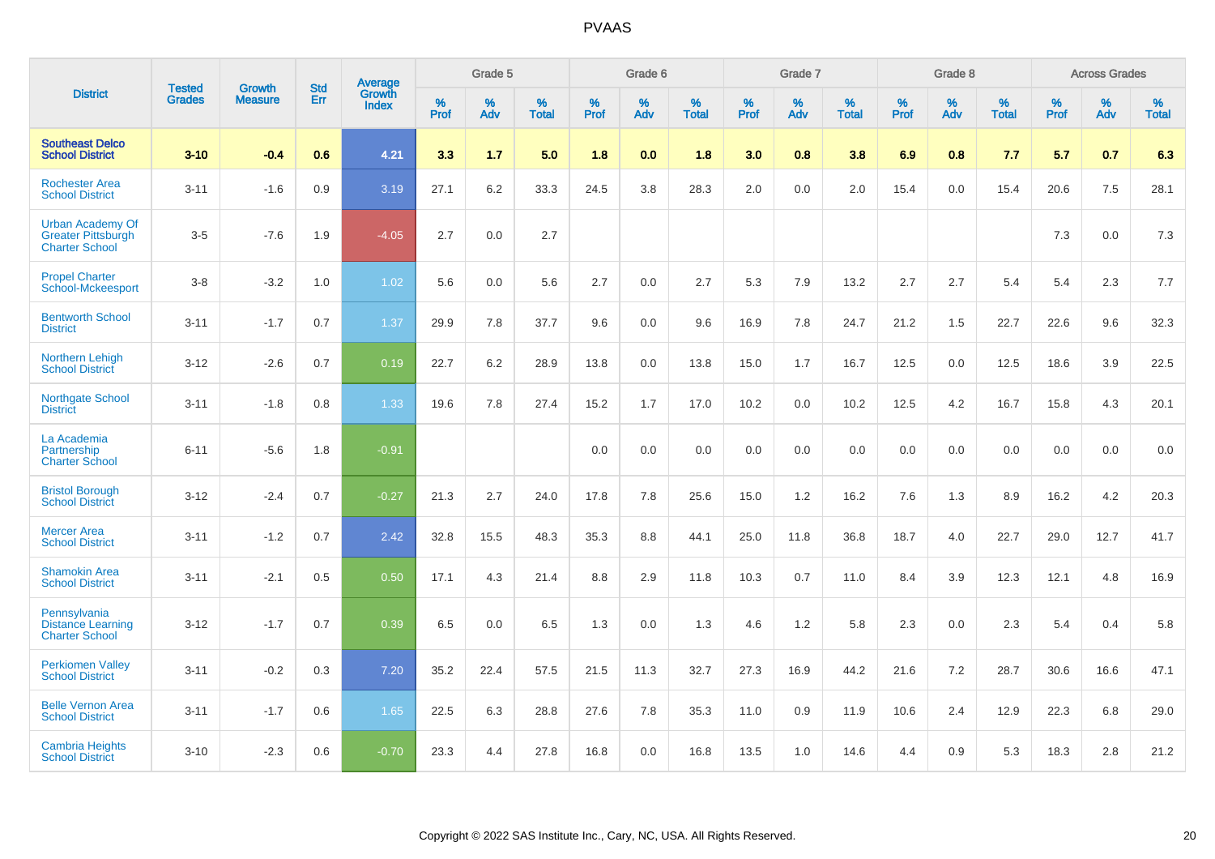# PVAAS

| District | Tested Grades | Growth Measure | Std Err | Average Growth Index | Grade 5 | | | Grade 6 | | | Grade 7 | | | Grade 8 | | | Across Grades | | |
|---|---|---|---|---|---|---|---|---|---|---|---|---|---|---|---|---|---|---|---|
| | | | | | % Prof | % Adv | % Total | % Prof | % Adv | % Total | % Prof | % Adv | % Total | % Prof | % Adv | % Total | % Prof | % Adv | % Total |
| **Southeast Delco School District** | **3-10** | **-0.4** | **0.6** | **4.21** | **3.3** | **1.7** | **5.0** | **1.8** | **0.0** | **1.8** | **3.0** | **0.8** | **3.8** | **6.9** | **0.8** | **7.7** | **5.7** | **0.7** | **6.3** |
| Rochester Area School District | 3-11 | -1.6 | 0.9 | 3.19 | 27.1 | 6.2 | 33.3 | 24.5 | 3.8 | 28.3 | 2.0 | 0.0 | 2.0 | 15.4 | 0.0 | 15.4 | 20.6 | 7.5 | 28.1 |
| Urban Academy Of Greater Pittsburgh Charter School | 3-5 | -7.6 | 1.9 | -4.05 | 2.7 | 0.0 | 2.7 | | | | | | | | | | 7.3 | 0.0 | 7.3 |
| Propel Charter School-Mckeesport | 3-8 | -3.2 | 1.0 | 1.02 | 5.6 | 0.0 | 5.6 | 2.7 | 0.0 | 2.7 | 5.3 | 7.9 | 13.2 | 2.7 | 2.7 | 5.4 | 5.4 | 2.3 | 7.7 |
| Bentworth School District | 3-11 | -1.7 | 0.7 | 1.37 | 29.9 | 7.8 | 37.7 | 9.6 | 0.0 | 9.6 | 16.9 | 7.8 | 24.7 | 21.2 | 1.5 | 22.7 | 22.6 | 9.6 | 32.3 |
| Northern Lehigh School District | 3-12 | -2.6 | 0.7 | 0.19 | 22.7 | 6.2 | 28.9 | 13.8 | 0.0 | 13.8 | 15.0 | 1.7 | 16.7 | 12.5 | 0.0 | 12.5 | 18.6 | 3.9 | 22.5 |
| Northgate School District | 3-11 | -1.8 | 0.8 | 1.33 | 19.6 | 7.8 | 27.4 | 15.2 | 1.7 | 17.0 | 10.2 | 0.0 | 10.2 | 12.5 | 4.2 | 16.7 | 15.8 | 4.3 | 20.1 |
| La Academia Partnership Charter School | 6-11 | -5.6 | 1.8 | -0.91 | | | | 0.0 | 0.0 | 0.0 | 0.0 | 0.0 | 0.0 | 0.0 | 0.0 | 0.0 | 0.0 | 0.0 | 0.0 |
| Bristol Borough School District | 3-12 | -2.4 | 0.7 | -0.27 | 21.3 | 2.7 | 24.0 | 17.8 | 7.8 | 25.6 | 15.0 | 1.2 | 16.2 | 7.6 | 1.3 | 8.9 | 16.2 | 4.2 | 20.3 |
| Mercer Area School District | 3-11 | -1.2 | 0.7 | 2.42 | 32.8 | 15.5 | 48.3 | 35.3 | 8.8 | 44.1 | 25.0 | 11.8 | 36.8 | 18.7 | 4.0 | 22.7 | 29.0 | 12.7 | 41.7 |
| Shamokin Area School District | 3-11 | -2.1 | 0.5 | 0.50 | 17.1 | 4.3 | 21.4 | 8.8 | 2.9 | 11.8 | 10.3 | 0.7 | 11.0 | 8.4 | 3.9 | 12.3 | 12.1 | 4.8 | 16.9 |
| Pennsylvania Distance Learning Charter School | 3-12 | -1.7 | 0.7 | 0.39 | 6.5 | 0.0 | 6.5 | 1.3 | 0.0 | 1.3 | 4.6 | 1.2 | 5.8 | 2.3 | 0.0 | 2.3 | 5.4 | 0.4 | 5.8 |
| Perkiomen Valley School District | 3-11 | -0.2 | 0.3 | 7.20 | 35.2 | 22.4 | 57.5 | 21.5 | 11.3 | 32.7 | 27.3 | 16.9 | 44.2 | 21.6 | 7.2 | 28.7 | 30.6 | 16.6 | 47.1 |
| Belle Vernon Area School District | 3-11 | -1.7 | 0.6 | 1.65 | 22.5 | 6.3 | 28.8 | 27.6 | 7.8 | 35.3 | 11.0 | 0.9 | 11.9 | 10.6 | 2.4 | 12.9 | 22.3 | 6.8 | 29.0 |
| Cambria Heights School District | 3-10 | -2.3 | 0.6 | -0.70 | 23.3 | 4.4 | 27.8 | 16.8 | 0.0 | 16.8 | 13.5 | 1.0 | 14.6 | 4.4 | 0.9 | 5.3 | 18.3 | 2.8 | 21.2 |

Copyright © 2022 SAS Institute Inc., Cary, NC, USA. All Rights Reserved.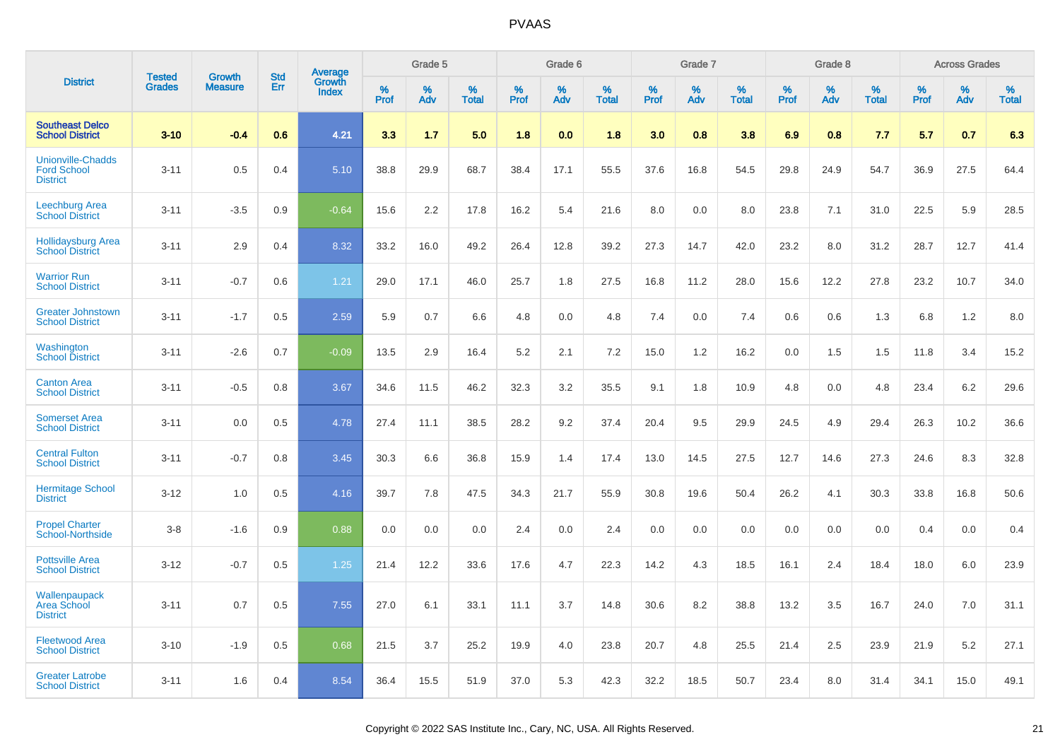| District | Tested Grades | Growth Measure | Std Err | Average Growth Index | Grade 5 | | | Grade 6 | | | Grade 7 | | | Grade 8 | | | Across Grades | | |
|---|---|---|---|---|---|---|---|---|---|---|---|---|---|---|---|---|---|---|---|
| | | | | | % Prof | % Adv | % Total | % Prof | % Adv | % Total | % Prof | % Adv | % Total | % Prof | % Adv | % Total | % Prof | % Adv | % Total |
| **Southeast Delco School District** | **3-10** | **-0.4** | **0.6** | **4.21** | **3.3** | **1.7** | **5.0** | **1.8** | **0.0** | **1.8** | **3.0** | **0.8** | **3.8** | **6.9** | **0.8** | **7.7** | **5.7** | **0.7** | **6.3** |
| Unionville-Chadds Ford School District | 3-11 | 0.5 | 0.4 | 5.10 | 38.8 | 29.9 | 68.7 | 38.4 | 17.1 | 55.5 | 37.6 | 16.8 | 54.5 | 29.8 | 24.9 | 54.7 | 36.9 | 27.5 | 64.4 |
| Leechburg Area School District | 3-11 | -3.5 | 0.9 | -0.64 | 15.6 | 2.2 | 17.8 | 16.2 | 5.4 | 21.6 | 8.0 | 0.0 | 8.0 | 23.8 | 7.1 | 31.0 | 22.5 | 5.9 | 28.5 |
| Hollidaysburg Area School District | 3-11 | 2.9 | 0.4 | 8.32 | 33.2 | 16.0 | 49.2 | 26.4 | 12.8 | 39.2 | 27.3 | 14.7 | 42.0 | 23.2 | 8.0 | 31.2 | 28.7 | 12.7 | 41.4 |
| Warrior Run School District | 3-11 | -0.7 | 0.6 | 1.21 | 29.0 | 17.1 | 46.0 | 25.7 | 1.8 | 27.5 | 16.8 | 11.2 | 28.0 | 15.6 | 12.2 | 27.8 | 23.2 | 10.7 | 34.0 |
| Greater Johnstown School District | 3-11 | -1.7 | 0.5 | 2.59 | 5.9 | 0.7 | 6.6 | 4.8 | 0.0 | 4.8 | 7.4 | 0.0 | 7.4 | 0.6 | 0.6 | 1.3 | 6.8 | 1.2 | 8.0 |
| Washington School District | 3-11 | -2.6 | 0.7 | -0.09 | 13.5 | 2.9 | 16.4 | 5.2 | 2.1 | 7.2 | 15.0 | 1.2 | 16.2 | 0.0 | 1.5 | 1.5 | 11.8 | 3.4 | 15.2 |
| Canton Area School District | 3-11 | -0.5 | 0.8 | 3.67 | 34.6 | 11.5 | 46.2 | 32.3 | 3.2 | 35.5 | 9.1 | 1.8 | 10.9 | 4.8 | 0.0 | 4.8 | 23.4 | 6.2 | 29.6 |
| Somerset Area School District | 3-11 | 0.0 | 0.5 | 4.78 | 27.4 | 11.1 | 38.5 | 28.2 | 9.2 | 37.4 | 20.4 | 9.5 | 29.9 | 24.5 | 4.9 | 29.4 | 26.3 | 10.2 | 36.6 |
| Central Fulton School District | 3-11 | -0.7 | 0.8 | 3.45 | 30.3 | 6.6 | 36.8 | 15.9 | 1.4 | 17.4 | 13.0 | 14.5 | 27.5 | 12.7 | 14.6 | 27.3 | 24.6 | 8.3 | 32.8 |
| Hermitage School District | 3-12 | 1.0 | 0.5 | 4.16 | 39.7 | 7.8 | 47.5 | 34.3 | 21.7 | 55.9 | 30.8 | 19.6 | 50.4 | 26.2 | 4.1 | 30.3 | 33.8 | 16.8 | 50.6 |
| Propel Charter School-Northside | 3-8 | -1.6 | 0.9 | 0.88 | 0.0 | 0.0 | 0.0 | 2.4 | 0.0 | 2.4 | 0.0 | 0.0 | 0.0 | 0.0 | 0.0 | 0.0 | 0.4 | 0.0 | 0.4 |
| Pottsville Area School District | 3-12 | -0.7 | 0.5 | 1.25 | 21.4 | 12.2 | 33.6 | 17.6 | 4.7 | 22.3 | 14.2 | 4.3 | 18.5 | 16.1 | 2.4 | 18.4 | 18.0 | 6.0 | 23.9 |
| Wallenpaupack Area School District | 3-11 | 0.7 | 0.5 | 7.55 | 27.0 | 6.1 | 33.1 | 11.1 | 3.7 | 14.8 | 30.6 | 8.2 | 38.8 | 13.2 | 3.5 | 16.7 | 24.0 | 7.0 | 31.1 |
| Fleetwood Area School District | 3-10 | -1.9 | 0.5 | 0.68 | 21.5 | 3.7 | 25.2 | 19.9 | 4.0 | 23.8 | 20.7 | 4.8 | 25.5 | 21.4 | 2.5 | 23.9 | 21.9 | 5.2 | 27.1 |
| Greater Latrobe School District | 3-11 | 1.6 | 0.4 | 8.54 | 36.4 | 15.5 | 51.9 | 37.0 | 5.3 | 42.3 | 32.2 | 18.5 | 50.7 | 23.4 | 8.0 | 31.4 | 34.1 | 15.0 | 49.1 |

Copyright © 2022 SAS Institute Inc., Cary, NC, USA. All Rights Reserved.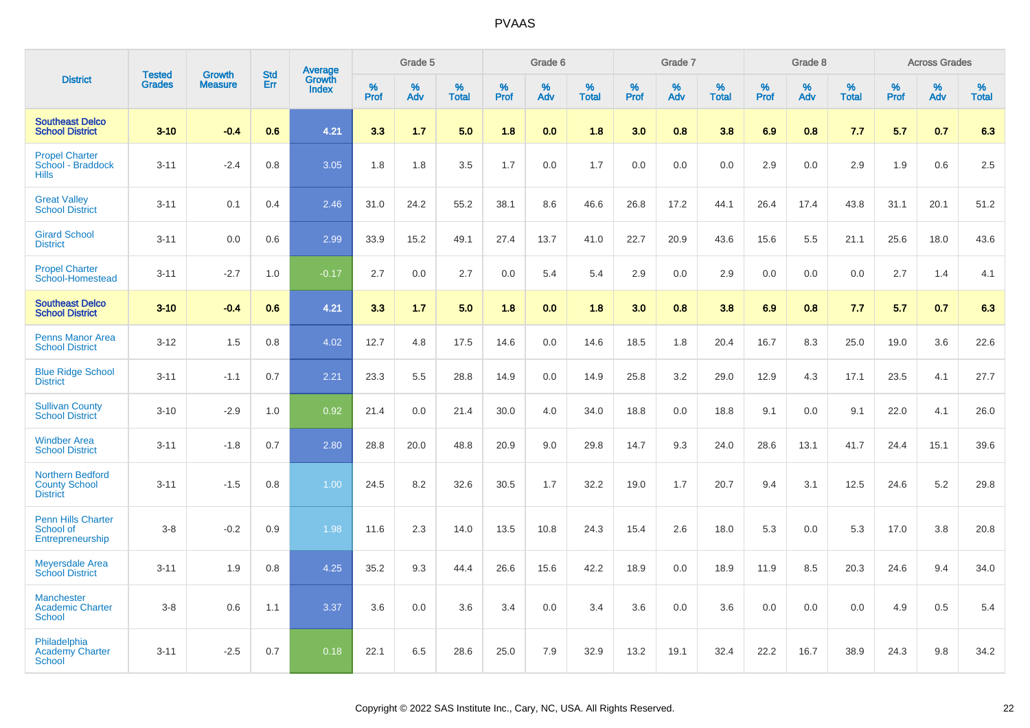| District | Tested Grades | Growth Measure | Std Err | Average Growth Index | Grade 5 | | | Grade 6 | | | Grade 7 | | | Grade 8 | | | Across Grades | | |
|---|---|---|---|---|---|---|---|---|---|---|---|---|---|---|---|---|---|---|---|
| | | | | | % Prof | % Adv | % Total | % Prof | % Adv | % Total | % Prof | % Adv | % Total | % Prof | % Adv | % Total | % Prof | % Adv | % Total |
| **Southeast Delco School District** | **3-10** | **-0.4** | **0.6** | **4.21** | **3.3** | **1.7** | **5.0** | **1.8** | **0.0** | **1.8** | **3.0** | **0.8** | **3.8** | **6.9** | **0.8** | **7.7** | **5.7** | **0.7** | **6.3** |
| Propel Charter School - Braddock Hills | 3-11 | -2.4 | 0.8 | 3.05 | 1.8 | 1.8 | 3.5 | 1.7 | 0.0 | 1.7 | 0.0 | 0.0 | 0.0 | 2.9 | 0.0 | 2.9 | 1.9 | 0.6 | 2.5 |
| Great Valley School District | 3-11 | 0.1 | 0.4 | 2.46 | 31.0 | 24.2 | 55.2 | 38.1 | 8.6 | 46.6 | 26.8 | 17.2 | 44.1 | 26.4 | 17.4 | 43.8 | 31.1 | 20.1 | 51.2 |
| Girard School District | 3-11 | 0.0 | 0.6 | 2.99 | 33.9 | 15.2 | 49.1 | 27.4 | 13.7 | 41.0 | 22.7 | 20.9 | 43.6 | 15.6 | 5.5 | 21.1 | 25.6 | 18.0 | 43.6 |
| Propel Charter School-Homestead | 3-11 | -2.7 | 1.0 | -0.17 | 2.7 | 0.0 | 2.7 | 0.0 | 5.4 | 5.4 | 2.9 | 0.0 | 2.9 | 0.0 | 0.0 | 0.0 | 2.7 | 1.4 | 4.1 |
| **Southeast Delco School District** | **3-10** | **-0.4** | **0.6** | **4.21** | **3.3** | **1.7** | **5.0** | **1.8** | **0.0** | **1.8** | **3.0** | **0.8** | **3.8** | **6.9** | **0.8** | **7.7** | **5.7** | **0.7** | **6.3** |
| Penns Manor Area School District | 3-12 | 1.5 | 0.8 | 4.02 | 12.7 | 4.8 | 17.5 | 14.6 | 0.0 | 14.6 | 18.5 | 1.8 | 20.4 | 16.7 | 8.3 | 25.0 | 19.0 | 3.6 | 22.6 |
| Blue Ridge School District | 3-11 | -1.1 | 0.7 | 2.21 | 23.3 | 5.5 | 28.8 | 14.9 | 0.0 | 14.9 | 25.8 | 3.2 | 29.0 | 12.9 | 4.3 | 17.1 | 23.5 | 4.1 | 27.7 |
| Sullivan County School District | 3-10 | -2.9 | 1.0 | 0.92 | 21.4 | 0.0 | 21.4 | 30.0 | 4.0 | 34.0 | 18.8 | 0.0 | 18.8 | 9.1 | 0.0 | 9.1 | 22.0 | 4.1 | 26.0 |
| Windber Area School District | 3-11 | -1.8 | 0.7 | 2.80 | 28.8 | 20.0 | 48.8 | 20.9 | 9.0 | 29.8 | 14.7 | 9.3 | 24.0 | 28.6 | 13.1 | 41.7 | 24.4 | 15.1 | 39.6 |
| Northern Bedford County School District | 3-11 | -1.5 | 0.8 | 1.00 | 24.5 | 8.2 | 32.6 | 30.5 | 1.7 | 32.2 | 19.0 | 1.7 | 20.7 | 9.4 | 3.1 | 12.5 | 24.6 | 5.2 | 29.8 |
| Penn Hills Charter School of Entrepreneurship | 3-8 | -0.2 | 0.9 | 1.98 | 11.6 | 2.3 | 14.0 | 13.5 | 10.8 | 24.3 | 15.4 | 2.6 | 18.0 | 5.3 | 0.0 | 5.3 | 17.0 | 3.8 | 20.8 |
| Meyersdale Area School District | 3-11 | 1.9 | 0.8 | 4.25 | 35.2 | 9.3 | 44.4 | 26.6 | 15.6 | 42.2 | 18.9 | 0.0 | 18.9 | 11.9 | 8.5 | 20.3 | 24.6 | 9.4 | 34.0 |
| Manchester Academic Charter School | 3-8 | 0.6 | 1.1 | 3.37 | 3.6 | 0.0 | 3.6 | 3.4 | 0.0 | 3.4 | 3.6 | 0.0 | 3.6 | 0.0 | 0.0 | 0.0 | 4.9 | 0.5 | 5.4 |
| Philadelphia Academy Charter School | 3-11 | -2.5 | 0.7 | 0.18 | 22.1 | 6.5 | 28.6 | 25.0 | 7.9 | 32.9 | 13.2 | 19.1 | 32.4 | 22.2 | 16.7 | 38.9 | 24.3 | 9.8 | 34.2 |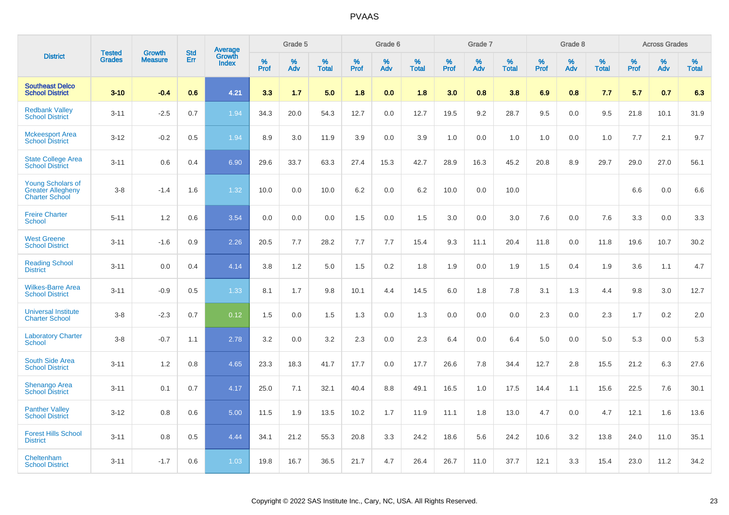# PVAAS

| District | Tested Grades | Growth Measure | Std Err | Average Growth Index | Grade 5 | | | Grade 6 | | | Grade 7 | | | Grade 8 | | | Across Grades | | |
|---|---|---|---|---|---|---|---|---|---|---|---|---|---|---|---|---|---|---|---|
| | | | | | % Prof | % Adv | % Total | % Prof | % Adv | % Total | % Prof | % Adv | % Total | % Prof | % Adv | % Total | % Prof | % Adv | % Total |
| **Southeast Delco School District** | **3-10** | **-0.4** | **0.6** | **4.21** | **3.3** | **1.7** | **5.0** | **1.8** | **0.0** | **1.8** | **3.0** | **0.8** | **3.8** | **6.9** | **0.8** | **7.7** | **5.7** | **0.7** | **6.3** |
| Redbank Valley School District | 3-11 | -2.5 | 0.7 | 1.94 | 34.3 | 20.0 | 54.3 | 12.7 | 0.0 | 12.7 | 19.5 | 9.2 | 28.7 | 9.5 | 0.0 | 9.5 | 21.8 | 10.1 | 31.9 |
| Mckeesport Area School District | 3-12 | -0.2 | 0.5 | 1.94 | 8.9 | 3.0 | 11.9 | 3.9 | 0.0 | 3.9 | 1.0 | 0.0 | 1.0 | 1.0 | 0.0 | 1.0 | 7.7 | 2.1 | 9.7 |
| State College Area School District | 3-11 | 0.6 | 0.4 | 6.90 | 29.6 | 33.7 | 63.3 | 27.4 | 15.3 | 42.7 | 28.9 | 16.3 | 45.2 | 20.8 | 8.9 | 29.7 | 29.0 | 27.0 | 56.1 |
| Young Scholars of Greater Allegheny Charter School | 3-8 | -1.4 | 1.6 | 1.32 | 10.0 | 0.0 | 10.0 | 6.2 | 0.0 | 6.2 | 10.0 | 0.0 | 10.0 | | | | 6.6 | 0.0 | 6.6 |
| Freire Charter School | 5-11 | 1.2 | 0.6 | 3.54 | 0.0 | 0.0 | 0.0 | 1.5 | 0.0 | 1.5 | 3.0 | 0.0 | 3.0 | 7.6 | 0.0 | 7.6 | 3.3 | 0.0 | 3.3 |
| West Greene School District | 3-11 | -1.6 | 0.9 | 2.26 | 20.5 | 7.7 | 28.2 | 7.7 | 7.7 | 15.4 | 9.3 | 11.1 | 20.4 | 11.8 | 0.0 | 11.8 | 19.6 | 10.7 | 30.2 |
| Reading School District | 3-11 | 0.0 | 0.4 | 4.14 | 3.8 | 1.2 | 5.0 | 1.5 | 0.2 | 1.8 | 1.9 | 0.0 | 1.9 | 1.5 | 0.4 | 1.9 | 3.6 | 1.1 | 4.7 |
| Wilkes-Barre Area School District | 3-11 | -0.9 | 0.5 | 1.33 | 8.1 | 1.7 | 9.8 | 10.1 | 4.4 | 14.5 | 6.0 | 1.8 | 7.8 | 3.1 | 1.3 | 4.4 | 9.8 | 3.0 | 12.7 |
| Universal Institute Charter School | 3-8 | -2.3 | 0.7 | 0.12 | 1.5 | 0.0 | 1.5 | 1.3 | 0.0 | 1.3 | 0.0 | 0.0 | 0.0 | 2.3 | 0.0 | 2.3 | 1.7 | 0.2 | 2.0 |
| Laboratory Charter School | 3-8 | -0.7 | 1.1 | 2.78 | 3.2 | 0.0 | 3.2 | 2.3 | 0.0 | 2.3 | 6.4 | 0.0 | 6.4 | 5.0 | 0.0 | 5.0 | 5.3 | 0.0 | 5.3 |
| South Side Area School District | 3-11 | 1.2 | 0.8 | 4.65 | 23.3 | 18.3 | 41.7 | 17.7 | 0.0 | 17.7 | 26.6 | 7.8 | 34.4 | 12.7 | 2.8 | 15.5 | 21.2 | 6.3 | 27.6 |
| Shenango Area School District | 3-11 | 0.1 | 0.7 | 4.17 | 25.0 | 7.1 | 32.1 | 40.4 | 8.8 | 49.1 | 16.5 | 1.0 | 17.5 | 14.4 | 1.1 | 15.6 | 22.5 | 7.6 | 30.1 |
| Panther Valley School District | 3-12 | 0.8 | 0.6 | 5.00 | 11.5 | 1.9 | 13.5 | 10.2 | 1.7 | 11.9 | 11.1 | 1.8 | 13.0 | 4.7 | 0.0 | 4.7 | 12.1 | 1.6 | 13.6 |
| Forest Hills School District | 3-11 | 0.8 | 0.5 | 4.44 | 34.1 | 21.2 | 55.3 | 20.8 | 3.3 | 24.2 | 18.6 | 5.6 | 24.2 | 10.6 | 3.2 | 13.8 | 24.0 | 11.0 | 35.1 |
| Cheltenham School District | 3-11 | -1.7 | 0.6 | 1.03 | 19.8 | 16.7 | 36.5 | 21.7 | 4.7 | 26.4 | 26.7 | 11.0 | 37.7 | 12.1 | 3.3 | 15.4 | 23.0 | 11.2 | 34.2 |

Copyright © 2022 SAS Institute Inc., Cary, NC, USA. All Rights Reserved.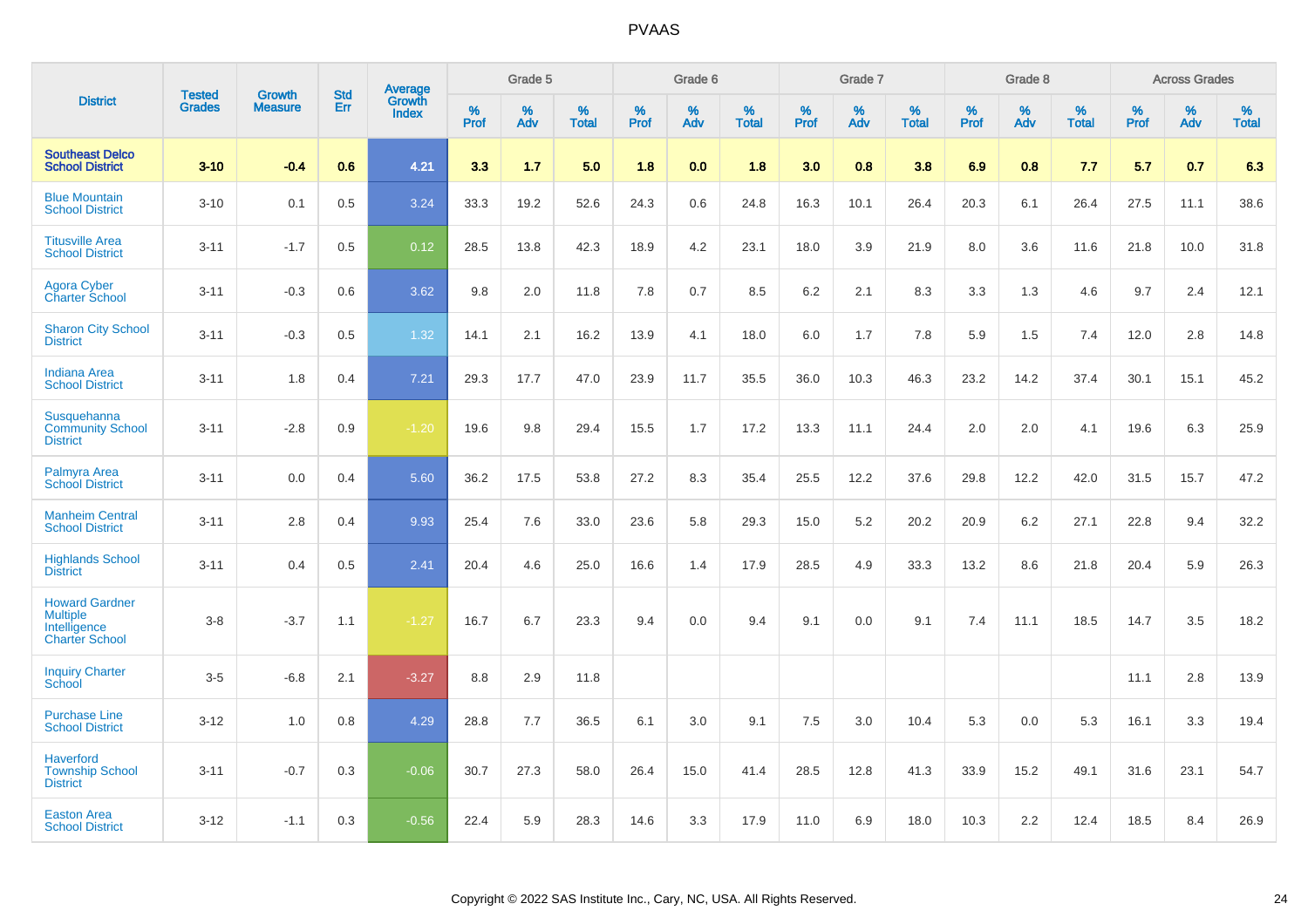| District | Tested Grades | Growth Measure | Std Err | Average Growth Index | Grade 5 | | | Grade 6 | | | Grade 7 | | | Grade 8 | | | Across Grades | | |
|---|---|---|---|---|---|---|---|---|---|---|---|---|---|---|---|---|---|---|---|
| | | | | | % Prof | % Adv | % Total | % Prof | % Adv | % Total | % Prof | % Adv | % Total | % Prof | % Adv | % Total | % Prof | % Adv | % Total |
| **Southeast Delco School District** | **3-10** | **-0.4** | **0.6** | **4.21** | **3.3** | **1.7** | **5.0** | **1.8** | **0.0** | **1.8** | **3.0** | **0.8** | **3.8** | **6.9** | **0.8** | **7.7** | **5.7** | **0.7** | **6.3** |
| Blue Mountain School District | 3-10 | 0.1 | 0.5 | 3.24 | 33.3 | 19.2 | 52.6 | 24.3 | 0.6 | 24.8 | 16.3 | 10.1 | 26.4 | 20.3 | 6.1 | 26.4 | 27.5 | 11.1 | 38.6 |
| Titusville Area School District | 3-11 | -1.7 | 0.5 | 0.12 | 28.5 | 13.8 | 42.3 | 18.9 | 4.2 | 23.1 | 18.0 | 3.9 | 21.9 | 8.0 | 3.6 | 11.6 | 21.8 | 10.0 | 31.8 |
| Agora Cyber Charter School | 3-11 | -0.3 | 0.6 | 3.62 | 9.8 | 2.0 | 11.8 | 7.8 | 0.7 | 8.5 | 6.2 | 2.1 | 8.3 | 3.3 | 1.3 | 4.6 | 9.7 | 2.4 | 12.1 |
| Sharon City School District | 3-11 | -0.3 | 0.5 | 1.32 | 14.1 | 2.1 | 16.2 | 13.9 | 4.1 | 18.0 | 6.0 | 1.7 | 7.8 | 5.9 | 1.5 | 7.4 | 12.0 | 2.8 | 14.8 |
| Indiana Area School District | 3-11 | 1.8 | 0.4 | 7.21 | 29.3 | 17.7 | 47.0 | 23.9 | 11.7 | 35.5 | 36.0 | 10.3 | 46.3 | 23.2 | 14.2 | 37.4 | 30.1 | 15.1 | 45.2 |
| Susquehanna Community School District | 3-11 | -2.8 | 0.9 | -1.20 | 19.6 | 9.8 | 29.4 | 15.5 | 1.7 | 17.2 | 13.3 | 11.1 | 24.4 | 2.0 | 2.0 | 4.1 | 19.6 | 6.3 | 25.9 |
| Palmyra Area School District | 3-11 | 0.0 | 0.4 | 5.60 | 36.2 | 17.5 | 53.8 | 27.2 | 8.3 | 35.4 | 25.5 | 12.2 | 37.6 | 29.8 | 12.2 | 42.0 | 31.5 | 15.7 | 47.2 |
| Manheim Central School District | 3-11 | 2.8 | 0.4 | 9.93 | 25.4 | 7.6 | 33.0 | 23.6 | 5.8 | 29.3 | 15.0 | 5.2 | 20.2 | 20.9 | 6.2 | 27.1 | 22.8 | 9.4 | 32.2 |
| Highlands School District | 3-11 | 0.4 | 0.5 | 2.41 | 20.4 | 4.6 | 25.0 | 16.6 | 1.4 | 17.9 | 28.5 | 4.9 | 33.3 | 13.2 | 8.6 | 21.8 | 20.4 | 5.9 | 26.3 |
| Howard Gardner Multiple Intelligence Charter School | 3-8 | -3.7 | 1.1 | -1.27 | 16.7 | 6.7 | 23.3 | 9.4 | 0.0 | 9.4 | 9.1 | 0.0 | 9.1 | 7.4 | 11.1 | 18.5 | 14.7 | 3.5 | 18.2 |
| Inquiry Charter School | 3-5 | -6.8 | 2.1 | -3.27 | 8.8 | 2.9 | 11.8 | | | | | | | | | | 11.1 | 2.8 | 13.9 |
| Purchase Line School District | 3-12 | 1.0 | 0.8 | 4.29 | 28.8 | 7.7 | 36.5 | 6.1 | 3.0 | 9.1 | 7.5 | 3.0 | 10.4 | 5.3 | 0.0 | 5.3 | 16.1 | 3.3 | 19.4 |
| Haverford Township School District | 3-11 | -0.7 | 0.3 | -0.06 | 30.7 | 27.3 | 58.0 | 26.4 | 15.0 | 41.4 | 28.5 | 12.8 | 41.3 | 33.9 | 15.2 | 49.1 | 31.6 | 23.1 | 54.7 |
| Easton Area School District | 3-12 | -1.1 | 0.3 | -0.56 | 22.4 | 5.9 | 28.3 | 14.6 | 3.3 | 17.9 | 11.0 | 6.9 | 18.0 | 10.3 | 2.2 | 12.4 | 18.5 | 8.4 | 26.9 |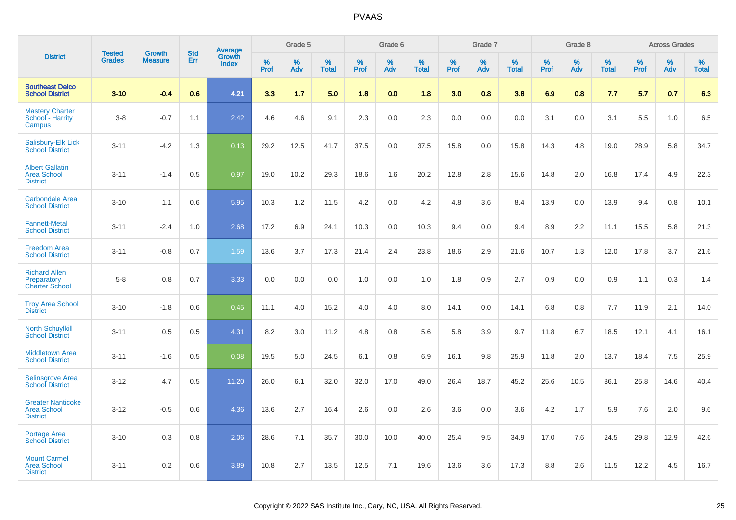# PVAAS

| District | Tested Grades | Growth Measure | Std Err | Average Growth Index | Grade 5 | | | Grade 6 | | | Grade 7 | | | Grade 8 | | | Across Grades | | |
|---|---|---|---|---|---|---|---|---|---|---|---|---|---|---|---|---|---|---|---|
| | | | | | % Prof | % Adv | % Total | % Prof | % Adv | % Total | % Prof | % Adv | % Total | % Prof | % Adv | % Total | % Prof | % Adv | % Total |
| **Southeast Delco School District** | **3-10** | **-0.4** | **0.6** | **4.21** | **3.3** | **1.7** | **5.0** | **1.8** | **0.0** | **1.8** | **3.0** | **0.8** | **3.8** | **6.9** | **0.8** | **7.7** | **5.7** | **0.7** | **6.3** |
| Mastery Charter School - Harrity Campus | 3-8 | -0.7 | 1.1 | 2.42 | 4.6 | 4.6 | 9.1 | 2.3 | 0.0 | 2.3 | 0.0 | 0.0 | 0.0 | 3.1 | 0.0 | 3.1 | 5.5 | 1.0 | 6.5 |
| Salisbury-Elk Lick School District | 3-11 | -4.2 | 1.3 | 0.13 | 29.2 | 12.5 | 41.7 | 37.5 | 0.0 | 37.5 | 15.8 | 0.0 | 15.8 | 14.3 | 4.8 | 19.0 | 28.9 | 5.8 | 34.7 |
| Albert Gallatin Area School District | 3-11 | -1.4 | 0.5 | 0.97 | 19.0 | 10.2 | 29.3 | 18.6 | 1.6 | 20.2 | 12.8 | 2.8 | 15.6 | 14.8 | 2.0 | 16.8 | 17.4 | 4.9 | 22.3 |
| Carbondale Area School District | 3-10 | 1.1 | 0.6 | 5.95 | 10.3 | 1.2 | 11.5 | 4.2 | 0.0 | 4.2 | 4.8 | 3.6 | 8.4 | 13.9 | 0.0 | 13.9 | 9.4 | 0.8 | 10.1 |
| Fannett-Metal School District | 3-11 | -2.4 | 1.0 | 2.68 | 17.2 | 6.9 | 24.1 | 10.3 | 0.0 | 10.3 | 9.4 | 0.0 | 9.4 | 8.9 | 2.2 | 11.1 | 15.5 | 5.8 | 21.3 |
| Freedom Area School District | 3-11 | -0.8 | 0.7 | 1.59 | 13.6 | 3.7 | 17.3 | 21.4 | 2.4 | 23.8 | 18.6 | 2.9 | 21.6 | 10.7 | 1.3 | 12.0 | 17.8 | 3.7 | 21.6 |
| Richard Allen Preparatory Charter School | 5-8 | 0.8 | 0.7 | 3.33 | 0.0 | 0.0 | 0.0 | 1.0 | 0.0 | 1.0 | 1.8 | 0.9 | 2.7 | 0.9 | 0.0 | 0.9 | 1.1 | 0.3 | 1.4 |
| Troy Area School District | 3-10 | -1.8 | 0.6 | 0.45 | 11.1 | 4.0 | 15.2 | 4.0 | 4.0 | 8.0 | 14.1 | 0.0 | 14.1 | 6.8 | 0.8 | 7.7 | 11.9 | 2.1 | 14.0 |
| North Schuylkill School District | 3-11 | 0.5 | 0.5 | 4.31 | 8.2 | 3.0 | 11.2 | 4.8 | 0.8 | 5.6 | 5.8 | 3.9 | 9.7 | 11.8 | 6.7 | 18.5 | 12.1 | 4.1 | 16.1 |
| Middletown Area School District | 3-11 | -1.6 | 0.5 | 0.08 | 19.5 | 5.0 | 24.5 | 6.1 | 0.8 | 6.9 | 16.1 | 9.8 | 25.9 | 11.8 | 2.0 | 13.7 | 18.4 | 7.5 | 25.9 |
| Selinsgrove Area School District | 3-12 | 4.7 | 0.5 | 11.20 | 26.0 | 6.1 | 32.0 | 32.0 | 17.0 | 49.0 | 26.4 | 18.7 | 45.2 | 25.6 | 10.5 | 36.1 | 25.8 | 14.6 | 40.4 |
| Greater Nanticoke Area School District | 3-12 | -0.5 | 0.6 | 4.36 | 13.6 | 2.7 | 16.4 | 2.6 | 0.0 | 2.6 | 3.6 | 0.0 | 3.6 | 4.2 | 1.7 | 5.9 | 7.6 | 2.0 | 9.6 |
| Portage Area School District | 3-10 | 0.3 | 0.8 | 2.06 | 28.6 | 7.1 | 35.7 | 30.0 | 10.0 | 40.0 | 25.4 | 9.5 | 34.9 | 17.0 | 7.6 | 24.5 | 29.8 | 12.9 | 42.6 |
| Mount Carmel Area School District | 3-11 | 0.2 | 0.6 | 3.89 | 10.8 | 2.7 | 13.5 | 12.5 | 7.1 | 19.6 | 13.6 | 3.6 | 17.3 | 8.8 | 2.6 | 11.5 | 12.2 | 4.5 | 16.7 |

Copyright © 2022 SAS Institute Inc., Cary, NC, USA. All Rights Reserved.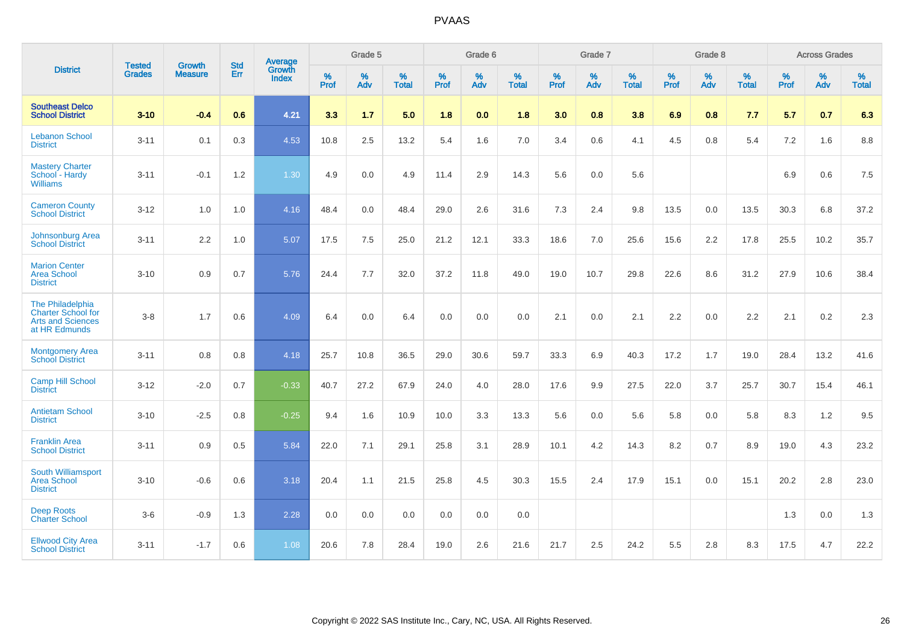# PVAAS

| District | Tested Grades | Growth Measure | Std Err | Average Growth Index | Grade 5 | | | Grade 6 | | | Grade 7 | | | Grade 8 | | | Across Grades | | |
|---|---|---|---|---|---|---|---|---|---|---|---|---|---|---|---|---|---|---|---|
| | | | | | % Prof | % Adv | % Total | % Prof | % Adv | % Total | % Prof | % Adv | % Total | % Prof | % Adv | % Total | % Prof | % Adv | % Total |
| **Southeast Delco School District** | **3-10** | **-0.4** | **0.6** | **4.21** | **3.3** | **1.7** | **5.0** | **1.8** | **0.0** | **1.8** | **3.0** | **0.8** | **3.8** | **6.9** | **0.8** | **7.7** | **5.7** | **0.7** | **6.3** |
| Lebanon School District | 3-11 | 0.1 | 0.3 | 4.53 | 10.8 | 2.5 | 13.2 | 5.4 | 1.6 | 7.0 | 3.4 | 0.6 | 4.1 | 4.5 | 0.8 | 5.4 | 7.2 | 1.6 | 8.8 |
| Mastery Charter School - Hardy Williams | 3-11 | -0.1 | 1.2 | 1.30 | 4.9 | 0.0 | 4.9 | 11.4 | 2.9 | 14.3 | 5.6 | 0.0 | 5.6 | | | | 6.9 | 0.6 | 7.5 |
| Cameron County School District | 3-12 | 1.0 | 1.0 | 4.16 | 48.4 | 0.0 | 48.4 | 29.0 | 2.6 | 31.6 | 7.3 | 2.4 | 9.8 | 13.5 | 0.0 | 13.5 | 30.3 | 6.8 | 37.2 |
| Johnsonburg Area School District | 3-11 | 2.2 | 1.0 | 5.07 | 17.5 | 7.5 | 25.0 | 21.2 | 12.1 | 33.3 | 18.6 | 7.0 | 25.6 | 15.6 | 2.2 | 17.8 | 25.5 | 10.2 | 35.7 |
| Marion Center Area School District | 3-10 | 0.9 | 0.7 | 5.76 | 24.4 | 7.7 | 32.0 | 37.2 | 11.8 | 49.0 | 19.0 | 10.7 | 29.8 | 22.6 | 8.6 | 31.2 | 27.9 | 10.6 | 38.4 |
| The Philadelphia Charter School for Arts and Sciences at HR Edmunds | 3-8 | 1.7 | 0.6 | 4.09 | 6.4 | 0.0 | 6.4 | 0.0 | 0.0 | 0.0 | 2.1 | 0.0 | 2.1 | 2.2 | 0.0 | 2.2 | 2.1 | 0.2 | 2.3 |
| Montgomery Area School District | 3-11 | 0.8 | 0.8 | 4.18 | 25.7 | 10.8 | 36.5 | 29.0 | 30.6 | 59.7 | 33.3 | 6.9 | 40.3 | 17.2 | 1.7 | 19.0 | 28.4 | 13.2 | 41.6 |
| Camp Hill School District | 3-12 | -2.0 | 0.7 | -0.33 | 40.7 | 27.2 | 67.9 | 24.0 | 4.0 | 28.0 | 17.6 | 9.9 | 27.5 | 22.0 | 3.7 | 25.7 | 30.7 | 15.4 | 46.1 |
| Antietam School District | 3-10 | -2.5 | 0.8 | -0.25 | 9.4 | 1.6 | 10.9 | 10.0 | 3.3 | 13.3 | 5.6 | 0.0 | 5.6 | 5.8 | 0.0 | 5.8 | 8.3 | 1.2 | 9.5 |
| Franklin Area School District | 3-11 | 0.9 | 0.5 | 5.84 | 22.0 | 7.1 | 29.1 | 25.8 | 3.1 | 28.9 | 10.1 | 4.2 | 14.3 | 8.2 | 0.7 | 8.9 | 19.0 | 4.3 | 23.2 |
| South Williamsport Area School District | 3-10 | -0.6 | 0.6 | 3.18 | 20.4 | 1.1 | 21.5 | 25.8 | 4.5 | 30.3 | 15.5 | 2.4 | 17.9 | 15.1 | 0.0 | 15.1 | 20.2 | 2.8 | 23.0 |
| Deep Roots Charter School | 3-6 | -0.9 | 1.3 | 2.28 | 0.0 | 0.0 | 0.0 | 0.0 | 0.0 | 0.0 | | | | | | | 1.3 | 0.0 | 1.3 |
| Ellwood City Area School District | 3-11 | -1.7 | 0.6 | 1.08 | 20.6 | 7.8 | 28.4 | 19.0 | 2.6 | 21.6 | 21.7 | 2.5 | 24.2 | 5.5 | 2.8 | 8.3 | 17.5 | 4.7 | 22.2 |

Copyright © 2022 SAS Institute Inc., Cary, NC, USA. All Rights Reserved.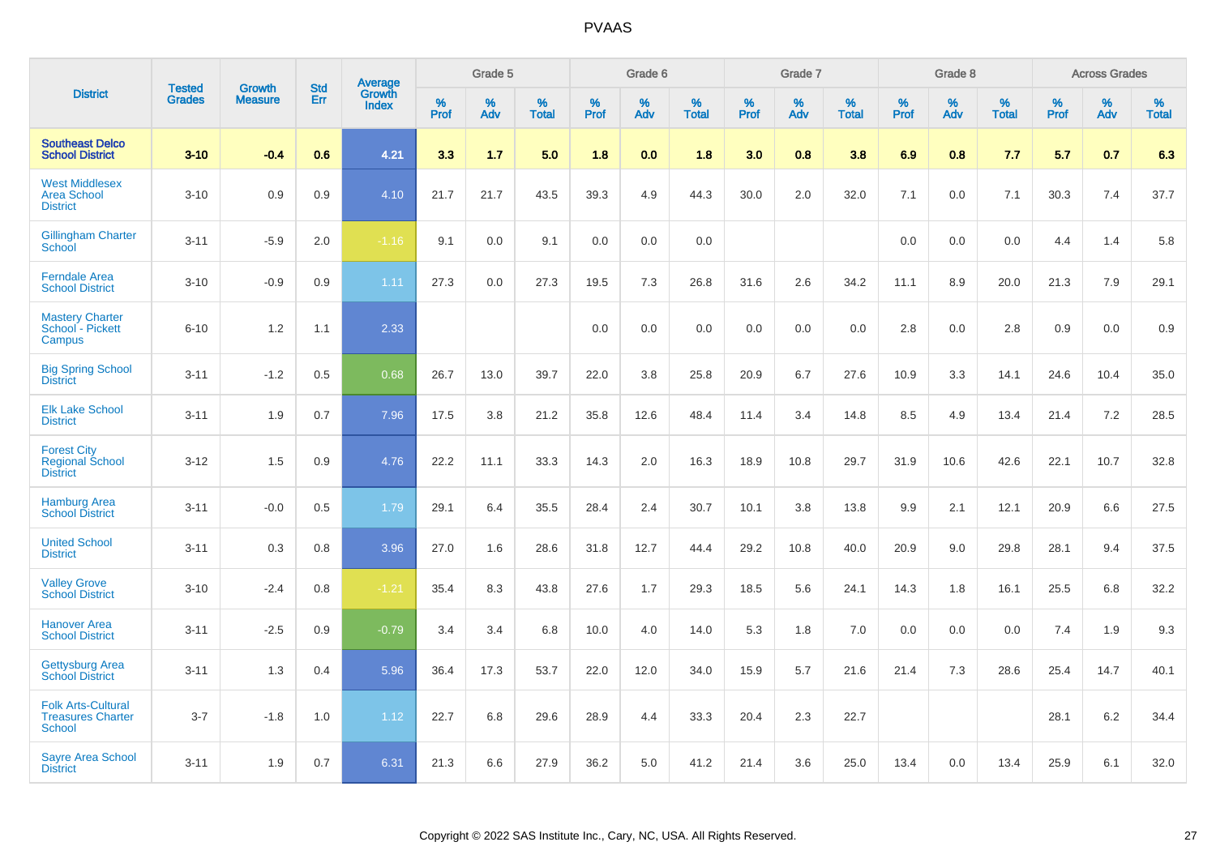# PVAAS

| District | Tested Grades | Growth Measure | Std Err | Average Growth Index | Grade 5 | | | Grade 6 | | | Grade 7 | | | Grade 8 | | | Across Grades | | |
|---|---|---|---|---|---|---|---|---|---|---|---|---|---|---|---|---|---|---|---|
| | | | | | % Prof | % Adv | % Total | % Prof | % Adv | % Total | % Prof | % Adv | % Total | % Prof | % Adv | % Total | % Prof | % Adv | % Total |
| **Southeast Delco School District** | **3-10** | **-0.4** | **0.6** | **4.21** | **3.3** | **1.7** | **5.0** | **1.8** | **0.0** | **1.8** | **3.0** | **0.8** | **3.8** | **6.9** | **0.8** | **7.7** | **5.7** | **0.7** | **6.3** |
| West Middlesex Area School District | 3-10 | 0.9 | 0.9 | 4.10 | 21.7 | 21.7 | 43.5 | 39.3 | 4.9 | 44.3 | 30.0 | 2.0 | 32.0 | 7.1 | 0.0 | 7.1 | 30.3 | 7.4 | 37.7 |
| Gillingham Charter School | 3-11 | -5.9 | 2.0 | -1.16 | 9.1 | 0.0 | 9.1 | 0.0 | 0.0 | 0.0 | | | | 0.0 | 0.0 | 0.0 | 4.4 | 1.4 | 5.8 |
| Ferndale Area School District | 3-10 | -0.9 | 0.9 | 1.11 | 27.3 | 0.0 | 27.3 | 19.5 | 7.3 | 26.8 | 31.6 | 2.6 | 34.2 | 11.1 | 8.9 | 20.0 | 21.3 | 7.9 | 29.1 |
| Mastery Charter School - Pickett Campus | 6-10 | 1.2 | 1.1 | 2.33 | | | | 0.0 | 0.0 | 0.0 | 0.0 | 0.0 | 0.0 | 2.8 | 0.0 | 2.8 | 0.9 | 0.0 | 0.9 |
| Big Spring School District | 3-11 | -1.2 | 0.5 | 0.68 | 26.7 | 13.0 | 39.7 | 22.0 | 3.8 | 25.8 | 20.9 | 6.7 | 27.6 | 10.9 | 3.3 | 14.1 | 24.6 | 10.4 | 35.0 |
| Elk Lake School District | 3-11 | 1.9 | 0.7 | 7.96 | 17.5 | 3.8 | 21.2 | 35.8 | 12.6 | 48.4 | 11.4 | 3.4 | 14.8 | 8.5 | 4.9 | 13.4 | 21.4 | 7.2 | 28.5 |
| Forest City Regional School District | 3-12 | 1.5 | 0.9 | 4.76 | 22.2 | 11.1 | 33.3 | 14.3 | 2.0 | 16.3 | 18.9 | 10.8 | 29.7 | 31.9 | 10.6 | 42.6 | 22.1 | 10.7 | 32.8 |
| Hamburg Area School District | 3-11 | -0.0 | 0.5 | 1.79 | 29.1 | 6.4 | 35.5 | 28.4 | 2.4 | 30.7 | 10.1 | 3.8 | 13.8 | 9.9 | 2.1 | 12.1 | 20.9 | 6.6 | 27.5 |
| United School District | 3-11 | 0.3 | 0.8 | 3.96 | 27.0 | 1.6 | 28.6 | 31.8 | 12.7 | 44.4 | 29.2 | 10.8 | 40.0 | 20.9 | 9.0 | 29.8 | 28.1 | 9.4 | 37.5 |
| Valley Grove School District | 3-10 | -2.4 | 0.8 | -1.21 | 35.4 | 8.3 | 43.8 | 27.6 | 1.7 | 29.3 | 18.5 | 5.6 | 24.1 | 14.3 | 1.8 | 16.1 | 25.5 | 6.8 | 32.2 |
| Hanover Area School District | 3-11 | -2.5 | 0.9 | -0.79 | 3.4 | 3.4 | 6.8 | 10.0 | 4.0 | 14.0 | 5.3 | 1.8 | 7.0 | 0.0 | 0.0 | 0.0 | 7.4 | 1.9 | 9.3 |
| Gettysburg Area School District | 3-11 | 1.3 | 0.4 | 5.96 | 36.4 | 17.3 | 53.7 | 22.0 | 12.0 | 34.0 | 15.9 | 5.7 | 21.6 | 21.4 | 7.3 | 28.6 | 25.4 | 14.7 | 40.1 |
| Folk Arts-Cultural Treasures Charter School | 3-7 | -1.8 | 1.0 | 1.12 | 22.7 | 6.8 | 29.6 | 28.9 | 4.4 | 33.3 | 20.4 | 2.3 | 22.7 | | | | 28.1 | 6.2 | 34.4 |
| Sayre Area School District | 3-11 | 1.9 | 0.7 | 6.31 | 21.3 | 6.6 | 27.9 | 36.2 | 5.0 | 41.2 | 21.4 | 3.6 | 25.0 | 13.4 | 0.0 | 13.4 | 25.9 | 6.1 | 32.0 |

Copyright © 2022 SAS Institute Inc., Cary, NC, USA. All Rights Reserved.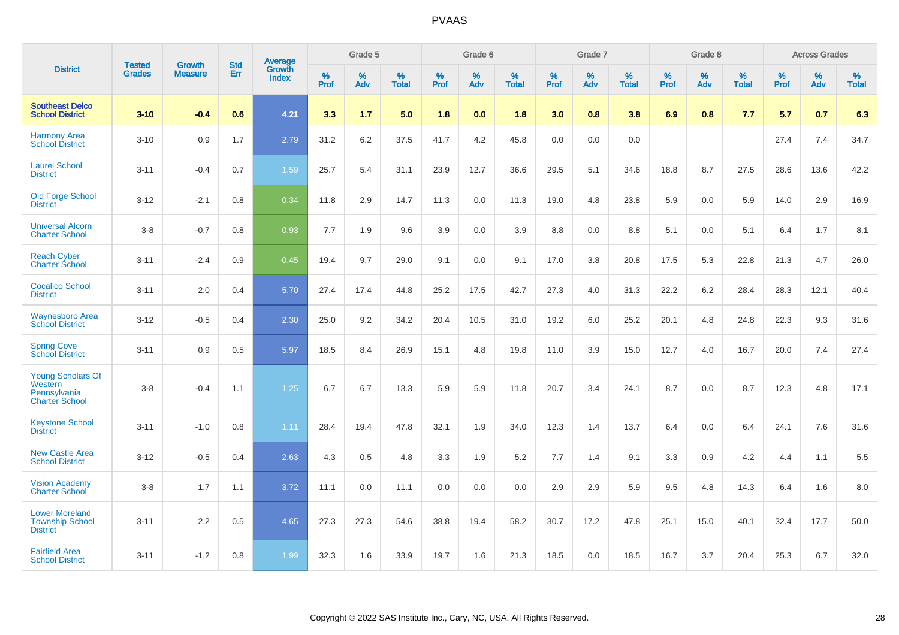# PVAAS

| District | Tested Grades | Growth Measure | Std Err | Average Growth Index | Grade 5 | | | Grade 6 | | | Grade 7 | | | Grade 8 | | | Across Grades | | |
|---|---|---|---|---|---|---|---|---|---|---|---|---|---|---|---|---|---|---|---|
| | | | | | % Prof | % Adv | % Total | % Prof | % Adv | % Total | % Prof | % Adv | % Total | % Prof | % Adv | % Total | % Prof | % Adv | % Total |
| **Southeast Delco School District** | **3-10** | **-0.4** | **0.6** | **4.21** | **3.3** | **1.7** | **5.0** | **1.8** | **0.0** | **1.8** | **3.0** | **0.8** | **3.8** | **6.9** | **0.8** | **7.7** | **5.7** | **0.7** | **6.3** |
| Harmony Area School District | 3-10 | 0.9 | 1.7 | 2.79 | 31.2 | 6.2 | 37.5 | 41.7 | 4.2 | 45.8 | 0.0 | 0.0 | 0.0 | | | | 27.4 | 7.4 | 34.7 |
| Laurel School District | 3-11 | -0.4 | 0.7 | 1.59 | 25.7 | 5.4 | 31.1 | 23.9 | 12.7 | 36.6 | 29.5 | 5.1 | 34.6 | 18.8 | 8.7 | 27.5 | 28.6 | 13.6 | 42.2 |
| Old Forge School District | 3-12 | -2.1 | 0.8 | 0.34 | 11.8 | 2.9 | 14.7 | 11.3 | 0.0 | 11.3 | 19.0 | 4.8 | 23.8 | 5.9 | 0.0 | 5.9 | 14.0 | 2.9 | 16.9 |
| Universal Alcorn Charter School | 3-8 | -0.7 | 0.8 | 0.93 | 7.7 | 1.9 | 9.6 | 3.9 | 0.0 | 3.9 | 8.8 | 0.0 | 8.8 | 5.1 | 0.0 | 5.1 | 6.4 | 1.7 | 8.1 |
| Reach Cyber Charter School | 3-11 | -2.4 | 0.9 | -0.45 | 19.4 | 9.7 | 29.0 | 9.1 | 0.0 | 9.1 | 17.0 | 3.8 | 20.8 | 17.5 | 5.3 | 22.8 | 21.3 | 4.7 | 26.0 |
| Cocalico School District | 3-11 | 2.0 | 0.4 | 5.70 | 27.4 | 17.4 | 44.8 | 25.2 | 17.5 | 42.7 | 27.3 | 4.0 | 31.3 | 22.2 | 6.2 | 28.4 | 28.3 | 12.1 | 40.4 |
| Waynesboro Area School District | 3-12 | -0.5 | 0.4 | 2.30 | 25.0 | 9.2 | 34.2 | 20.4 | 10.5 | 31.0 | 19.2 | 6.0 | 25.2 | 20.1 | 4.8 | 24.8 | 22.3 | 9.3 | 31.6 |
| Spring Cove School District | 3-11 | 0.9 | 0.5 | 5.97 | 18.5 | 8.4 | 26.9 | 15.1 | 4.8 | 19.8 | 11.0 | 3.9 | 15.0 | 12.7 | 4.0 | 16.7 | 20.0 | 7.4 | 27.4 |
| Young Scholars Of Western Pennsylvania Charter School | 3-8 | -0.4 | 1.1 | 1.25 | 6.7 | 6.7 | 13.3 | 5.9 | 5.9 | 11.8 | 20.7 | 3.4 | 24.1 | 8.7 | 0.0 | 8.7 | 12.3 | 4.8 | 17.1 |
| Keystone School District | 3-11 | -1.0 | 0.8 | 1.11 | 28.4 | 19.4 | 47.8 | 32.1 | 1.9 | 34.0 | 12.3 | 1.4 | 13.7 | 6.4 | 0.0 | 6.4 | 24.1 | 7.6 | 31.6 |
| New Castle Area School District | 3-12 | -0.5 | 0.4 | 2.63 | 4.3 | 0.5 | 4.8 | 3.3 | 1.9 | 5.2 | 7.7 | 1.4 | 9.1 | 3.3 | 0.9 | 4.2 | 4.4 | 1.1 | 5.5 |
| Vision Academy Charter School | 3-8 | 1.7 | 1.1 | 3.72 | 11.1 | 0.0 | 11.1 | 0.0 | 0.0 | 0.0 | 2.9 | 2.9 | 5.9 | 9.5 | 4.8 | 14.3 | 6.4 | 1.6 | 8.0 |
| Lower Moreland Township School District | 3-11 | 2.2 | 0.5 | 4.65 | 27.3 | 27.3 | 54.6 | 38.8 | 19.4 | 58.2 | 30.7 | 17.2 | 47.8 | 25.1 | 15.0 | 40.1 | 32.4 | 17.7 | 50.0 |
| Fairfield Area School District | 3-11 | -1.2 | 0.8 | 1.99 | 32.3 | 1.6 | 33.9 | 19.7 | 1.6 | 21.3 | 18.5 | 0.0 | 18.5 | 16.7 | 3.7 | 20.4 | 25.3 | 6.7 | 32.0 |

Copyright © 2022 SAS Institute Inc., Cary, NC, USA. All Rights Reserved.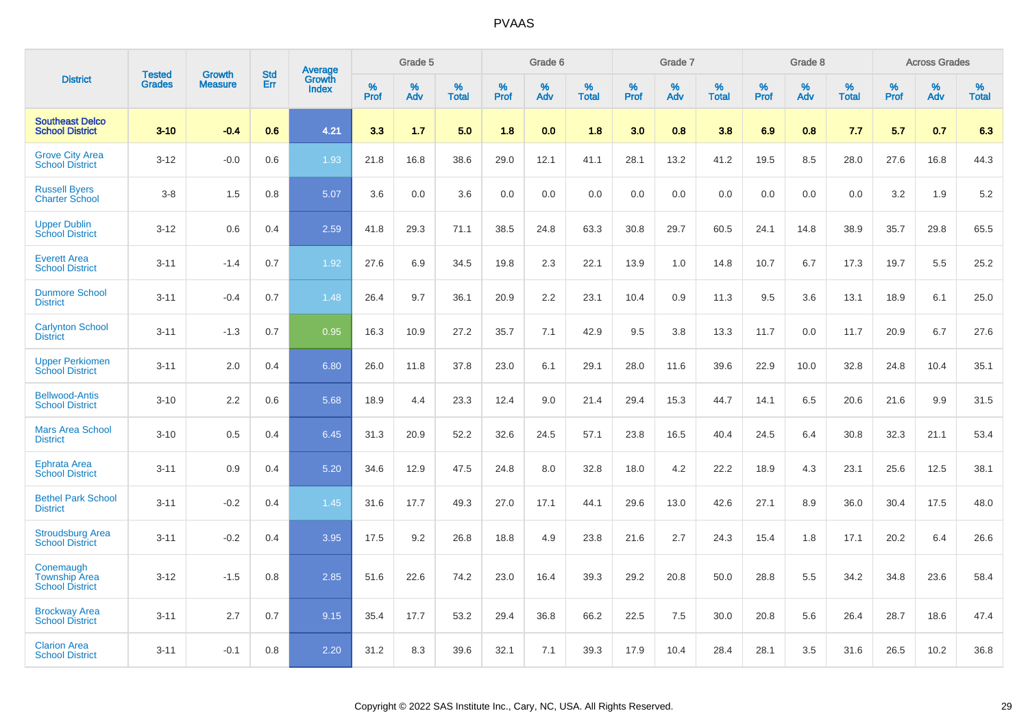# PVAAS

| District | Tested Grades | Growth Measure | Std Err | Average Growth Index | Grade 5 | | | Grade 6 | | | Grade 7 | | | Grade 8 | | | Across Grades | | |
|---|---|---|---|---|---|---|---|---|---|---|---|---|---|---|---|---|---|---|---|
| | | | | | % Prof | % Adv | % Total | % Prof | % Adv | % Total | % Prof | % Adv | % Total | % Prof | % Adv | % Total | % Prof | % Adv | % Total |
| **Southeast Delco School District** | **3-10** | **-0.4** | **0.6** | **4.21** | **3.3** | **1.7** | **5.0** | **1.8** | **0.0** | **1.8** | **3.0** | **0.8** | **3.8** | **6.9** | **0.8** | **7.7** | **5.7** | **0.7** | **6.3** |
| Grove City Area School District | 3-12 | -0.0 | 0.6 | 1.93 | 21.8 | 16.8 | 38.6 | 29.0 | 12.1 | 41.1 | 28.1 | 13.2 | 41.2 | 19.5 | 8.5 | 28.0 | 27.6 | 16.8 | 44.3 |
| Russell Byers Charter School | 3-8 | 1.5 | 0.8 | 5.07 | 3.6 | 0.0 | 3.6 | 0.0 | 0.0 | 0.0 | 0.0 | 0.0 | 0.0 | 0.0 | 0.0 | 0.0 | 3.2 | 1.9 | 5.2 |
| Upper Dublin School District | 3-12 | 0.6 | 0.4 | 2.59 | 41.8 | 29.3 | 71.1 | 38.5 | 24.8 | 63.3 | 30.8 | 29.7 | 60.5 | 24.1 | 14.8 | 38.9 | 35.7 | 29.8 | 65.5 |
| Everett Area School District | 3-11 | -1.4 | 0.7 | 1.92 | 27.6 | 6.9 | 34.5 | 19.8 | 2.3 | 22.1 | 13.9 | 1.0 | 14.8 | 10.7 | 6.7 | 17.3 | 19.7 | 5.5 | 25.2 |
| Dunmore School District | 3-11 | -0.4 | 0.7 | 1.48 | 26.4 | 9.7 | 36.1 | 20.9 | 2.2 | 23.1 | 10.4 | 0.9 | 11.3 | 9.5 | 3.6 | 13.1 | 18.9 | 6.1 | 25.0 |
| Carlynton School District | 3-11 | -1.3 | 0.7 | 0.95 | 16.3 | 10.9 | 27.2 | 35.7 | 7.1 | 42.9 | 9.5 | 3.8 | 13.3 | 11.7 | 0.0 | 11.7 | 20.9 | 6.7 | 27.6 |
| Upper Perkiomen School District | 3-11 | 2.0 | 0.4 | 6.80 | 26.0 | 11.8 | 37.8 | 23.0 | 6.1 | 29.1 | 28.0 | 11.6 | 39.6 | 22.9 | 10.0 | 32.8 | 24.8 | 10.4 | 35.1 |
| Bellwood-Antis School District | 3-10 | 2.2 | 0.6 | 5.68 | 18.9 | 4.4 | 23.3 | 12.4 | 9.0 | 21.4 | 29.4 | 15.3 | 44.7 | 14.1 | 6.5 | 20.6 | 21.6 | 9.9 | 31.5 |
| Mars Area School District | 3-10 | 0.5 | 0.4 | 6.45 | 31.3 | 20.9 | 52.2 | 32.6 | 24.5 | 57.1 | 23.8 | 16.5 | 40.4 | 24.5 | 6.4 | 30.8 | 32.3 | 21.1 | 53.4 |
| Ephrata Area School District | 3-11 | 0.9 | 0.4 | 5.20 | 34.6 | 12.9 | 47.5 | 24.8 | 8.0 | 32.8 | 18.0 | 4.2 | 22.2 | 18.9 | 4.3 | 23.1 | 25.6 | 12.5 | 38.1 |
| Bethel Park School District | 3-11 | -0.2 | 0.4 | 1.45 | 31.6 | 17.7 | 49.3 | 27.0 | 17.1 | 44.1 | 29.6 | 13.0 | 42.6 | 27.1 | 8.9 | 36.0 | 30.4 | 17.5 | 48.0 |
| Stroudsburg Area School District | 3-11 | -0.2 | 0.4 | 3.95 | 17.5 | 9.2 | 26.8 | 18.8 | 4.9 | 23.8 | 21.6 | 2.7 | 24.3 | 15.4 | 1.8 | 17.1 | 20.2 | 6.4 | 26.6 |
| Conemaugh Township Area School District | 3-12 | -1.5 | 0.8 | 2.85 | 51.6 | 22.6 | 74.2 | 23.0 | 16.4 | 39.3 | 29.2 | 20.8 | 50.0 | 28.8 | 5.5 | 34.2 | 34.8 | 23.6 | 58.4 |
| Brockway Area School District | 3-11 | 2.7 | 0.7 | 9.15 | 35.4 | 17.7 | 53.2 | 29.4 | 36.8 | 66.2 | 22.5 | 7.5 | 30.0 | 20.8 | 5.6 | 26.4 | 28.7 | 18.6 | 47.4 |
| Clarion Area School District | 3-11 | -0.1 | 0.8 | 2.20 | 31.2 | 8.3 | 39.6 | 32.1 | 7.1 | 39.3 | 17.9 | 10.4 | 28.4 | 28.1 | 3.5 | 31.6 | 26.5 | 10.2 | 36.8 |

Copyright © 2022 SAS Institute Inc., Cary, NC, USA. All Rights Reserved.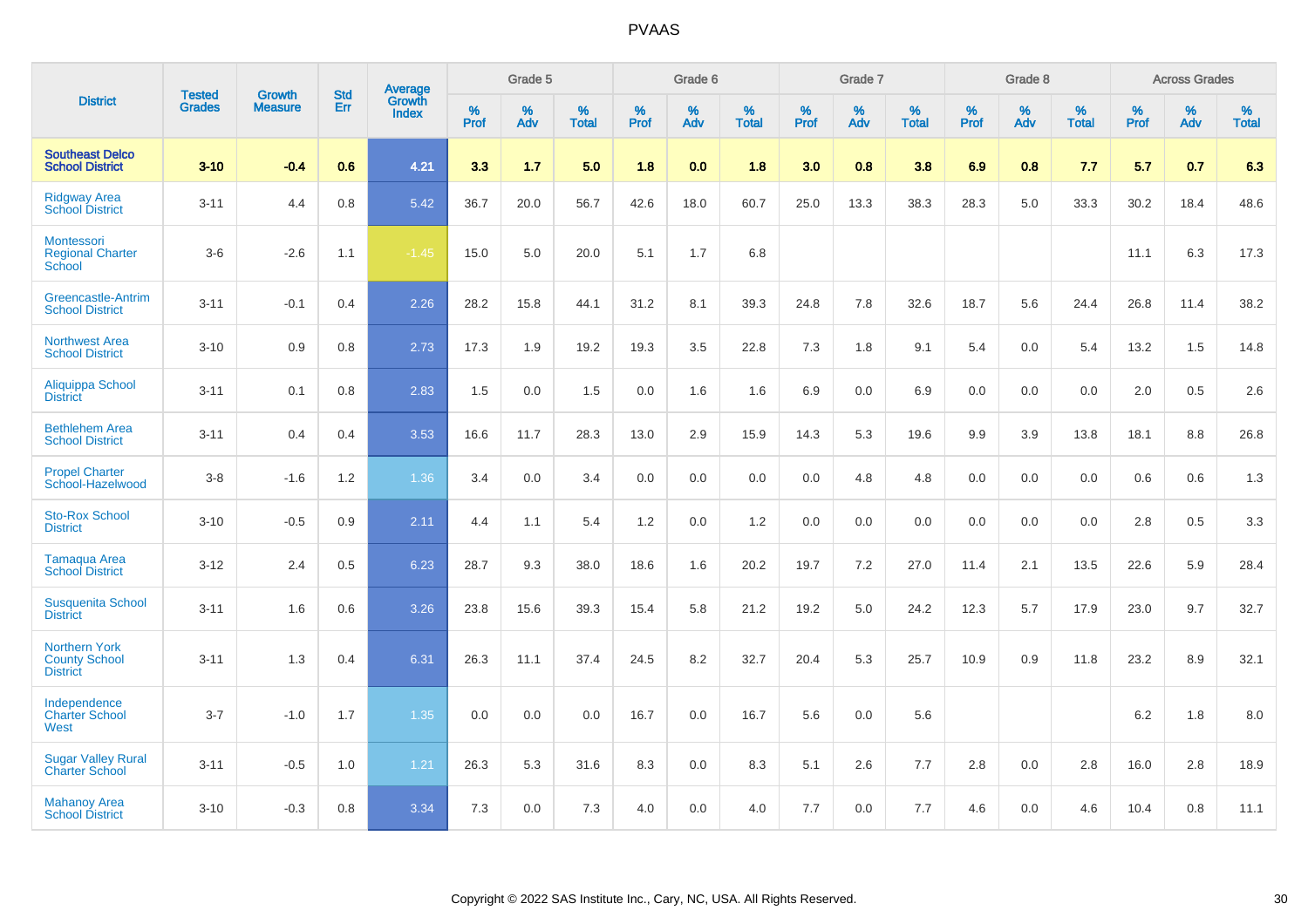# PVAAS

| District | Tested Grades | Growth Measure | Std Err | Average Growth Index | Grade 5 | | | Grade 6 | | | Grade 7 | | | Grade 8 | | | Across Grades | | |
|---|---|---|---|---|---|---|---|---|---|---|---|---|---|---|---|---|---|---|---|
| | | | | | % Prof | % Adv | % Total | % Prof | % Adv | % Total | % Prof | % Adv | % Total | % Prof | % Adv | % Total | % Prof | % Adv | % Total |
| **Southeast Delco School District** | **3-10** | **-0.4** | **0.6** | **4.21** | **3.3** | **1.7** | **5.0** | **1.8** | **0.0** | **1.8** | **3.0** | **0.8** | **3.8** | **6.9** | **0.8** | **7.7** | **5.7** | **0.7** | **6.3** |
| Ridgway Area School District | 3-11 | 4.4 | 0.8 | 5.42 | 36.7 | 20.0 | 56.7 | 42.6 | 18.0 | 60.7 | 25.0 | 13.3 | 38.3 | 28.3 | 5.0 | 33.3 | 30.2 | 18.4 | 48.6 |
| Montessori Regional Charter School | 3-6 | -2.6 | 1.1 | -1.45 | 15.0 | 5.0 | 20.0 | 5.1 | 1.7 | 6.8 | | | | | | | 11.1 | 6.3 | 17.3 |
| Greencastle-Antrim School District | 3-11 | -0.1 | 0.4 | 2.26 | 28.2 | 15.8 | 44.1 | 31.2 | 8.1 | 39.3 | 24.8 | 7.8 | 32.6 | 18.7 | 5.6 | 24.4 | 26.8 | 11.4 | 38.2 |
| Northwest Area School District | 3-10 | 0.9 | 0.8 | 2.73 | 17.3 | 1.9 | 19.2 | 19.3 | 3.5 | 22.8 | 7.3 | 1.8 | 9.1 | 5.4 | 0.0 | 5.4 | 13.2 | 1.5 | 14.8 |
| Aliquippa School District | 3-11 | 0.1 | 0.8 | 2.83 | 1.5 | 0.0 | 1.5 | 0.0 | 1.6 | 1.6 | 6.9 | 0.0 | 6.9 | 0.0 | 0.0 | 0.0 | 2.0 | 0.5 | 2.6 |
| Bethlehem Area School District | 3-11 | 0.4 | 0.4 | 3.53 | 16.6 | 11.7 | 28.3 | 13.0 | 2.9 | 15.9 | 14.3 | 5.3 | 19.6 | 9.9 | 3.9 | 13.8 | 18.1 | 8.8 | 26.8 |
| Propel Charter School-Hazelwood | 3-8 | -1.6 | 1.2 | 1.36 | 3.4 | 0.0 | 3.4 | 0.0 | 0.0 | 0.0 | 0.0 | 4.8 | 4.8 | 0.0 | 0.0 | 0.0 | 0.6 | 0.6 | 1.3 |
| Sto-Rox School District | 3-10 | -0.5 | 0.9 | 2.11 | 4.4 | 1.1 | 5.4 | 1.2 | 0.0 | 1.2 | 0.0 | 0.0 | 0.0 | 0.0 | 0.0 | 0.0 | 2.8 | 0.5 | 3.3 |
| Tamaqua Area School District | 3-12 | 2.4 | 0.5 | 6.23 | 28.7 | 9.3 | 38.0 | 18.6 | 1.6 | 20.2 | 19.7 | 7.2 | 27.0 | 11.4 | 2.1 | 13.5 | 22.6 | 5.9 | 28.4 |
| Susquenita School District | 3-11 | 1.6 | 0.6 | 3.26 | 23.8 | 15.6 | 39.3 | 15.4 | 5.8 | 21.2 | 19.2 | 5.0 | 24.2 | 12.3 | 5.7 | 17.9 | 23.0 | 9.7 | 32.7 |
| Northern York County School District | 3-11 | 1.3 | 0.4 | 6.31 | 26.3 | 11.1 | 37.4 | 24.5 | 8.2 | 32.7 | 20.4 | 5.3 | 25.7 | 10.9 | 0.9 | 11.8 | 23.2 | 8.9 | 32.1 |
| Independence Charter School West | 3-7 | -1.0 | 1.7 | 1.35 | 0.0 | 0.0 | 0.0 | 16.7 | 0.0 | 16.7 | 5.6 | 0.0 | 5.6 | | | | 6.2 | 1.8 | 8.0 |
| Sugar Valley Rural Charter School | 3-11 | -0.5 | 1.0 | 1.21 | 26.3 | 5.3 | 31.6 | 8.3 | 0.0 | 8.3 | 5.1 | 2.6 | 7.7 | 2.8 | 0.0 | 2.8 | 16.0 | 2.8 | 18.9 |
| Mahanoy Area School District | 3-10 | -0.3 | 0.8 | 3.34 | 7.3 | 0.0 | 7.3 | 4.0 | 0.0 | 4.0 | 7.7 | 0.0 | 7.7 | 4.6 | 0.0 | 4.6 | 10.4 | 0.8 | 11.1 |

Copyright © 2022 SAS Institute Inc., Cary, NC, USA. All Rights Reserved.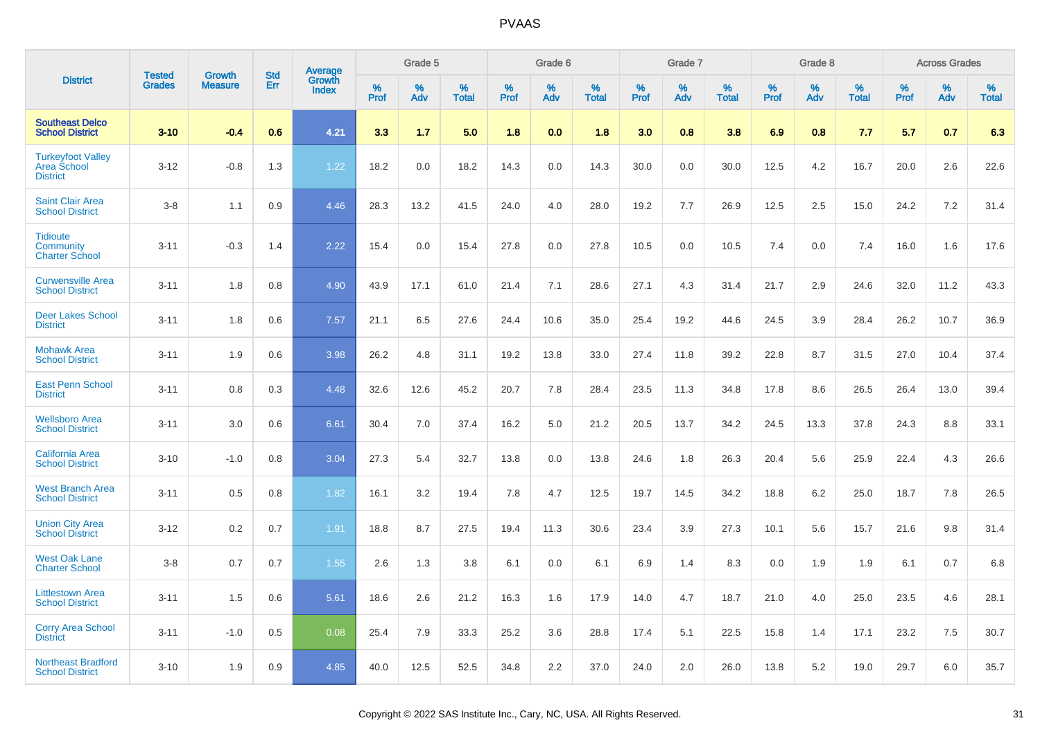| District | Tested Grades | Growth Measure | Std Err | Average Growth Index | Grade 5 | | | Grade 6 | | | Grade 7 | | | Grade 8 | | | Across Grades | | |
|---|---|---|---|---|---|---|---|---|---|---|---|---|---|---|---|---|---|---|---|
| | | | | | % Prof | % Adv | % Total | % Prof | % Adv | % Total | % Prof | % Adv | % Total | % Prof | % Adv | % Total | % Prof | % Adv | % Total |
| **Southeast Delco School District** | **3-10** | **-0.4** | **0.6** | **4.21** | **3.3** | **1.7** | **5.0** | **1.8** | **0.0** | **1.8** | **3.0** | **0.8** | **3.8** | **6.9** | **0.8** | **7.7** | **5.7** | **0.7** | **6.3** |
| Turkeyfoot Valley Area School District | 3-12 | -0.8 | 1.3 | 1.22 | 18.2 | 0.0 | 18.2 | 14.3 | 0.0 | 14.3 | 30.0 | 0.0 | 30.0 | 12.5 | 4.2 | 16.7 | 20.0 | 2.6 | 22.6 |
| Saint Clair Area School District | 3-8 | 1.1 | 0.9 | 4.46 | 28.3 | 13.2 | 41.5 | 24.0 | 4.0 | 28.0 | 19.2 | 7.7 | 26.9 | 12.5 | 2.5 | 15.0 | 24.2 | 7.2 | 31.4 |
| Tidioute Community Charter School | 3-11 | -0.3 | 1.4 | 2.22 | 15.4 | 0.0 | 15.4 | 27.8 | 0.0 | 27.8 | 10.5 | 0.0 | 10.5 | 7.4 | 0.0 | 7.4 | 16.0 | 1.6 | 17.6 |
| Curwensville Area School District | 3-11 | 1.8 | 0.8 | 4.90 | 43.9 | 17.1 | 61.0 | 21.4 | 7.1 | 28.6 | 27.1 | 4.3 | 31.4 | 21.7 | 2.9 | 24.6 | 32.0 | 11.2 | 43.3 |
| Deer Lakes School District | 3-11 | 1.8 | 0.6 | 7.57 | 21.1 | 6.5 | 27.6 | 24.4 | 10.6 | 35.0 | 25.4 | 19.2 | 44.6 | 24.5 | 3.9 | 28.4 | 26.2 | 10.7 | 36.9 |
| Mohawk Area School District | 3-11 | 1.9 | 0.6 | 3.98 | 26.2 | 4.8 | 31.1 | 19.2 | 13.8 | 33.0 | 27.4 | 11.8 | 39.2 | 22.8 | 8.7 | 31.5 | 27.0 | 10.4 | 37.4 |
| East Penn School District | 3-11 | 0.8 | 0.3 | 4.48 | 32.6 | 12.6 | 45.2 | 20.7 | 7.8 | 28.4 | 23.5 | 11.3 | 34.8 | 17.8 | 8.6 | 26.5 | 26.4 | 13.0 | 39.4 |
| Wellsboro Area School District | 3-11 | 3.0 | 0.6 | 6.61 | 30.4 | 7.0 | 37.4 | 16.2 | 5.0 | 21.2 | 20.5 | 13.7 | 34.2 | 24.5 | 13.3 | 37.8 | 24.3 | 8.8 | 33.1 |
| California Area School District | 3-10 | -1.0 | 0.8 | 3.04 | 27.3 | 5.4 | 32.7 | 13.8 | 0.0 | 13.8 | 24.6 | 1.8 | 26.3 | 20.4 | 5.6 | 25.9 | 22.4 | 4.3 | 26.6 |
| West Branch Area School District | 3-11 | 0.5 | 0.8 | 1.82 | 16.1 | 3.2 | 19.4 | 7.8 | 4.7 | 12.5 | 19.7 | 14.5 | 34.2 | 18.8 | 6.2 | 25.0 | 18.7 | 7.8 | 26.5 |
| Union City Area School District | 3-12 | 0.2 | 0.7 | 1.91 | 18.8 | 8.7 | 27.5 | 19.4 | 11.3 | 30.6 | 23.4 | 3.9 | 27.3 | 10.1 | 5.6 | 15.7 | 21.6 | 9.8 | 31.4 |
| West Oak Lane Charter School | 3-8 | 0.7 | 0.7 | 1.55 | 2.6 | 1.3 | 3.8 | 6.1 | 0.0 | 6.1 | 6.9 | 1.4 | 8.3 | 0.0 | 1.9 | 1.9 | 6.1 | 0.7 | 6.8 |
| Littlestown Area School District | 3-11 | 1.5 | 0.6 | 5.61 | 18.6 | 2.6 | 21.2 | 16.3 | 1.6 | 17.9 | 14.0 | 4.7 | 18.7 | 21.0 | 4.0 | 25.0 | 23.5 | 4.6 | 28.1 |
| Corry Area School District | 3-11 | -1.0 | 0.5 | 0.08 | 25.4 | 7.9 | 33.3 | 25.2 | 3.6 | 28.8 | 17.4 | 5.1 | 22.5 | 15.8 | 1.4 | 17.1 | 23.2 | 7.5 | 30.7 |
| Northeast Bradford School District | 3-10 | 1.9 | 0.9 | 4.85 | 40.0 | 12.5 | 52.5 | 34.8 | 2.2 | 37.0 | 24.0 | 2.0 | 26.0 | 13.8 | 5.2 | 19.0 | 29.7 | 6.0 | 35.7 |

Copyright © 2022 SAS Institute Inc., Cary, NC, USA. All Rights Reserved.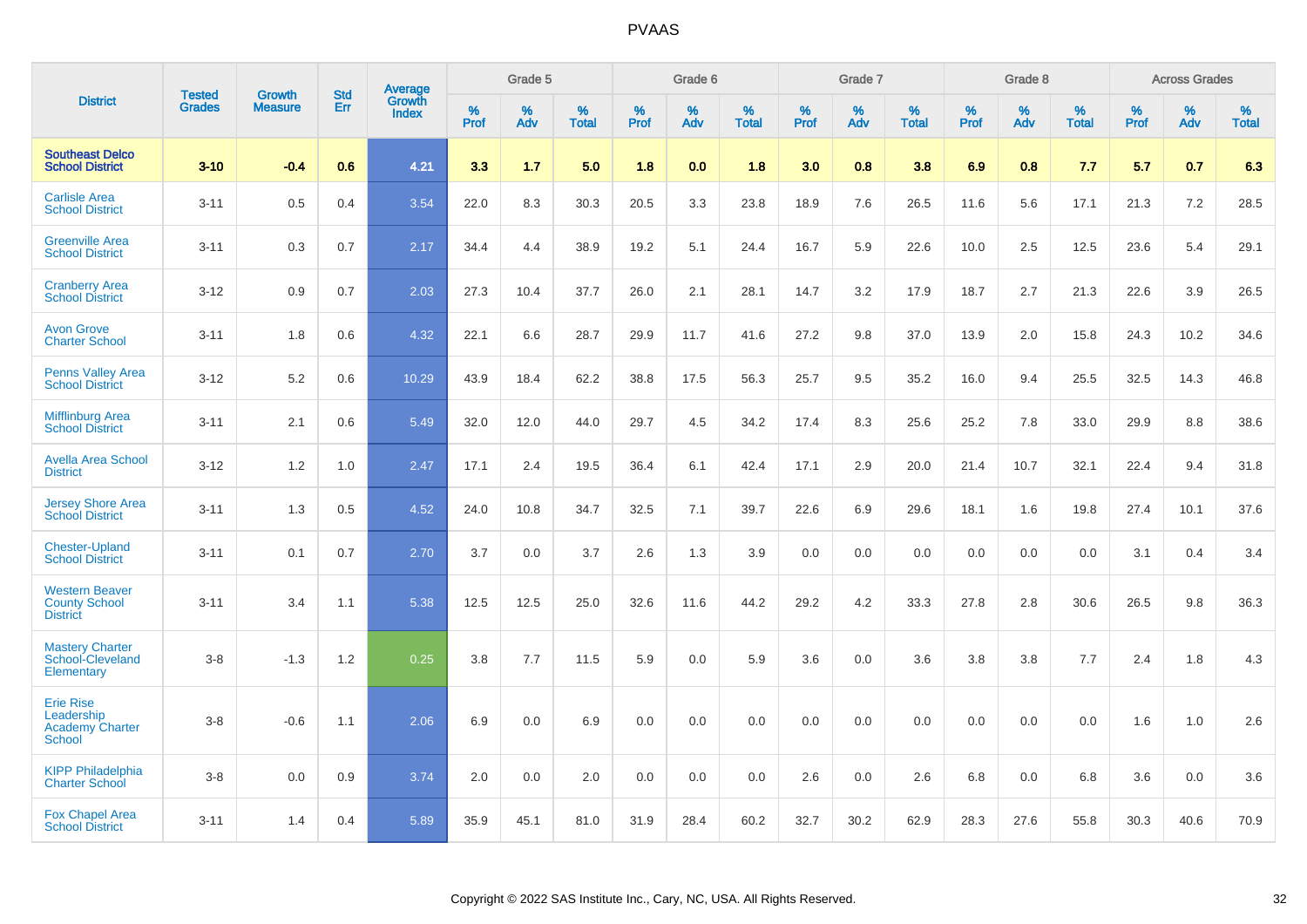# PVAAS

| District | Tested Grades | Growth Measure | Std Err | Average Growth Index | Grade 5 | | | Grade 6 | | | Grade 7 | | | Grade 8 | | | Across Grades | | |
|---|---|---|---|---|---|---|---|---|---|---|---|---|---|---|---|---|---|---|---|
| | | | | | % Prof | % Adv | % Total | % Prof | % Adv | % Total | % Prof | % Adv | % Total | % Prof | % Adv | % Total | % Prof | % Adv | % Total |
| **Southeast Delco School District** | **3-10** | **-0.4** | **0.6** | **4.21** | **3.3** | **1.7** | **5.0** | **1.8** | **0.0** | **1.8** | **3.0** | **0.8** | **3.8** | **6.9** | **0.8** | **7.7** | **5.7** | **0.7** | **6.3** |
| Carlisle Area School District | 3-11 | 0.5 | 0.4 | 3.54 | 22.0 | 8.3 | 30.3 | 20.5 | 3.3 | 23.8 | 18.9 | 7.6 | 26.5 | 11.6 | 5.6 | 17.1 | 21.3 | 7.2 | 28.5 |
| Greenville Area School District | 3-11 | 0.3 | 0.7 | 2.17 | 34.4 | 4.4 | 38.9 | 19.2 | 5.1 | 24.4 | 16.7 | 5.9 | 22.6 | 10.0 | 2.5 | 12.5 | 23.6 | 5.4 | 29.1 |
| Cranberry Area School District | 3-12 | 0.9 | 0.7 | 2.03 | 27.3 | 10.4 | 37.7 | 26.0 | 2.1 | 28.1 | 14.7 | 3.2 | 17.9 | 18.7 | 2.7 | 21.3 | 22.6 | 3.9 | 26.5 |
| Avon Grove Charter School | 3-11 | 1.8 | 0.6 | 4.32 | 22.1 | 6.6 | 28.7 | 29.9 | 11.7 | 41.6 | 27.2 | 9.8 | 37.0 | 13.9 | 2.0 | 15.8 | 24.3 | 10.2 | 34.6 |
| Penns Valley Area School District | 3-12 | 5.2 | 0.6 | 10.29 | 43.9 | 18.4 | 62.2 | 38.8 | 17.5 | 56.3 | 25.7 | 9.5 | 35.2 | 16.0 | 9.4 | 25.5 | 32.5 | 14.3 | 46.8 |
| Mifflinburg Area School District | 3-11 | 2.1 | 0.6 | 5.49 | 32.0 | 12.0 | 44.0 | 29.7 | 4.5 | 34.2 | 17.4 | 8.3 | 25.6 | 25.2 | 7.8 | 33.0 | 29.9 | 8.8 | 38.6 |
| Avella Area School District | 3-12 | 1.2 | 1.0 | 2.47 | 17.1 | 2.4 | 19.5 | 36.4 | 6.1 | 42.4 | 17.1 | 2.9 | 20.0 | 21.4 | 10.7 | 32.1 | 22.4 | 9.4 | 31.8 |
| Jersey Shore Area School District | 3-11 | 1.3 | 0.5 | 4.52 | 24.0 | 10.8 | 34.7 | 32.5 | 7.1 | 39.7 | 22.6 | 6.9 | 29.6 | 18.1 | 1.6 | 19.8 | 27.4 | 10.1 | 37.6 |
| Chester-Upland School District | 3-11 | 0.1 | 0.7 | 2.70 | 3.7 | 0.0 | 3.7 | 2.6 | 1.3 | 3.9 | 0.0 | 0.0 | 0.0 | 0.0 | 0.0 | 0.0 | 3.1 | 0.4 | 3.4 |
| Western Beaver County School District | 3-11 | 3.4 | 1.1 | 5.38 | 12.5 | 12.5 | 25.0 | 32.6 | 11.6 | 44.2 | 29.2 | 4.2 | 33.3 | 27.8 | 2.8 | 30.6 | 26.5 | 9.8 | 36.3 |
| Mastery Charter School-Cleveland Elementary | 3-8 | -1.3 | 1.2 | 0.25 | 3.8 | 7.7 | 11.5 | 5.9 | 0.0 | 5.9 | 3.6 | 0.0 | 3.6 | 3.8 | 3.8 | 7.7 | 2.4 | 1.8 | 4.3 |
| Erie Rise Leadership Academy Charter School | 3-8 | -0.6 | 1.1 | 2.06 | 6.9 | 0.0 | 6.9 | 0.0 | 0.0 | 0.0 | 0.0 | 0.0 | 0.0 | 0.0 | 0.0 | 0.0 | 1.6 | 1.0 | 2.6 |
| KIPP Philadelphia Charter School | 3-8 | 0.0 | 0.9 | 3.74 | 2.0 | 0.0 | 2.0 | 0.0 | 0.0 | 0.0 | 2.6 | 0.0 | 2.6 | 6.8 | 0.0 | 6.8 | 3.6 | 0.0 | 3.6 |
| Fox Chapel Area School District | 3-11 | 1.4 | 0.4 | 5.89 | 35.9 | 45.1 | 81.0 | 31.9 | 28.4 | 60.2 | 32.7 | 30.2 | 62.9 | 28.3 | 27.6 | 55.8 | 30.3 | 40.6 | 70.9 |

Copyright © 2022 SAS Institute Inc., Cary, NC, USA. All Rights Reserved.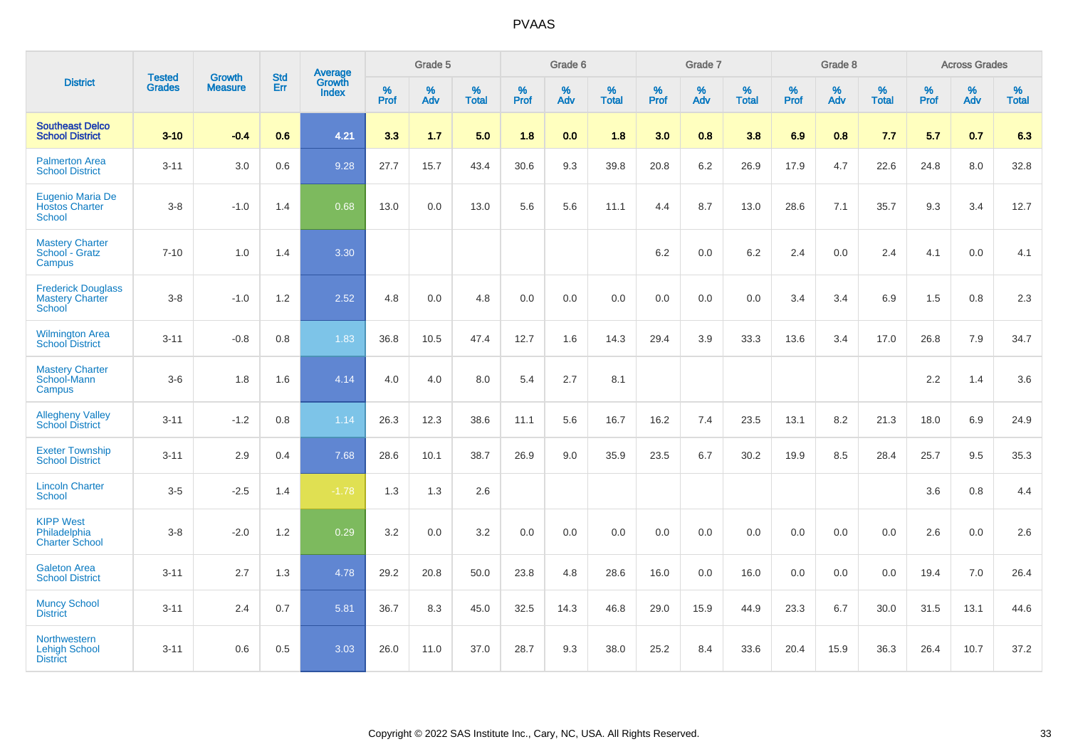# PVAAS

| District | Tested Grades | Growth Measure | Std Err | Average Growth Index | Grade 5 | | | Grade 6 | | | Grade 7 | | | Grade 8 | | | Across Grades | | |
|---|---|---|---|---|---|---|---|---|---|---|---|---|---|---|---|---|---|---|---|
| | | | | | % Prof | % Adv | % Total | % Prof | % Adv | % Total | % Prof | % Adv | % Total | % Prof | % Adv | % Total | % Prof | % Adv | % Total |
| **Southeast Delco School District** | **3-10** | **-0.4** | **0.6** | **4.21** | **3.3** | **1.7** | **5.0** | **1.8** | **0.0** | **1.8** | **3.0** | **0.8** | **3.8** | **6.9** | **0.8** | **7.7** | **5.7** | **0.7** | **6.3** |
| Palmerton Area School District | 3-11 | 3.0 | 0.6 | 9.28 | 27.7 | 15.7 | 43.4 | 30.6 | 9.3 | 39.8 | 20.8 | 6.2 | 26.9 | 17.9 | 4.7 | 22.6 | 24.8 | 8.0 | 32.8 |
| Eugenio Maria De Hostos Charter School | 3-8 | -1.0 | 1.4 | 0.68 | 13.0 | 0.0 | 13.0 | 5.6 | 5.6 | 11.1 | 4.4 | 8.7 | 13.0 | 28.6 | 7.1 | 35.7 | 9.3 | 3.4 | 12.7 |
| Mastery Charter School - Gratz Campus | 7-10 | 1.0 | 1.4 | 3.30 | | | | | | | 6.2 | 0.0 | 6.2 | 2.4 | 0.0 | 2.4 | 4.1 | 0.0 | 4.1 |
| Frederick Douglass Mastery Charter School | 3-8 | -1.0 | 1.2 | 2.52 | 4.8 | 0.0 | 4.8 | 0.0 | 0.0 | 0.0 | 0.0 | 0.0 | 0.0 | 3.4 | 3.4 | 6.9 | 1.5 | 0.8 | 2.3 |
| Wilmington Area School District | 3-11 | -0.8 | 0.8 | 1.83 | 36.8 | 10.5 | 47.4 | 12.7 | 1.6 | 14.3 | 29.4 | 3.9 | 33.3 | 13.6 | 3.4 | 17.0 | 26.8 | 7.9 | 34.7 |
| Mastery Charter School-Mann Campus | 3-6 | 1.8 | 1.6 | 4.14 | 4.0 | 4.0 | 8.0 | 5.4 | 2.7 | 8.1 | | | | | | | 2.2 | 1.4 | 3.6 |
| Allegheny Valley School District | 3-11 | -1.2 | 0.8 | 1.14 | 26.3 | 12.3 | 38.6 | 11.1 | 5.6 | 16.7 | 16.2 | 7.4 | 23.5 | 13.1 | 8.2 | 21.3 | 18.0 | 6.9 | 24.9 |
| Exeter Township School District | 3-11 | 2.9 | 0.4 | 7.68 | 28.6 | 10.1 | 38.7 | 26.9 | 9.0 | 35.9 | 23.5 | 6.7 | 30.2 | 19.9 | 8.5 | 28.4 | 25.7 | 9.5 | 35.3 |
| Lincoln Charter School | 3-5 | -2.5 | 1.4 | -1.78 | 1.3 | 1.3 | 2.6 | | | | | | | | | | 3.6 | 0.8 | 4.4 |
| KIPP West Philadelphia Charter School | 3-8 | -2.0 | 1.2 | 0.29 | 3.2 | 0.0 | 3.2 | 0.0 | 0.0 | 0.0 | 0.0 | 0.0 | 0.0 | 0.0 | 0.0 | 0.0 | 2.6 | 0.0 | 2.6 |
| Galeton Area School District | 3-11 | 2.7 | 1.3 | 4.78 | 29.2 | 20.8 | 50.0 | 23.8 | 4.8 | 28.6 | 16.0 | 0.0 | 16.0 | 0.0 | 0.0 | 0.0 | 19.4 | 7.0 | 26.4 |
| Muncy School District | 3-11 | 2.4 | 0.7 | 5.81 | 36.7 | 8.3 | 45.0 | 32.5 | 14.3 | 46.8 | 29.0 | 15.9 | 44.9 | 23.3 | 6.7 | 30.0 | 31.5 | 13.1 | 44.6 |
| Northwestern Lehigh School District | 3-11 | 0.6 | 0.5 | 3.03 | 26.0 | 11.0 | 37.0 | 28.7 | 9.3 | 38.0 | 25.2 | 8.4 | 33.6 | 20.4 | 15.9 | 36.3 | 26.4 | 10.7 | 37.2 |

Copyright © 2022 SAS Institute Inc., Cary, NC, USA. All Rights Reserved.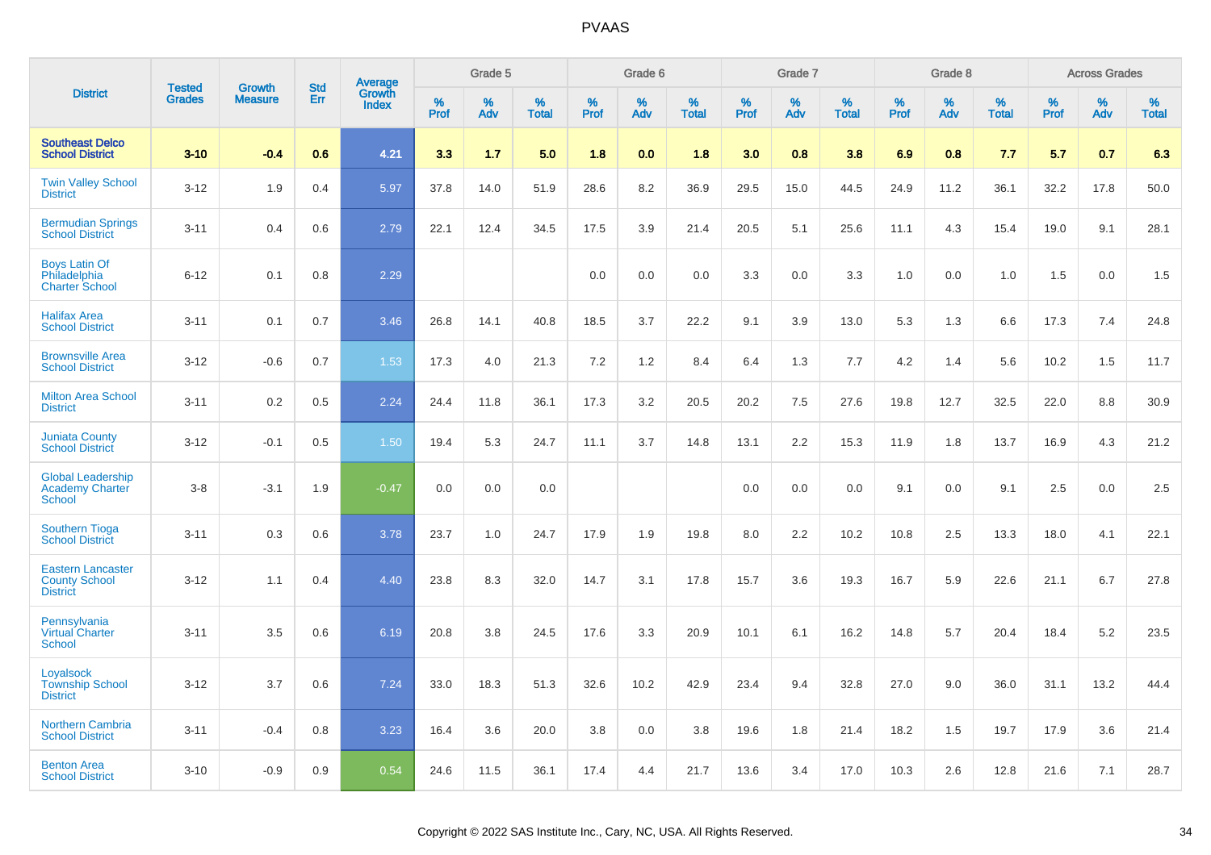# PVAAS

| District | Tested Grades | Growth Measure | Std Err | Average Growth Index | Grade 5 | | | Grade 6 | | | Grade 7 | | | Grade 8 | | | Across Grades | | |
|---|---|---|---|---|---|---|---|---|---|---|---|---|---|---|---|---|---|---|---|
| | | | | | % Prof | % Adv | % Total | % Prof | % Adv | % Total | % Prof | % Adv | % Total | % Prof | % Adv | % Total | % Prof | % Adv | % Total |
| **Southeast Delco School District** | **3-10** | **-0.4** | **0.6** | **4.21** | **3.3** | **1.7** | **5.0** | **1.8** | **0.0** | **1.8** | **3.0** | **0.8** | **3.8** | **6.9** | **0.8** | **7.7** | **5.7** | **0.7** | **6.3** |
| Twin Valley School District | 3-12 | 1.9 | 0.4 | 5.97 | 37.8 | 14.0 | 51.9 | 28.6 | 8.2 | 36.9 | 29.5 | 15.0 | 44.5 | 24.9 | 11.2 | 36.1 | 32.2 | 17.8 | 50.0 |
| Bermudian Springs School District | 3-11 | 0.4 | 0.6 | 2.79 | 22.1 | 12.4 | 34.5 | 17.5 | 3.9 | 21.4 | 20.5 | 5.1 | 25.6 | 11.1 | 4.3 | 15.4 | 19.0 | 9.1 | 28.1 |
| Boys Latin Of Philadelphia Charter School | 6-12 | 0.1 | 0.8 | 2.29 | | | | 0.0 | 0.0 | 0.0 | 3.3 | 0.0 | 3.3 | 1.0 | 0.0 | 1.0 | 1.5 | 0.0 | 1.5 |
| Halifax Area School District | 3-11 | 0.1 | 0.7 | 3.46 | 26.8 | 14.1 | 40.8 | 18.5 | 3.7 | 22.2 | 9.1 | 3.9 | 13.0 | 5.3 | 1.3 | 6.6 | 17.3 | 7.4 | 24.8 |
| Brownsville Area School District | 3-12 | -0.6 | 0.7 | 1.53 | 17.3 | 4.0 | 21.3 | 7.2 | 1.2 | 8.4 | 6.4 | 1.3 | 7.7 | 4.2 | 1.4 | 5.6 | 10.2 | 1.5 | 11.7 |
| Milton Area School District | 3-11 | 0.2 | 0.5 | 2.24 | 24.4 | 11.8 | 36.1 | 17.3 | 3.2 | 20.5 | 20.2 | 7.5 | 27.6 | 19.8 | 12.7 | 32.5 | 22.0 | 8.8 | 30.9 |
| Juniata County School District | 3-12 | -0.1 | 0.5 | 1.50 | 19.4 | 5.3 | 24.7 | 11.1 | 3.7 | 14.8 | 13.1 | 2.2 | 15.3 | 11.9 | 1.8 | 13.7 | 16.9 | 4.3 | 21.2 |
| Global Leadership Academy Charter School | 3-8 | -3.1 | 1.9 | -0.47 | 0.0 | 0.0 | 0.0 | | | | 0.0 | 0.0 | 0.0 | 9.1 | 0.0 | 9.1 | 2.5 | 0.0 | 2.5 |
| Southern Tioga School District | 3-11 | 0.3 | 0.6 | 3.78 | 23.7 | 1.0 | 24.7 | 17.9 | 1.9 | 19.8 | 8.0 | 2.2 | 10.2 | 10.8 | 2.5 | 13.3 | 18.0 | 4.1 | 22.1 |
| Eastern Lancaster County School District | 3-12 | 1.1 | 0.4 | 4.40 | 23.8 | 8.3 | 32.0 | 14.7 | 3.1 | 17.8 | 15.7 | 3.6 | 19.3 | 16.7 | 5.9 | 22.6 | 21.1 | 6.7 | 27.8 |
| Pennsylvania Virtual Charter School | 3-11 | 3.5 | 0.6 | 6.19 | 20.8 | 3.8 | 24.5 | 17.6 | 3.3 | 20.9 | 10.1 | 6.1 | 16.2 | 14.8 | 5.7 | 20.4 | 18.4 | 5.2 | 23.5 |
| Loyalsock Township School District | 3-12 | 3.7 | 0.6 | 7.24 | 33.0 | 18.3 | 51.3 | 32.6 | 10.2 | 42.9 | 23.4 | 9.4 | 32.8 | 27.0 | 9.0 | 36.0 | 31.1 | 13.2 | 44.4 |
| Northern Cambria School District | 3-11 | -0.4 | 0.8 | 3.23 | 16.4 | 3.6 | 20.0 | 3.8 | 0.0 | 3.8 | 19.6 | 1.8 | 21.4 | 18.2 | 1.5 | 19.7 | 17.9 | 3.6 | 21.4 |
| Benton Area School District | 3-10 | -0.9 | 0.9 | 0.54 | 24.6 | 11.5 | 36.1 | 17.4 | 4.4 | 21.7 | 13.6 | 3.4 | 17.0 | 10.3 | 2.6 | 12.8 | 21.6 | 7.1 | 28.7 |

Copyright © 2022 SAS Institute Inc., Cary, NC, USA. All Rights Reserved.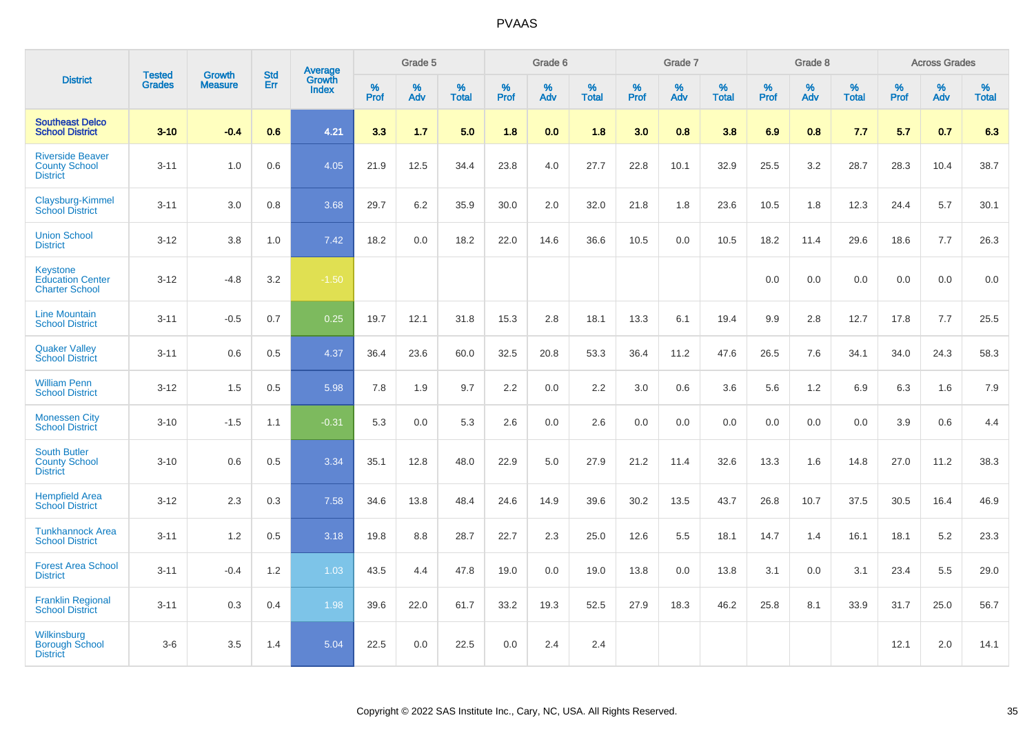# PVAAS

| District | Tested Grades | Growth Measure | Std Err | Average Growth Index | Grade 5 | | | Grade 6 | | | Grade 7 | | | Grade 8 | | | Across Grades | | |
|---|---|---|---|---|---|---|---|---|---|---|---|---|---|---|---|---|---|---|---|
| | | | | | % Prof | % Adv | % Total | % Prof | % Adv | % Total | % Prof | % Adv | % Total | % Prof | % Adv | % Total | % Prof | % Adv | % Total |
| **Southeast Delco School District** | **3-10** | **-0.4** | **0.6** | **4.21** | **3.3** | **1.7** | **5.0** | **1.8** | **0.0** | **1.8** | **3.0** | **0.8** | **3.8** | **6.9** | **0.8** | **7.7** | **5.7** | **0.7** | **6.3** |
| Riverside Beaver County School District | 3-11 | 1.0 | 0.6 | 4.05 | 21.9 | 12.5 | 34.4 | 23.8 | 4.0 | 27.7 | 22.8 | 10.1 | 32.9 | 25.5 | 3.2 | 28.7 | 28.3 | 10.4 | 38.7 |
| Claysburg-Kimmel School District | 3-11 | 3.0 | 0.8 | 3.68 | 29.7 | 6.2 | 35.9 | 30.0 | 2.0 | 32.0 | 21.8 | 1.8 | 23.6 | 10.5 | 1.8 | 12.3 | 24.4 | 5.7 | 30.1 |
| Union School District | 3-12 | 3.8 | 1.0 | 7.42 | 18.2 | 0.0 | 18.2 | 22.0 | 14.6 | 36.6 | 10.5 | 0.0 | 10.5 | 18.2 | 11.4 | 29.6 | 18.6 | 7.7 | 26.3 |
| Keystone Education Center Charter School | 3-12 | -4.8 | 3.2 | -1.50 | | | | | | | | | | 0.0 | 0.0 | 0.0 | 0.0 | 0.0 | 0.0 |
| Line Mountain School District | 3-11 | -0.5 | 0.7 | 0.25 | 19.7 | 12.1 | 31.8 | 15.3 | 2.8 | 18.1 | 13.3 | 6.1 | 19.4 | 9.9 | 2.8 | 12.7 | 17.8 | 7.7 | 25.5 |
| Quaker Valley School District | 3-11 | 0.6 | 0.5 | 4.37 | 36.4 | 23.6 | 60.0 | 32.5 | 20.8 | 53.3 | 36.4 | 11.2 | 47.6 | 26.5 | 7.6 | 34.1 | 34.0 | 24.3 | 58.3 |
| William Penn School District | 3-12 | 1.5 | 0.5 | 5.98 | 7.8 | 1.9 | 9.7 | 2.2 | 0.0 | 2.2 | 3.0 | 0.6 | 3.6 | 5.6 | 1.2 | 6.9 | 6.3 | 1.6 | 7.9 |
| Monessen City School District | 3-10 | -1.5 | 1.1 | -0.31 | 5.3 | 0.0 | 5.3 | 2.6 | 0.0 | 2.6 | 0.0 | 0.0 | 0.0 | 0.0 | 0.0 | 0.0 | 3.9 | 0.6 | 4.4 |
| South Butler County School District | 3-10 | 0.6 | 0.5 | 3.34 | 35.1 | 12.8 | 48.0 | 22.9 | 5.0 | 27.9 | 21.2 | 11.4 | 32.6 | 13.3 | 1.6 | 14.8 | 27.0 | 11.2 | 38.3 |
| Hempfield Area School District | 3-12 | 2.3 | 0.3 | 7.58 | 34.6 | 13.8 | 48.4 | 24.6 | 14.9 | 39.6 | 30.2 | 13.5 | 43.7 | 26.8 | 10.7 | 37.5 | 30.5 | 16.4 | 46.9 |
| Tunkhannock Area School District | 3-11 | 1.2 | 0.5 | 3.18 | 19.8 | 8.8 | 28.7 | 22.7 | 2.3 | 25.0 | 12.6 | 5.5 | 18.1 | 14.7 | 1.4 | 16.1 | 18.1 | 5.2 | 23.3 |
| Forest Area School District | 3-11 | -0.4 | 1.2 | 1.03 | 43.5 | 4.4 | 47.8 | 19.0 | 0.0 | 19.0 | 13.8 | 0.0 | 13.8 | 3.1 | 0.0 | 3.1 | 23.4 | 5.5 | 29.0 |
| Franklin Regional School District | 3-11 | 0.3 | 0.4 | 1.98 | 39.6 | 22.0 | 61.7 | 33.2 | 19.3 | 52.5 | 27.9 | 18.3 | 46.2 | 25.8 | 8.1 | 33.9 | 31.7 | 25.0 | 56.7 |
| Wilkinsburg Borough School District | 3-6 | 3.5 | 1.4 | 5.04 | 22.5 | 0.0 | 22.5 | 0.0 | 2.4 | 2.4 | | | | | | | 12.1 | 2.0 | 14.1 |

Copyright © 2022 SAS Institute Inc., Cary, NC, USA. All Rights Reserved.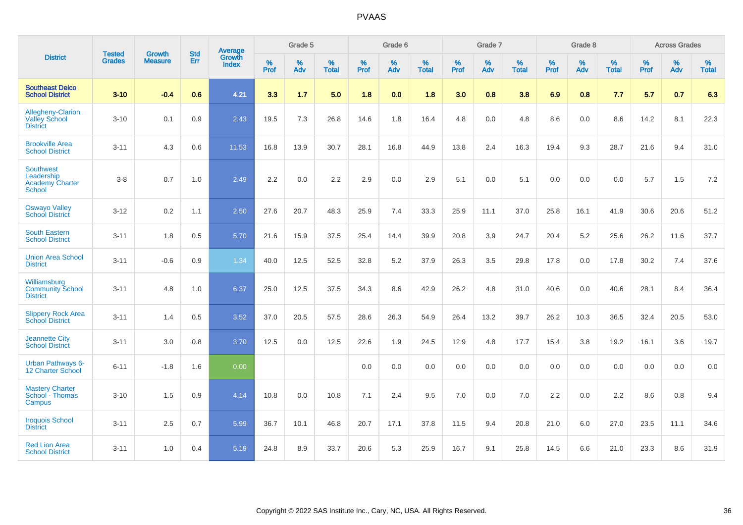# PVAAS

| District | Tested Grades | Growth Measure | Std Err | Average Growth Index | Grade 5 | | | Grade 6 | | | Grade 7 | | | Grade 8 | | | Across Grades | | |
|---|---|---|---|---|---|---|---|---|---|---|---|---|---|---|---|---|---|---|---|
| | | | | | % Prof | % Adv | % Total | % Prof | % Adv | % Total | % Prof | % Adv | % Total | % Prof | % Adv | % Total | % Prof | % Adv | % Total |
| **Southeast Delco School District** | **3-10** | **-0.4** | **0.6** | **4.21** | **3.3** | **1.7** | **5.0** | **1.8** | **0.0** | **1.8** | **3.0** | **0.8** | **3.8** | **6.9** | **0.8** | **7.7** | **5.7** | **0.7** | **6.3** |
| Allegheny-Clarion Valley School District | 3-10 | 0.1 | 0.9 | 2.43 | 19.5 | 7.3 | 26.8 | 14.6 | 1.8 | 16.4 | 4.8 | 0.0 | 4.8 | 8.6 | 0.0 | 8.6 | 14.2 | 8.1 | 22.3 |
| Brookville Area School District | 3-11 | 4.3 | 0.6 | 11.53 | 16.8 | 13.9 | 30.7 | 28.1 | 16.8 | 44.9 | 13.8 | 2.4 | 16.3 | 19.4 | 9.3 | 28.7 | 21.6 | 9.4 | 31.0 |
| Southwest Leadership Academy Charter School | 3-8 | 0.7 | 1.0 | 2.49 | 2.2 | 0.0 | 2.2 | 2.9 | 0.0 | 2.9 | 5.1 | 0.0 | 5.1 | 0.0 | 0.0 | 0.0 | 5.7 | 1.5 | 7.2 |
| Oswayo Valley School District | 3-12 | 0.2 | 1.1 | 2.50 | 27.6 | 20.7 | 48.3 | 25.9 | 7.4 | 33.3 | 25.9 | 11.1 | 37.0 | 25.8 | 16.1 | 41.9 | 30.6 | 20.6 | 51.2 |
| South Eastern School District | 3-11 | 1.8 | 0.5 | 5.70 | 21.6 | 15.9 | 37.5 | 25.4 | 14.4 | 39.9 | 20.8 | 3.9 | 24.7 | 20.4 | 5.2 | 25.6 | 26.2 | 11.6 | 37.7 |
| Union Area School District | 3-11 | -0.6 | 0.9 | 1.34 | 40.0 | 12.5 | 52.5 | 32.8 | 5.2 | 37.9 | 26.3 | 3.5 | 29.8 | 17.8 | 0.0 | 17.8 | 30.2 | 7.4 | 37.6 |
| Williamsburg Community School District | 3-11 | 4.8 | 1.0 | 6.37 | 25.0 | 12.5 | 37.5 | 34.3 | 8.6 | 42.9 | 26.2 | 4.8 | 31.0 | 40.6 | 0.0 | 40.6 | 28.1 | 8.4 | 36.4 |
| Slippery Rock Area School District | 3-11 | 1.4 | 0.5 | 3.52 | 37.0 | 20.5 | 57.5 | 28.6 | 26.3 | 54.9 | 26.4 | 13.2 | 39.7 | 26.2 | 10.3 | 36.5 | 32.4 | 20.5 | 53.0 |
| Jeannette City School District | 3-11 | 3.0 | 0.8 | 3.70 | 12.5 | 0.0 | 12.5 | 22.6 | 1.9 | 24.5 | 12.9 | 4.8 | 17.7 | 15.4 | 3.8 | 19.2 | 16.1 | 3.6 | 19.7 |
| Urban Pathways 6-12 Charter School | 6-11 | -1.8 | 1.6 | 0.00 | | | | 0.0 | 0.0 | 0.0 | 0.0 | 0.0 | 0.0 | 0.0 | 0.0 | 0.0 | 0.0 | 0.0 | 0.0 |
| Mastery Charter School - Thomas Campus | 3-10 | 1.5 | 0.9 | 4.14 | 10.8 | 0.0 | 10.8 | 7.1 | 2.4 | 9.5 | 7.0 | 0.0 | 7.0 | 2.2 | 0.0 | 2.2 | 8.6 | 0.8 | 9.4 |
| Iroquois School District | 3-11 | 2.5 | 0.7 | 5.99 | 36.7 | 10.1 | 46.8 | 20.7 | 17.1 | 37.8 | 11.5 | 9.4 | 20.8 | 21.0 | 6.0 | 27.0 | 23.5 | 11.1 | 34.6 |
| Red Lion Area School District | 3-11 | 1.0 | 0.4 | 5.19 | 24.8 | 8.9 | 33.7 | 20.6 | 5.3 | 25.9 | 16.7 | 9.1 | 25.8 | 14.5 | 6.6 | 21.0 | 23.3 | 8.6 | 31.9 |

Copyright © 2022 SAS Institute Inc., Cary, NC, USA. All Rights Reserved.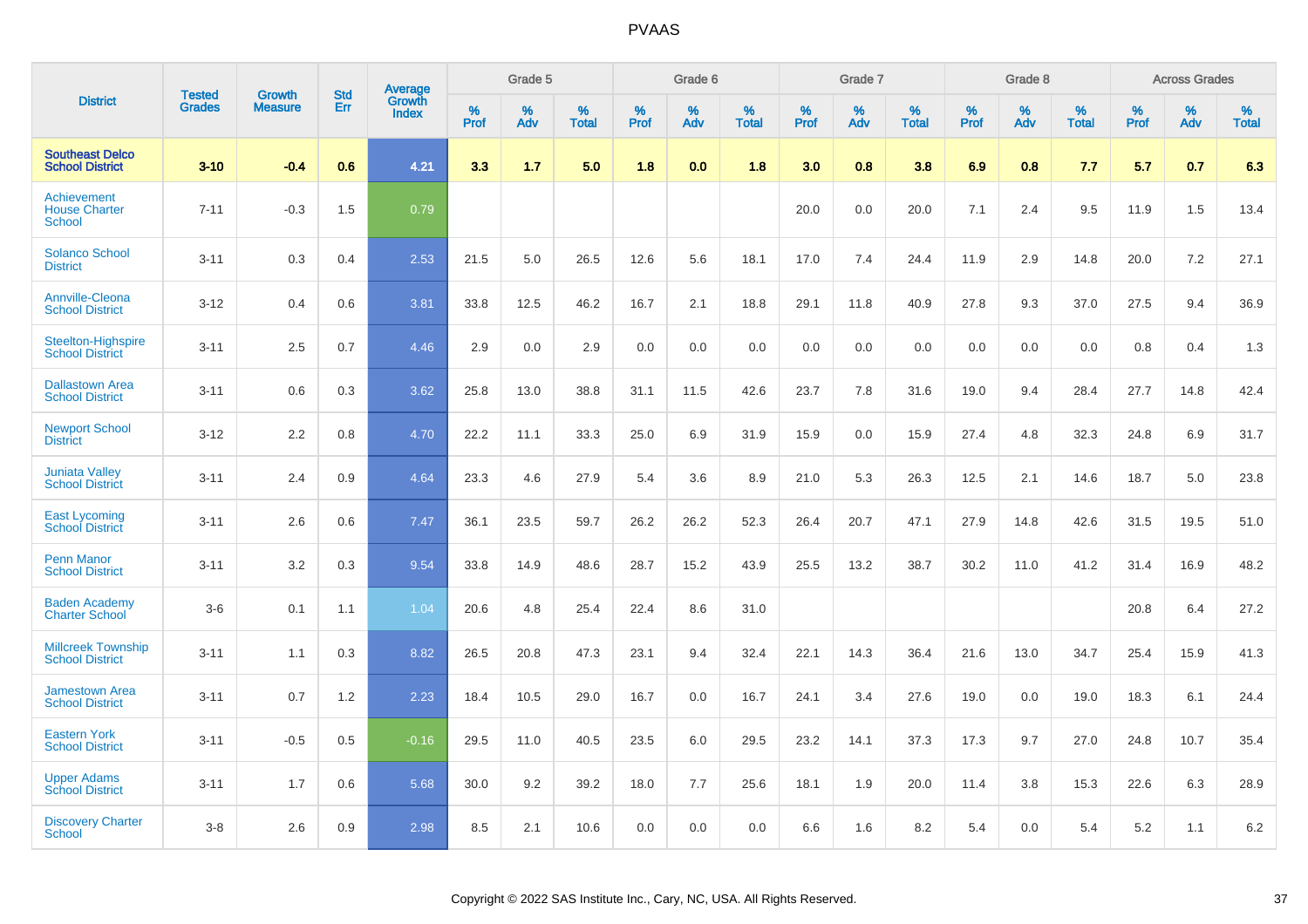# PVAAS

| District | Tested Grades | Growth Measure | Std Err | Average Growth Index | Grade 5 | | | Grade 6 | | | Grade 7 | | | Grade 8 | | | Across Grades | | |
|---|---|---|---|---|---|---|---|---|---|---|---|---|---|---|---|---|---|---|---|
| | | | | | % Prof | % Adv | % Total | % Prof | % Adv | % Total | % Prof | % Adv | % Total | % Prof | % Adv | % Total | % Prof | % Adv | % Total |
| **Southeast Delco School District** | **3-10** | **-0.4** | **0.6** | **4.21** | **3.3** | **1.7** | **5.0** | **1.8** | **0.0** | **1.8** | **3.0** | **0.8** | **3.8** | **6.9** | **0.8** | **7.7** | **5.7** | **0.7** | **6.3** |
| Achievement House Charter School | 7-11 | -0.3 | 1.5 | 0.79 | | | | | | | 20.0 | 0.0 | 20.0 | 7.1 | 2.4 | 9.5 | 11.9 | 1.5 | 13.4 |
| Solanco School District | 3-11 | 0.3 | 0.4 | 2.53 | 21.5 | 5.0 | 26.5 | 12.6 | 5.6 | 18.1 | 17.0 | 7.4 | 24.4 | 11.9 | 2.9 | 14.8 | 20.0 | 7.2 | 27.1 |
| Annville-Cleona School District | 3-12 | 0.4 | 0.6 | 3.81 | 33.8 | 12.5 | 46.2 | 16.7 | 2.1 | 18.8 | 29.1 | 11.8 | 40.9 | 27.8 | 9.3 | 37.0 | 27.5 | 9.4 | 36.9 |
| Steelton-Highspire School District | 3-11 | 2.5 | 0.7 | 4.46 | 2.9 | 0.0 | 2.9 | 0.0 | 0.0 | 0.0 | 0.0 | 0.0 | 0.0 | 0.0 | 0.0 | 0.0 | 0.8 | 0.4 | 1.3 |
| Dallastown Area School District | 3-11 | 0.6 | 0.3 | 3.62 | 25.8 | 13.0 | 38.8 | 31.1 | 11.5 | 42.6 | 23.7 | 7.8 | 31.6 | 19.0 | 9.4 | 28.4 | 27.7 | 14.8 | 42.4 |
| Newport School District | 3-12 | 2.2 | 0.8 | 4.70 | 22.2 | 11.1 | 33.3 | 25.0 | 6.9 | 31.9 | 15.9 | 0.0 | 15.9 | 27.4 | 4.8 | 32.3 | 24.8 | 6.9 | 31.7 |
| Juniata Valley School District | 3-11 | 2.4 | 0.9 | 4.64 | 23.3 | 4.6 | 27.9 | 5.4 | 3.6 | 8.9 | 21.0 | 5.3 | 26.3 | 12.5 | 2.1 | 14.6 | 18.7 | 5.0 | 23.8 |
| East Lycoming School District | 3-11 | 2.6 | 0.6 | 7.47 | 36.1 | 23.5 | 59.7 | 26.2 | 26.2 | 52.3 | 26.4 | 20.7 | 47.1 | 27.9 | 14.8 | 42.6 | 31.5 | 19.5 | 51.0 |
| Penn Manor School District | 3-11 | 3.2 | 0.3 | 9.54 | 33.8 | 14.9 | 48.6 | 28.7 | 15.2 | 43.9 | 25.5 | 13.2 | 38.7 | 30.2 | 11.0 | 41.2 | 31.4 | 16.9 | 48.2 |
| Baden Academy Charter School | 3-6 | 0.1 | 1.1 | 1.04 | 20.6 | 4.8 | 25.4 | 22.4 | 8.6 | 31.0 | | | | | | | 20.8 | 6.4 | 27.2 |
| Millcreek Township School District | 3-11 | 1.1 | 0.3 | 8.82 | 26.5 | 20.8 | 47.3 | 23.1 | 9.4 | 32.4 | 22.1 | 14.3 | 36.4 | 21.6 | 13.0 | 34.7 | 25.4 | 15.9 | 41.3 |
| Jamestown Area School District | 3-11 | 0.7 | 1.2 | 2.23 | 18.4 | 10.5 | 29.0 | 16.7 | 0.0 | 16.7 | 24.1 | 3.4 | 27.6 | 19.0 | 0.0 | 19.0 | 18.3 | 6.1 | 24.4 |
| Eastern York School District | 3-11 | -0.5 | 0.5 | -0.16 | 29.5 | 11.0 | 40.5 | 23.5 | 6.0 | 29.5 | 23.2 | 14.1 | 37.3 | 17.3 | 9.7 | 27.0 | 24.8 | 10.7 | 35.4 |
| Upper Adams School District | 3-11 | 1.7 | 0.6 | 5.68 | 30.0 | 9.2 | 39.2 | 18.0 | 7.7 | 25.6 | 18.1 | 1.9 | 20.0 | 11.4 | 3.8 | 15.3 | 22.6 | 6.3 | 28.9 |
| Discovery Charter School | 3-8 | 2.6 | 0.9 | 2.98 | 8.5 | 2.1 | 10.6 | 0.0 | 0.0 | 0.0 | 6.6 | 1.6 | 8.2 | 5.4 | 0.0 | 5.4 | 5.2 | 1.1 | 6.2 |

Copyright © 2022 SAS Institute Inc., Cary, NC, USA. All Rights Reserved.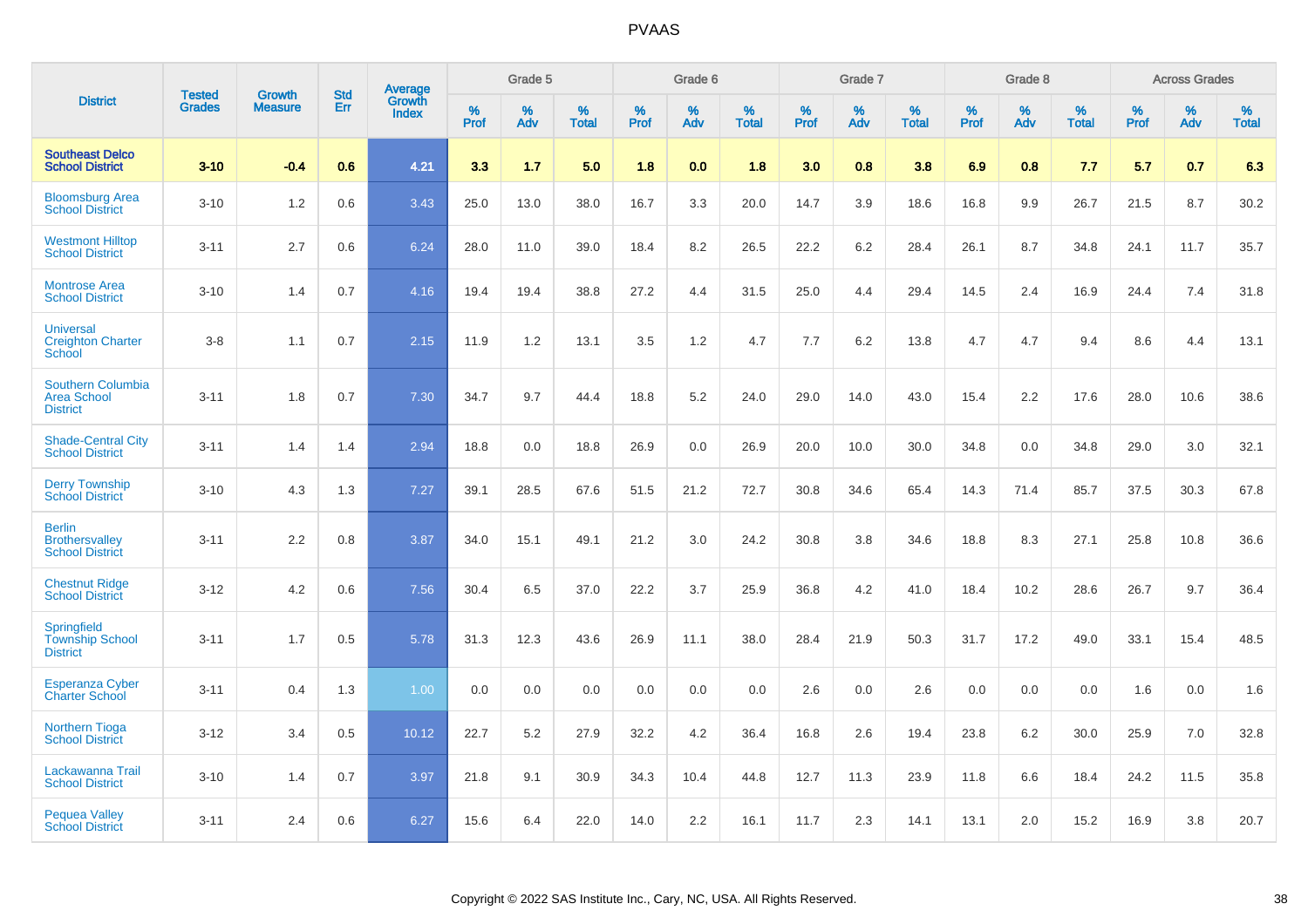# PVAAS

| District | Tested Grades | Growth Measure | Std Err | Average Growth Index | Grade 5 | | | Grade 6 | | | Grade 7 | | | Grade 8 | | | Across Grades | | |
|---|---|---|---|---|---|---|---|---|---|---|---|---|---|---|---|---|---|---|---|
| | | | | | % Prof | % Adv | % Total | % Prof | % Adv | % Total | % Prof | % Adv | % Total | % Prof | % Adv | % Total | % Prof | % Adv | % Total |
| **Southeast Delco School District** | **3-10** | **-0.4** | **0.6** | **4.21** | **3.3** | **1.7** | **5.0** | **1.8** | **0.0** | **1.8** | **3.0** | **0.8** | **3.8** | **6.9** | **0.8** | **7.7** | **5.7** | **0.7** | **6.3** |
| Bloomsburg Area School District | 3-10 | 1.2 | 0.6 | 3.43 | 25.0 | 13.0 | 38.0 | 16.7 | 3.3 | 20.0 | 14.7 | 3.9 | 18.6 | 16.8 | 9.9 | 26.7 | 21.5 | 8.7 | 30.2 |
| Westmont Hilltop School District | 3-11 | 2.7 | 0.6 | 6.24 | 28.0 | 11.0 | 39.0 | 18.4 | 8.2 | 26.5 | 22.2 | 6.2 | 28.4 | 26.1 | 8.7 | 34.8 | 24.1 | 11.7 | 35.7 |
| Montrose Area School District | 3-10 | 1.4 | 0.7 | 4.16 | 19.4 | 19.4 | 38.8 | 27.2 | 4.4 | 31.5 | 25.0 | 4.4 | 29.4 | 14.5 | 2.4 | 16.9 | 24.4 | 7.4 | 31.8 |
| Universal Creighton Charter School | 3-8 | 1.1 | 0.7 | 2.15 | 11.9 | 1.2 | 13.1 | 3.5 | 1.2 | 4.7 | 7.7 | 6.2 | 13.8 | 4.7 | 4.7 | 9.4 | 8.6 | 4.4 | 13.1 |
| Southern Columbia Area School District | 3-11 | 1.8 | 0.7 | 7.30 | 34.7 | 9.7 | 44.4 | 18.8 | 5.2 | 24.0 | 29.0 | 14.0 | 43.0 | 15.4 | 2.2 | 17.6 | 28.0 | 10.6 | 38.6 |
| Shade-Central City School District | 3-11 | 1.4 | 1.4 | 2.94 | 18.8 | 0.0 | 18.8 | 26.9 | 0.0 | 26.9 | 20.0 | 10.0 | 30.0 | 34.8 | 0.0 | 34.8 | 29.0 | 3.0 | 32.1 |
| Derry Township School District | 3-10 | 4.3 | 1.3 | 7.27 | 39.1 | 28.5 | 67.6 | 51.5 | 21.2 | 72.7 | 30.8 | 34.6 | 65.4 | 14.3 | 71.4 | 85.7 | 37.5 | 30.3 | 67.8 |
| Berlin Brothersvalley School District | 3-11 | 2.2 | 0.8 | 3.87 | 34.0 | 15.1 | 49.1 | 21.2 | 3.0 | 24.2 | 30.8 | 3.8 | 34.6 | 18.8 | 8.3 | 27.1 | 25.8 | 10.8 | 36.6 |
| Chestnut Ridge School District | 3-12 | 4.2 | 0.6 | 7.56 | 30.4 | 6.5 | 37.0 | 22.2 | 3.7 | 25.9 | 36.8 | 4.2 | 41.0 | 18.4 | 10.2 | 28.6 | 26.7 | 9.7 | 36.4 |
| Springfield Township School District | 3-11 | 1.7 | 0.5 | 5.78 | 31.3 | 12.3 | 43.6 | 26.9 | 11.1 | 38.0 | 28.4 | 21.9 | 50.3 | 31.7 | 17.2 | 49.0 | 33.1 | 15.4 | 48.5 |
| Esperanza Cyber Charter School | 3-11 | 0.4 | 1.3 | 1.00 | 0.0 | 0.0 | 0.0 | 0.0 | 0.0 | 0.0 | 2.6 | 0.0 | 2.6 | 0.0 | 0.0 | 0.0 | 1.6 | 0.0 | 1.6 |
| Northern Tioga School District | 3-12 | 3.4 | 0.5 | 10.12 | 22.7 | 5.2 | 27.9 | 32.2 | 4.2 | 36.4 | 16.8 | 2.6 | 19.4 | 23.8 | 6.2 | 30.0 | 25.9 | 7.0 | 32.8 |
| Lackawanna Trail School District | 3-10 | 1.4 | 0.7 | 3.97 | 21.8 | 9.1 | 30.9 | 34.3 | 10.4 | 44.8 | 12.7 | 11.3 | 23.9 | 11.8 | 6.6 | 18.4 | 24.2 | 11.5 | 35.8 |
| Pequea Valley School District | 3-11 | 2.4 | 0.6 | 6.27 | 15.6 | 6.4 | 22.0 | 14.0 | 2.2 | 16.1 | 11.7 | 2.3 | 14.1 | 13.1 | 2.0 | 15.2 | 16.9 | 3.8 | 20.7 |

Copyright © 2022 SAS Institute Inc., Cary, NC, USA. All Rights Reserved.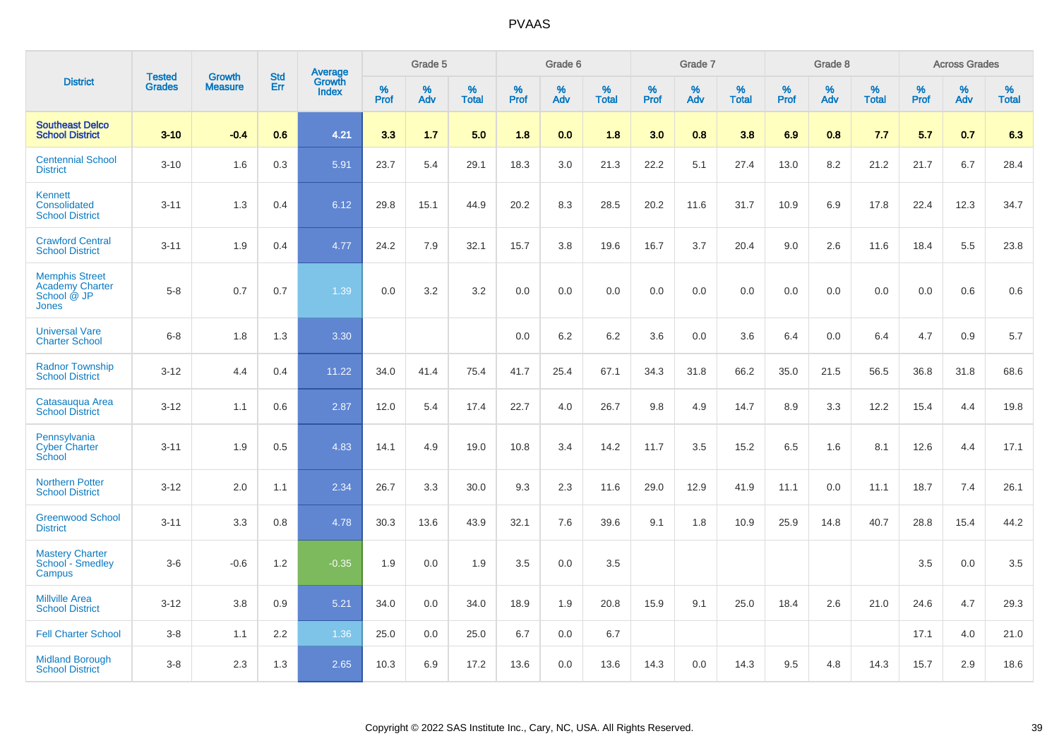| District | Tested Grades | Growth Measure | Std Err | Average Growth Index | Grade 5 | | | Grade 6 | | | Grade 7 | | | Grade 8 | | | Across Grades | | |
|---|---|---|---|---|---|---|---|---|---|---|---|---|---|---|---|---|---|---|---|
| | | | | | % Prof | % Adv | % Total | % Prof | % Adv | % Total | % Prof | % Adv | % Total | % Prof | % Adv | % Total | % Prof | % Adv | % Total |
| **Southeast Delco School District** | **3-10** | **-0.4** | **0.6** | **4.21** | **3.3** | **1.7** | **5.0** | **1.8** | **0.0** | **1.8** | **3.0** | **0.8** | **3.8** | **6.9** | **0.8** | **7.7** | **5.7** | **0.7** | **6.3** |
| Centennial School District | 3-10 | 1.6 | 0.3 | 5.91 | 23.7 | 5.4 | 29.1 | 18.3 | 3.0 | 21.3 | 22.2 | 5.1 | 27.4 | 13.0 | 8.2 | 21.2 | 21.7 | 6.7 | 28.4 |
| Kennett Consolidated School District | 3-11 | 1.3 | 0.4 | 6.12 | 29.8 | 15.1 | 44.9 | 20.2 | 8.3 | 28.5 | 20.2 | 11.6 | 31.7 | 10.9 | 6.9 | 17.8 | 22.4 | 12.3 | 34.7 |
| Crawford Central School District | 3-11 | 1.9 | 0.4 | 4.77 | 24.2 | 7.9 | 32.1 | 15.7 | 3.8 | 19.6 | 16.7 | 3.7 | 20.4 | 9.0 | 2.6 | 11.6 | 18.4 | 5.5 | 23.8 |
| Memphis Street Academy Charter School @ JP Jones | 5-8 | 0.7 | 0.7 | 1.39 | 0.0 | 3.2 | 3.2 | 0.0 | 0.0 | 0.0 | 0.0 | 0.0 | 0.0 | 0.0 | 0.0 | 0.0 | 0.0 | 0.6 | 0.6 |
| Universal Vare Charter School | 6-8 | 1.8 | 1.3 | 3.30 | | | | 0.0 | 6.2 | 6.2 | 3.6 | 0.0 | 3.6 | 6.4 | 0.0 | 6.4 | 4.7 | 0.9 | 5.7 |
| Radnor Township School District | 3-12 | 4.4 | 0.4 | 11.22 | 34.0 | 41.4 | 75.4 | 41.7 | 25.4 | 67.1 | 34.3 | 31.8 | 66.2 | 35.0 | 21.5 | 56.5 | 36.8 | 31.8 | 68.6 |
| Catasauqua Area School District | 3-12 | 1.1 | 0.6 | 2.87 | 12.0 | 5.4 | 17.4 | 22.7 | 4.0 | 26.7 | 9.8 | 4.9 | 14.7 | 8.9 | 3.3 | 12.2 | 15.4 | 4.4 | 19.8 |
| Pennsylvania Cyber Charter School | 3-11 | 1.9 | 0.5 | 4.83 | 14.1 | 4.9 | 19.0 | 10.8 | 3.4 | 14.2 | 11.7 | 3.5 | 15.2 | 6.5 | 1.6 | 8.1 | 12.6 | 4.4 | 17.1 |
| Northern Potter School District | 3-12 | 2.0 | 1.1 | 2.34 | 26.7 | 3.3 | 30.0 | 9.3 | 2.3 | 11.6 | 29.0 | 12.9 | 41.9 | 11.1 | 0.0 | 11.1 | 18.7 | 7.4 | 26.1 |
| Greenwood School District | 3-11 | 3.3 | 0.8 | 4.78 | 30.3 | 13.6 | 43.9 | 32.1 | 7.6 | 39.6 | 9.1 | 1.8 | 10.9 | 25.9 | 14.8 | 40.7 | 28.8 | 15.4 | 44.2 |
| Mastery Charter School - Smedley Campus | 3-6 | -0.6 | 1.2 | -0.35 | 1.9 | 0.0 | 1.9 | 3.5 | 0.0 | 3.5 | | | | | | | 3.5 | 0.0 | 3.5 |
| Millville Area School District | 3-12 | 3.8 | 0.9 | 5.21 | 34.0 | 0.0 | 34.0 | 18.9 | 1.9 | 20.8 | 15.9 | 9.1 | 25.0 | 18.4 | 2.6 | 21.0 | 24.6 | 4.7 | 29.3 |
| Fell Charter School | 3-8 | 1.1 | 2.2 | 1.36 | 25.0 | 0.0 | 25.0 | 6.7 | 0.0 | 6.7 | | | | | | | 17.1 | 4.0 | 21.0 |
| Midland Borough School District | 3-8 | 2.3 | 1.3 | 2.65 | 10.3 | 6.9 | 17.2 | 13.6 | 0.0 | 13.6 | 14.3 | 0.0 | 14.3 | 9.5 | 4.8 | 14.3 | 15.7 | 2.9 | 18.6 |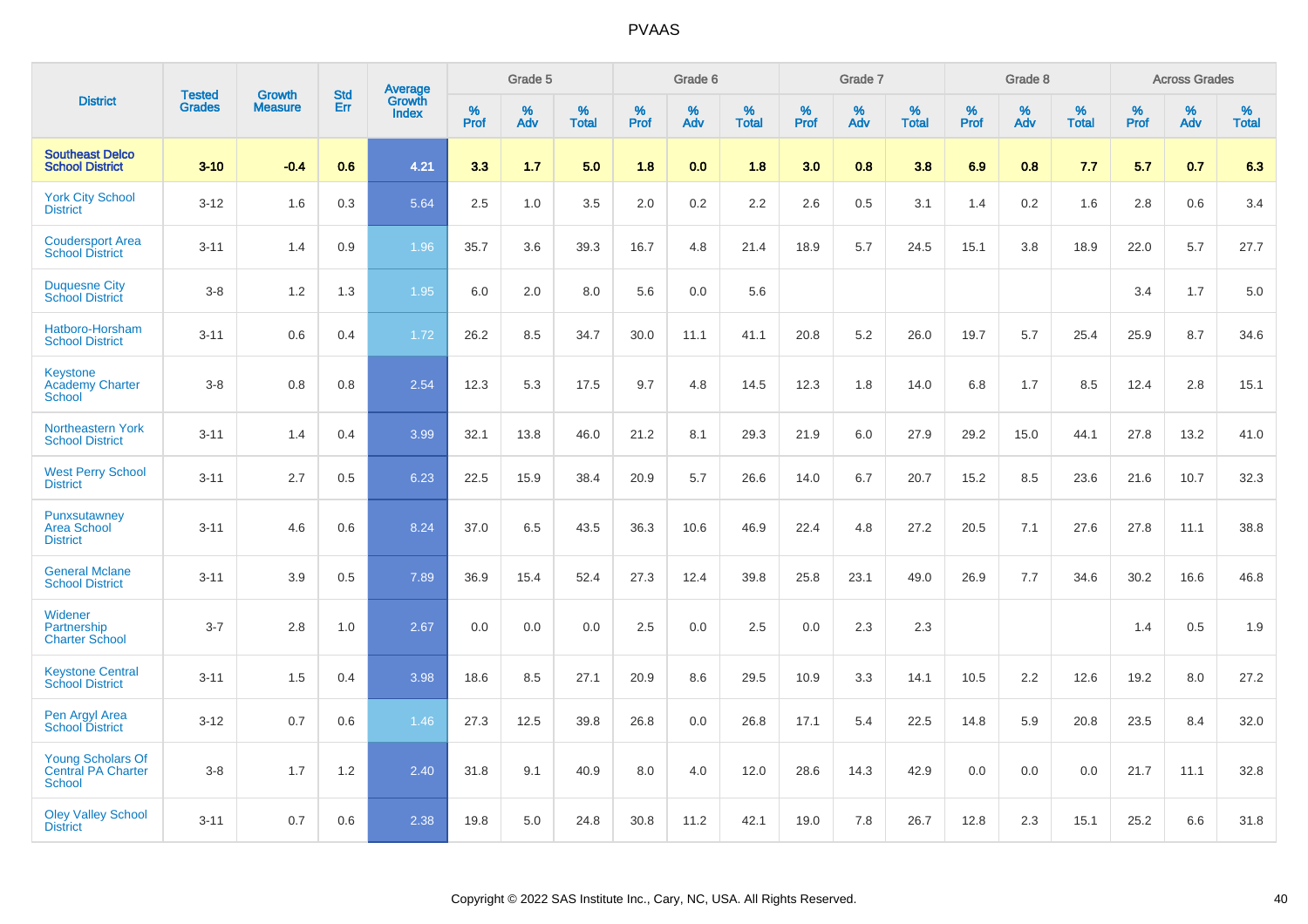# PVAAS

| District | Tested Grades | Growth Measure | Std Err | Average Growth Index | Grade 5 | | | Grade 6 | | | Grade 7 | | | Grade 8 | | | Across Grades | | |
|---|---|---|---|---|---|---|---|---|---|---|---|---|---|---|---|---|---|---|---|
| | | | | | % Prof | % Adv | % Total | % Prof | % Adv | % Total | % Prof | % Adv | % Total | % Prof | % Adv | % Total | % Prof | % Adv | % Total |
| **Southeast Delco School District** | **3-10** | **-0.4** | **0.6** | **4.21** | **3.3** | **1.7** | **5.0** | **1.8** | **0.0** | **1.8** | **3.0** | **0.8** | **3.8** | **6.9** | **0.8** | **7.7** | **5.7** | **0.7** | **6.3** |
| York City School District | 3-12 | 1.6 | 0.3 | 5.64 | 2.5 | 1.0 | 3.5 | 2.0 | 0.2 | 2.2 | 2.6 | 0.5 | 3.1 | 1.4 | 0.2 | 1.6 | 2.8 | 0.6 | 3.4 |
| Coudersport Area School District | 3-11 | 1.4 | 0.9 | 1.96 | 35.7 | 3.6 | 39.3 | 16.7 | 4.8 | 21.4 | 18.9 | 5.7 | 24.5 | 15.1 | 3.8 | 18.9 | 22.0 | 5.7 | 27.7 |
| Duquesne City School District | 3-8 | 1.2 | 1.3 | 1.95 | 6.0 | 2.0 | 8.0 | 5.6 | 0.0 | 5.6 | | | | | | | 3.4 | 1.7 | 5.0 |
| Hatboro-Horsham School District | 3-11 | 0.6 | 0.4 | 1.72 | 26.2 | 8.5 | 34.7 | 30.0 | 11.1 | 41.1 | 20.8 | 5.2 | 26.0 | 19.7 | 5.7 | 25.4 | 25.9 | 8.7 | 34.6 |
| Keystone Academy Charter School | 3-8 | 0.8 | 0.8 | 2.54 | 12.3 | 5.3 | 17.5 | 9.7 | 4.8 | 14.5 | 12.3 | 1.8 | 14.0 | 6.8 | 1.7 | 8.5 | 12.4 | 2.8 | 15.1 |
| Northeastern York School District | 3-11 | 1.4 | 0.4 | 3.99 | 32.1 | 13.8 | 46.0 | 21.2 | 8.1 | 29.3 | 21.9 | 6.0 | 27.9 | 29.2 | 15.0 | 44.1 | 27.8 | 13.2 | 41.0 |
| West Perry School District | 3-11 | 2.7 | 0.5 | 6.23 | 22.5 | 15.9 | 38.4 | 20.9 | 5.7 | 26.6 | 14.0 | 6.7 | 20.7 | 15.2 | 8.5 | 23.6 | 21.6 | 10.7 | 32.3 |
| Punxsutawney Area School District | 3-11 | 4.6 | 0.6 | 8.24 | 37.0 | 6.5 | 43.5 | 36.3 | 10.6 | 46.9 | 22.4 | 4.8 | 27.2 | 20.5 | 7.1 | 27.6 | 27.8 | 11.1 | 38.8 |
| General Mclane School District | 3-11 | 3.9 | 0.5 | 7.89 | 36.9 | 15.4 | 52.4 | 27.3 | 12.4 | 39.8 | 25.8 | 23.1 | 49.0 | 26.9 | 7.7 | 34.6 | 30.2 | 16.6 | 46.8 |
| Widener Partnership Charter School | 3-7 | 2.8 | 1.0 | 2.67 | 0.0 | 0.0 | 0.0 | 2.5 | 0.0 | 2.5 | 0.0 | 2.3 | 2.3 | | | | 1.4 | 0.5 | 1.9 |
| Keystone Central School District | 3-11 | 1.5 | 0.4 | 3.98 | 18.6 | 8.5 | 27.1 | 20.9 | 8.6 | 29.5 | 10.9 | 3.3 | 14.1 | 10.5 | 2.2 | 12.6 | 19.2 | 8.0 | 27.2 |
| Pen Argyl Area School District | 3-12 | 0.7 | 0.6 | 1.46 | 27.3 | 12.5 | 39.8 | 26.8 | 0.0 | 26.8 | 17.1 | 5.4 | 22.5 | 14.8 | 5.9 | 20.8 | 23.5 | 8.4 | 32.0 |
| Young Scholars Of Central PA Charter School | 3-8 | 1.7 | 1.2 | 2.40 | 31.8 | 9.1 | 40.9 | 8.0 | 4.0 | 12.0 | 28.6 | 14.3 | 42.9 | 0.0 | 0.0 | 0.0 | 21.7 | 11.1 | 32.8 |
| Oley Valley School District | 3-11 | 0.7 | 0.6 | 2.38 | 19.8 | 5.0 | 24.8 | 30.8 | 11.2 | 42.1 | 19.0 | 7.8 | 26.7 | 12.8 | 2.3 | 15.1 | 25.2 | 6.6 | 31.8 |

Copyright © 2022 SAS Institute Inc., Cary, NC, USA. All Rights Reserved.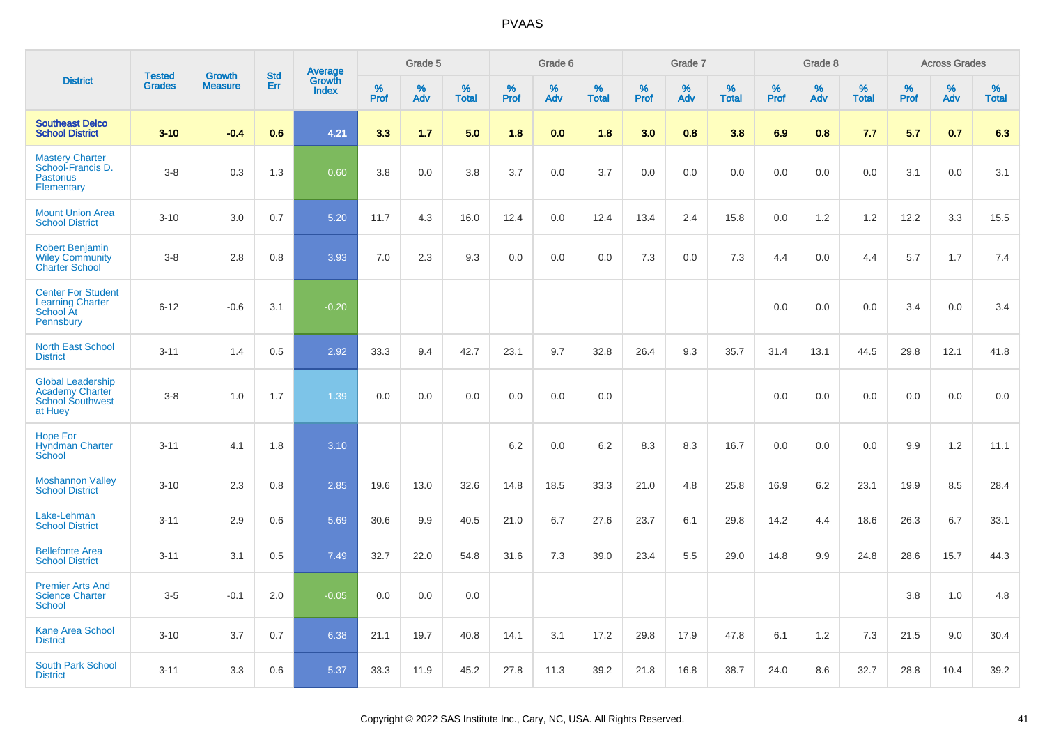# PVAAS

| District | Tested Grades | Growth Measure | Std Err | Average Growth Index | Grade 5 | | | Grade 6 | | | Grade 7 | | | Grade 8 | | | Across Grades | | |
|---|---|---|---|---|---|---|---|---|---|---|---|---|---|---|---|---|---|---|---|
| | | | | | % Prof | % Adv | % Total | % Prof | % Adv | % Total | % Prof | % Adv | % Total | % Prof | % Adv | % Total | % Prof | % Adv | % Total |
| **Southeast Delco School District** | **3-10** | **-0.4** | **0.6** | **4.21** | **3.3** | **1.7** | **5.0** | **1.8** | **0.0** | **1.8** | **3.0** | **0.8** | **3.8** | **6.9** | **0.8** | **7.7** | **5.7** | **0.7** | **6.3** |
| Mastery Charter School-Francis D. Pastorius Elementary | 3-8 | 0.3 | 1.3 | 0.60 | 3.8 | 0.0 | 3.8 | 3.7 | 0.0 | 3.7 | 0.0 | 0.0 | 0.0 | 0.0 | 0.0 | 0.0 | 3.1 | 0.0 | 3.1 |
| Mount Union Area School District | 3-10 | 3.0 | 0.7 | 5.20 | 11.7 | 4.3 | 16.0 | 12.4 | 0.0 | 12.4 | 13.4 | 2.4 | 15.8 | 0.0 | 1.2 | 1.2 | 12.2 | 3.3 | 15.5 |
| Robert Benjamin Wiley Community Charter School | 3-8 | 2.8 | 0.8 | 3.93 | 7.0 | 2.3 | 9.3 | 0.0 | 0.0 | 0.0 | 7.3 | 0.0 | 7.3 | 4.4 | 0.0 | 4.4 | 5.7 | 1.7 | 7.4 |
| Center For Student Learning Charter School At Pennsbury | 6-12 | -0.6 | 3.1 | -0.20 | | | | | | | | | | 0.0 | 0.0 | 0.0 | 3.4 | 0.0 | 3.4 |
| North East School District | 3-11 | 1.4 | 0.5 | 2.92 | 33.3 | 9.4 | 42.7 | 23.1 | 9.7 | 32.8 | 26.4 | 9.3 | 35.7 | 31.4 | 13.1 | 44.5 | 29.8 | 12.1 | 41.8 |
| Global Leadership Academy Charter School Southwest at Huey | 3-8 | 1.0 | 1.7 | 1.39 | 0.0 | 0.0 | 0.0 | 0.0 | 0.0 | 0.0 | | | | 0.0 | 0.0 | 0.0 | 0.0 | 0.0 | 0.0 |
| Hope For Hyndman Charter School | 3-11 | 4.1 | 1.8 | 3.10 | | | | 6.2 | 0.0 | 6.2 | 8.3 | 8.3 | 16.7 | 0.0 | 0.0 | 0.0 | 9.9 | 1.2 | 11.1 |
| Moshannon Valley School District | 3-10 | 2.3 | 0.8 | 2.85 | 19.6 | 13.0 | 32.6 | 14.8 | 18.5 | 33.3 | 21.0 | 4.8 | 25.8 | 16.9 | 6.2 | 23.1 | 19.9 | 8.5 | 28.4 |
| Lake-Lehman School District | 3-11 | 2.9 | 0.6 | 5.69 | 30.6 | 9.9 | 40.5 | 21.0 | 6.7 | 27.6 | 23.7 | 6.1 | 29.8 | 14.2 | 4.4 | 18.6 | 26.3 | 6.7 | 33.1 |
| Bellefonte Area School District | 3-11 | 3.1 | 0.5 | 7.49 | 32.7 | 22.0 | 54.8 | 31.6 | 7.3 | 39.0 | 23.4 | 5.5 | 29.0 | 14.8 | 9.9 | 24.8 | 28.6 | 15.7 | 44.3 |
| Premier Arts And Science Charter School | 3-5 | -0.1 | 2.0 | -0.05 | 0.0 | 0.0 | 0.0 | | | | | | | | | | 3.8 | 1.0 | 4.8 |
| Kane Area School District | 3-10 | 3.7 | 0.7 | 6.38 | 21.1 | 19.7 | 40.8 | 14.1 | 3.1 | 17.2 | 29.8 | 17.9 | 47.8 | 6.1 | 1.2 | 7.3 | 21.5 | 9.0 | 30.4 |
| South Park School District | 3-11 | 3.3 | 0.6 | 5.37 | 33.3 | 11.9 | 45.2 | 27.8 | 11.3 | 39.2 | 21.8 | 16.8 | 38.7 | 24.0 | 8.6 | 32.7 | 28.8 | 10.4 | 39.2 |

Copyright © 2022 SAS Institute Inc., Cary, NC, USA. All Rights Reserved.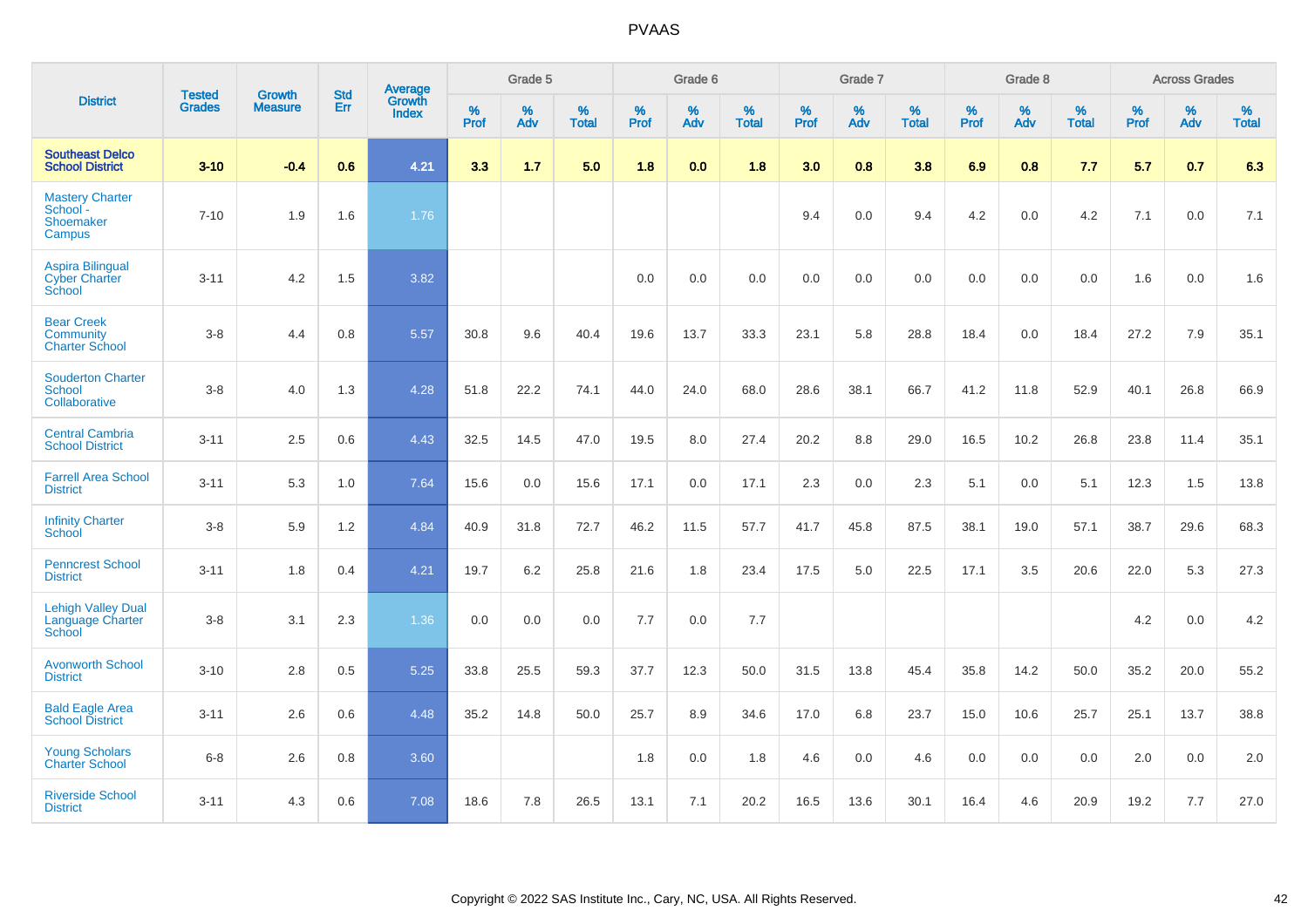# PVAAS

| District | Tested Grades | Growth Measure | Std Err | Average Growth Index | Grade 5 | | | Grade 6 | | | Grade 7 | | | Grade 8 | | | Across Grades | | |
|---|---|---|---|---|---|---|---|---|---|---|---|---|---|---|---|---|---|---|---|
| | | | | | % Prof | % Adv | % Total | % Prof | % Adv | % Total | % Prof | % Adv | % Total | % Prof | % Adv | % Total | % Prof | % Adv | % Total |
| **Southeast Delco School District** | **3-10** | **-0.4** | **0.6** | **4.21** | **3.3** | **1.7** | **5.0** | **1.8** | **0.0** | **1.8** | **3.0** | **0.8** | **3.8** | **6.9** | **0.8** | **7.7** | **5.7** | **0.7** | **6.3** |
| Mastery Charter School - Shoemaker Campus | 7-10 | 1.9 | 1.6 | 1.76 | | | | | | | 9.4 | 0.0 | 9.4 | 4.2 | 0.0 | 4.2 | 7.1 | 0.0 | 7.1 |
| Aspira Bilingual Cyber Charter School | 3-11 | 4.2 | 1.5 | 3.82 | | | | 0.0 | 0.0 | 0.0 | 0.0 | 0.0 | 0.0 | 0.0 | 0.0 | 0.0 | 1.6 | 0.0 | 1.6 |
| Bear Creek Community Charter School | 3-8 | 4.4 | 0.8 | 5.57 | 30.8 | 9.6 | 40.4 | 19.6 | 13.7 | 33.3 | 23.1 | 5.8 | 28.8 | 18.4 | 0.0 | 18.4 | 27.2 | 7.9 | 35.1 |
| Souderton Charter School Collaborative | 3-8 | 4.0 | 1.3 | 4.28 | 51.8 | 22.2 | 74.1 | 44.0 | 24.0 | 68.0 | 28.6 | 38.1 | 66.7 | 41.2 | 11.8 | 52.9 | 40.1 | 26.8 | 66.9 |
| Central Cambria School District | 3-11 | 2.5 | 0.6 | 4.43 | 32.5 | 14.5 | 47.0 | 19.5 | 8.0 | 27.4 | 20.2 | 8.8 | 29.0 | 16.5 | 10.2 | 26.8 | 23.8 | 11.4 | 35.1 |
| Farrell Area School District | 3-11 | 5.3 | 1.0 | 7.64 | 15.6 | 0.0 | 15.6 | 17.1 | 0.0 | 17.1 | 2.3 | 0.0 | 2.3 | 5.1 | 0.0 | 5.1 | 12.3 | 1.5 | 13.8 |
| Infinity Charter School | 3-8 | 5.9 | 1.2 | 4.84 | 40.9 | 31.8 | 72.7 | 46.2 | 11.5 | 57.7 | 41.7 | 45.8 | 87.5 | 38.1 | 19.0 | 57.1 | 38.7 | 29.6 | 68.3 |
| Penncrest School District | 3-11 | 1.8 | 0.4 | 4.21 | 19.7 | 6.2 | 25.8 | 21.6 | 1.8 | 23.4 | 17.5 | 5.0 | 22.5 | 17.1 | 3.5 | 20.6 | 22.0 | 5.3 | 27.3 |
| Lehigh Valley Dual Language Charter School | 3-8 | 3.1 | 2.3 | 1.36 | 0.0 | 0.0 | 0.0 | 7.7 | 0.0 | 7.7 | | | | | | | 4.2 | 0.0 | 4.2 |
| Avonworth School District | 3-10 | 2.8 | 0.5 | 5.25 | 33.8 | 25.5 | 59.3 | 37.7 | 12.3 | 50.0 | 31.5 | 13.8 | 45.4 | 35.8 | 14.2 | 50.0 | 35.2 | 20.0 | 55.2 |
| Bald Eagle Area School District | 3-11 | 2.6 | 0.6 | 4.48 | 35.2 | 14.8 | 50.0 | 25.7 | 8.9 | 34.6 | 17.0 | 6.8 | 23.7 | 15.0 | 10.6 | 25.7 | 25.1 | 13.7 | 38.8 |
| Young Scholars Charter School | 6-8 | 2.6 | 0.8 | 3.60 | | | | 1.8 | 0.0 | 1.8 | 4.6 | 0.0 | 4.6 | 0.0 | 0.0 | 0.0 | 2.0 | 0.0 | 2.0 |
| Riverside School District | 3-11 | 4.3 | 0.6 | 7.08 | 18.6 | 7.8 | 26.5 | 13.1 | 7.1 | 20.2 | 16.5 | 13.6 | 30.1 | 16.4 | 4.6 | 20.9 | 19.2 | 7.7 | 27.0 |

Copyright © 2022 SAS Institute Inc., Cary, NC, USA. All Rights Reserved.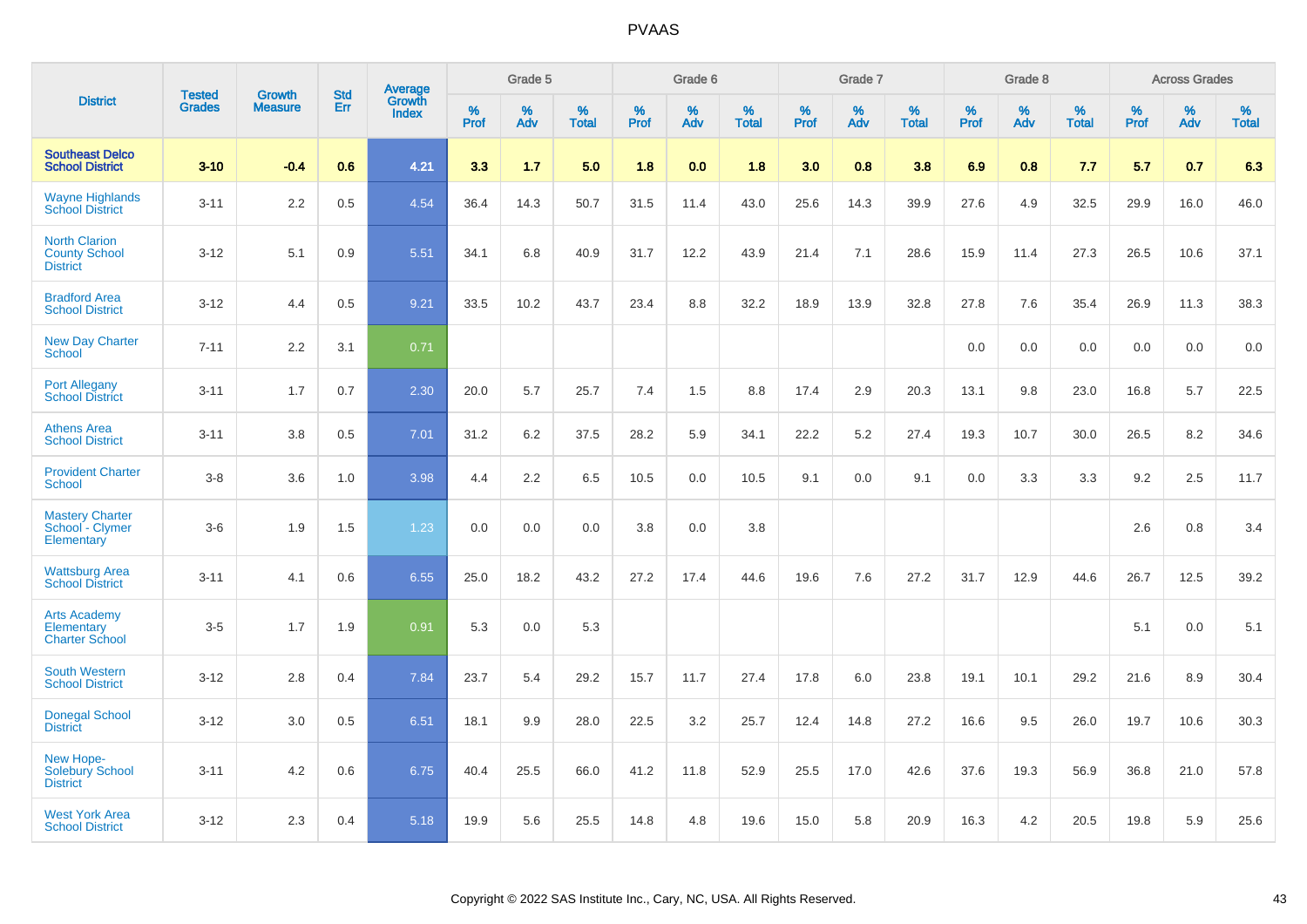| District | Tested Grades | Growth Measure | Std Err | Average Growth Index | Grade 5 | | | Grade 6 | | | Grade 7 | | | Grade 8 | | | Across Grades | | |
|---|---|---|---|---|---|---|---|---|---|---|---|---|---|---|---|---|---|---|---|
| | | | | | % Prof | % Adv | % Total | % Prof | % Adv | % Total | % Prof | % Adv | % Total | % Prof | % Adv | % Total | % Prof | % Adv | % Total |
| **Southeast Delco School District** | **3-10** | **-0.4** | **0.6** | **4.21** | **3.3** | **1.7** | **5.0** | **1.8** | **0.0** | **1.8** | **3.0** | **0.8** | **3.8** | **6.9** | **0.8** | **7.7** | **5.7** | **0.7** | **6.3** |
| Wayne Highlands School District | 3-11 | 2.2 | 0.5 | 4.54 | 36.4 | 14.3 | 50.7 | 31.5 | 11.4 | 43.0 | 25.6 | 14.3 | 39.9 | 27.6 | 4.9 | 32.5 | 29.9 | 16.0 | 46.0 |
| North Clarion County School District | 3-12 | 5.1 | 0.9 | 5.51 | 34.1 | 6.8 | 40.9 | 31.7 | 12.2 | 43.9 | 21.4 | 7.1 | 28.6 | 15.9 | 11.4 | 27.3 | 26.5 | 10.6 | 37.1 |
| Bradford Area School District | 3-12 | 4.4 | 0.5 | 9.21 | 33.5 | 10.2 | 43.7 | 23.4 | 8.8 | 32.2 | 18.9 | 13.9 | 32.8 | 27.8 | 7.6 | 35.4 | 26.9 | 11.3 | 38.3 |
| New Day Charter School | 7-11 | 2.2 | 3.1 | 0.71 | | | | | | | | | | 0.0 | 0.0 | 0.0 | 0.0 | 0.0 | 0.0 |
| Port Allegany School District | 3-11 | 1.7 | 0.7 | 2.30 | 20.0 | 5.7 | 25.7 | 7.4 | 1.5 | 8.8 | 17.4 | 2.9 | 20.3 | 13.1 | 9.8 | 23.0 | 16.8 | 5.7 | 22.5 |
| Athens Area School District | 3-11 | 3.8 | 0.5 | 7.01 | 31.2 | 6.2 | 37.5 | 28.2 | 5.9 | 34.1 | 22.2 | 5.2 | 27.4 | 19.3 | 10.7 | 30.0 | 26.5 | 8.2 | 34.6 |
| Provident Charter School | 3-8 | 3.6 | 1.0 | 3.98 | 4.4 | 2.2 | 6.5 | 10.5 | 0.0 | 10.5 | 9.1 | 0.0 | 9.1 | 0.0 | 3.3 | 3.3 | 9.2 | 2.5 | 11.7 |
| Mastery Charter School - Clymer Elementary | 3-6 | 1.9 | 1.5 | 1.23 | 0.0 | 0.0 | 0.0 | 3.8 | 0.0 | 3.8 | | | | | | | 2.6 | 0.8 | 3.4 |
| Wattsburg Area School District | 3-11 | 4.1 | 0.6 | 6.55 | 25.0 | 18.2 | 43.2 | 27.2 | 17.4 | 44.6 | 19.6 | 7.6 | 27.2 | 31.7 | 12.9 | 44.6 | 26.7 | 12.5 | 39.2 |
| Arts Academy Elementary Charter School | 3-5 | 1.7 | 1.9 | 0.91 | 5.3 | 0.0 | 5.3 | | | | | | | | | | 5.1 | 0.0 | 5.1 |
| South Western School District | 3-12 | 2.8 | 0.4 | 7.84 | 23.7 | 5.4 | 29.2 | 15.7 | 11.7 | 27.4 | 17.8 | 6.0 | 23.8 | 19.1 | 10.1 | 29.2 | 21.6 | 8.9 | 30.4 |
| Donegal School District | 3-12 | 3.0 | 0.5 | 6.51 | 18.1 | 9.9 | 28.0 | 22.5 | 3.2 | 25.7 | 12.4 | 14.8 | 27.2 | 16.6 | 9.5 | 26.0 | 19.7 | 10.6 | 30.3 |
| New Hope-Solebury School District | 3-11 | 4.2 | 0.6 | 6.75 | 40.4 | 25.5 | 66.0 | 41.2 | 11.8 | 52.9 | 25.5 | 17.0 | 42.6 | 37.6 | 19.3 | 56.9 | 36.8 | 21.0 | 57.8 |
| West York Area School District | 3-12 | 2.3 | 0.4 | 5.18 | 19.9 | 5.6 | 25.5 | 14.8 | 4.8 | 19.6 | 15.0 | 5.8 | 20.9 | 16.3 | 4.2 | 20.5 | 19.8 | 5.9 | 25.6 |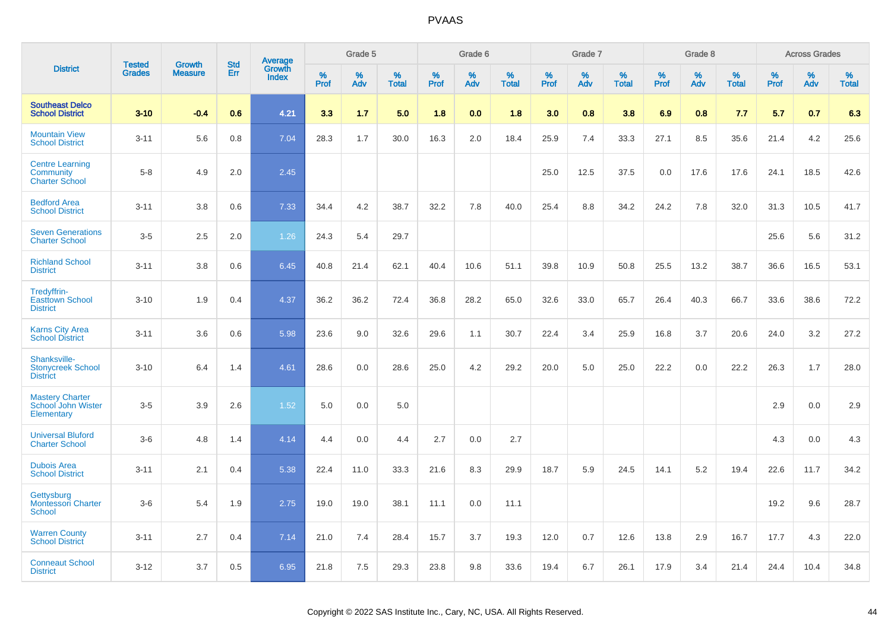# PVAAS

| District | Tested Grades | Growth Measure | Std Err | Average Growth Index | Grade 5 | | | Grade 6 | | | Grade 7 | | | Grade 8 | | | Across Grades | | |
|---|---|---|---|---|---|---|---|---|---|---|---|---|---|---|---|---|---|---|---|
| | | | | | % Prof | % Adv | % Total | % Prof | % Adv | % Total | % Prof | % Adv | % Total | % Prof | % Adv | % Total | % Prof | % Adv | % Total |
| **Southeast Delco School District** | **3-10** | **-0.4** | **0.6** | **4.21** | **3.3** | **1.7** | **5.0** | **1.8** | **0.0** | **1.8** | **3.0** | **0.8** | **3.8** | **6.9** | **0.8** | **7.7** | **5.7** | **0.7** | **6.3** |
| Mountain View School District | 3-11 | 5.6 | 0.8 | 7.04 | 28.3 | 1.7 | 30.0 | 16.3 | 2.0 | 18.4 | 25.9 | 7.4 | 33.3 | 27.1 | 8.5 | 35.6 | 21.4 | 4.2 | 25.6 |
| Centre Learning Community Charter School | 5-8 | 4.9 | 2.0 | 2.45 | | | | | | | 25.0 | 12.5 | 37.5 | 0.0 | 17.6 | 17.6 | 24.1 | 18.5 | 42.6 |
| Bedford Area School District | 3-11 | 3.8 | 0.6 | 7.33 | 34.4 | 4.2 | 38.7 | 32.2 | 7.8 | 40.0 | 25.4 | 8.8 | 34.2 | 24.2 | 7.8 | 32.0 | 31.3 | 10.5 | 41.7 |
| Seven Generations Charter School | 3-5 | 2.5 | 2.0 | 1.26 | 24.3 | 5.4 | 29.7 | | | | | | | | | | 25.6 | 5.6 | 31.2 |
| Richland School District | 3-11 | 3.8 | 0.6 | 6.45 | 40.8 | 21.4 | 62.1 | 40.4 | 10.6 | 51.1 | 39.8 | 10.9 | 50.8 | 25.5 | 13.2 | 38.7 | 36.6 | 16.5 | 53.1 |
| Tredyffrin-Easttown School District | 3-10 | 1.9 | 0.4 | 4.37 | 36.2 | 36.2 | 72.4 | 36.8 | 28.2 | 65.0 | 32.6 | 33.0 | 65.7 | 26.4 | 40.3 | 66.7 | 33.6 | 38.6 | 72.2 |
| Karns City Area School District | 3-11 | 3.6 | 0.6 | 5.98 | 23.6 | 9.0 | 32.6 | 29.6 | 1.1 | 30.7 | 22.4 | 3.4 | 25.9 | 16.8 | 3.7 | 20.6 | 24.0 | 3.2 | 27.2 |
| Shanksville-Stonycreek School District | 3-10 | 6.4 | 1.4 | 4.61 | 28.6 | 0.0 | 28.6 | 25.0 | 4.2 | 29.2 | 20.0 | 5.0 | 25.0 | 22.2 | 0.0 | 22.2 | 26.3 | 1.7 | 28.0 |
| Mastery Charter School John Wister Elementary | 3-5 | 3.9 | 2.6 | 1.52 | 5.0 | 0.0 | 5.0 | | | | | | | | | | 2.9 | 0.0 | 2.9 |
| Universal Bluford Charter School | 3-6 | 4.8 | 1.4 | 4.14 | 4.4 | 0.0 | 4.4 | 2.7 | 0.0 | 2.7 | | | | | | | 4.3 | 0.0 | 4.3 |
| Dubois Area School District | 3-11 | 2.1 | 0.4 | 5.38 | 22.4 | 11.0 | 33.3 | 21.6 | 8.3 | 29.9 | 18.7 | 5.9 | 24.5 | 14.1 | 5.2 | 19.4 | 22.6 | 11.7 | 34.2 |
| Gettysburg Montessori Charter School | 3-6 | 5.4 | 1.9 | 2.75 | 19.0 | 19.0 | 38.1 | 11.1 | 0.0 | 11.1 | | | | | | | 19.2 | 9.6 | 28.7 |
| Warren County School District | 3-11 | 2.7 | 0.4 | 7.14 | 21.0 | 7.4 | 28.4 | 15.7 | 3.7 | 19.3 | 12.0 | 0.7 | 12.6 | 13.8 | 2.9 | 16.7 | 17.7 | 4.3 | 22.0 |
| Conneaut School District | 3-12 | 3.7 | 0.5 | 6.95 | 21.8 | 7.5 | 29.3 | 23.8 | 9.8 | 33.6 | 19.4 | 6.7 | 26.1 | 17.9 | 3.4 | 21.4 | 24.4 | 10.4 | 34.8 |

Copyright © 2022 SAS Institute Inc., Cary, NC, USA. All Rights Reserved.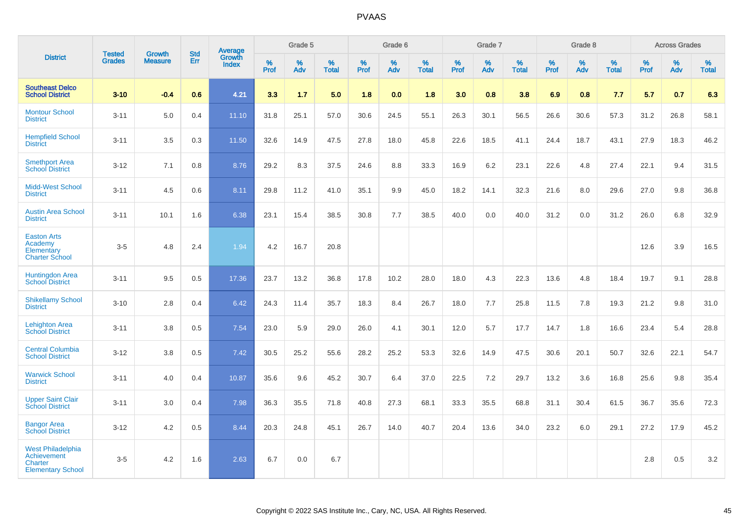# PVAAS

| District | Tested Grades | Growth Measure | Std Err | Average Growth Index | Grade 5 | | | Grade 6 | | | Grade 7 | | | Grade 8 | | | Across Grades | | |
|---|---|---|---|---|---|---|---|---|---|---|---|---|---|---|---|---|---|---|---|
| | | | | | % Prof | % Adv | % Total | % Prof | % Adv | % Total | % Prof | % Adv | % Total | % Prof | % Adv | % Total | % Prof | % Adv | % Total |
| **Southeast Delco School District** | **3-10** | **-0.4** | **0.6** | **4.21** | **3.3** | **1.7** | **5.0** | **1.8** | **0.0** | **1.8** | **3.0** | **0.8** | **3.8** | **6.9** | **0.8** | **7.7** | **5.7** | **0.7** | **6.3** |
| Montour School District | 3-11 | 5.0 | 0.4 | 11.10 | 31.8 | 25.1 | 57.0 | 30.6 | 24.5 | 55.1 | 26.3 | 30.1 | 56.5 | 26.6 | 30.6 | 57.3 | 31.2 | 26.8 | 58.1 |
| Hempfield School District | 3-11 | 3.5 | 0.3 | 11.50 | 32.6 | 14.9 | 47.5 | 27.8 | 18.0 | 45.8 | 22.6 | 18.5 | 41.1 | 24.4 | 18.7 | 43.1 | 27.9 | 18.3 | 46.2 |
| Smethport Area School District | 3-12 | 7.1 | 0.8 | 8.76 | 29.2 | 8.3 | 37.5 | 24.6 | 8.8 | 33.3 | 16.9 | 6.2 | 23.1 | 22.6 | 4.8 | 27.4 | 22.1 | 9.4 | 31.5 |
| Midd-West School District | 3-11 | 4.5 | 0.6 | 8.11 | 29.8 | 11.2 | 41.0 | 35.1 | 9.9 | 45.0 | 18.2 | 14.1 | 32.3 | 21.6 | 8.0 | 29.6 | 27.0 | 9.8 | 36.8 |
| Austin Area School District | 3-11 | 10.1 | 1.6 | 6.38 | 23.1 | 15.4 | 38.5 | 30.8 | 7.7 | 38.5 | 40.0 | 0.0 | 40.0 | 31.2 | 0.0 | 31.2 | 26.0 | 6.8 | 32.9 |
| Easton Arts Academy Elementary Charter School | 3-5 | 4.8 | 2.4 | 1.94 | 4.2 | 16.7 | 20.8 | | | | | | | | | | 12.6 | 3.9 | 16.5 |
| Huntingdon Area School District | 3-11 | 9.5 | 0.5 | 17.36 | 23.7 | 13.2 | 36.8 | 17.8 | 10.2 | 28.0 | 18.0 | 4.3 | 22.3 | 13.6 | 4.8 | 18.4 | 19.7 | 9.1 | 28.8 |
| Shikellamy School District | 3-10 | 2.8 | 0.4 | 6.42 | 24.3 | 11.4 | 35.7 | 18.3 | 8.4 | 26.7 | 18.0 | 7.7 | 25.8 | 11.5 | 7.8 | 19.3 | 21.2 | 9.8 | 31.0 |
| Lehighton Area School District | 3-11 | 3.8 | 0.5 | 7.54 | 23.0 | 5.9 | 29.0 | 26.0 | 4.1 | 30.1 | 12.0 | 5.7 | 17.7 | 14.7 | 1.8 | 16.6 | 23.4 | 5.4 | 28.8 |
| Central Columbia School District | 3-12 | 3.8 | 0.5 | 7.42 | 30.5 | 25.2 | 55.6 | 28.2 | 25.2 | 53.3 | 32.6 | 14.9 | 47.5 | 30.6 | 20.1 | 50.7 | 32.6 | 22.1 | 54.7 |
| Warwick School District | 3-11 | 4.0 | 0.4 | 10.87 | 35.6 | 9.6 | 45.2 | 30.7 | 6.4 | 37.0 | 22.5 | 7.2 | 29.7 | 13.2 | 3.6 | 16.8 | 25.6 | 9.8 | 35.4 |
| Upper Saint Clair School District | 3-11 | 3.0 | 0.4 | 7.98 | 36.3 | 35.5 | 71.8 | 40.8 | 27.3 | 68.1 | 33.3 | 35.5 | 68.8 | 31.1 | 30.4 | 61.5 | 36.7 | 35.6 | 72.3 |
| Bangor Area School District | 3-12 | 4.2 | 0.5 | 8.44 | 20.3 | 24.8 | 45.1 | 26.7 | 14.0 | 40.7 | 20.4 | 13.6 | 34.0 | 23.2 | 6.0 | 29.1 | 27.2 | 17.9 | 45.2 |
| West Philadelphia Achievement Charter Elementary School | 3-5 | 4.2 | 1.6 | 2.63 | 6.7 | 0.0 | 6.7 | | | | | | | | | | 2.8 | 0.5 | 3.2 |

Copyright © 2022 SAS Institute Inc., Cary, NC, USA. All Rights Reserved.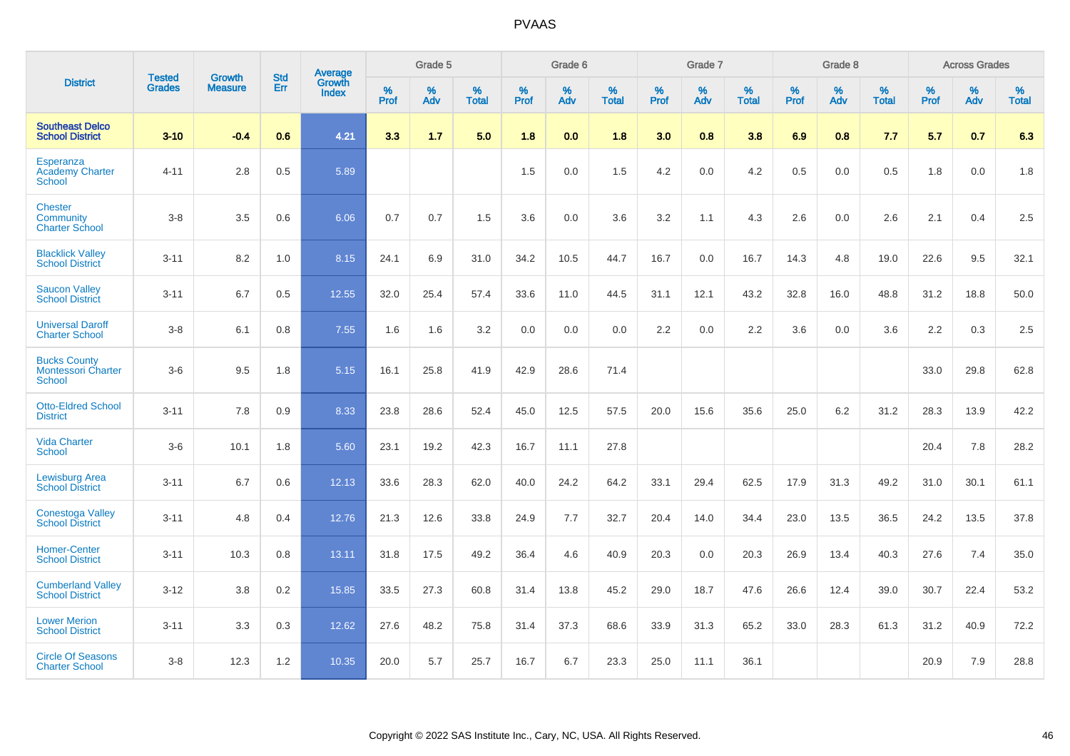# PVAAS

| District | Tested Grades | Growth Measure | Std Err | Average Growth Index | Grade 5 | | | Grade 6 | | | Grade 7 | | | Grade 8 | | | Across Grades | | |
|---|---|---|---|---|---|---|---|---|---|---|---|---|---|---|---|---|---|---|---|
| | | | | | % Prof | % Adv | % Total | % Prof | % Adv | % Total | % Prof | % Adv | % Total | % Prof | % Adv | % Total | % Prof | % Adv | % Total |
| **Southeast Delco School District** | **3-10** | **-0.4** | **0.6** | **4.21** | **3.3** | **1.7** | **5.0** | **1.8** | **0.0** | **1.8** | **3.0** | **0.8** | **3.8** | **6.9** | **0.8** | **7.7** | **5.7** | **0.7** | **6.3** |
| Esperanza Academy Charter School | 4-11 | 2.8 | 0.5 | 5.89 | | | | 1.5 | 0.0 | 1.5 | 4.2 | 0.0 | 4.2 | 0.5 | 0.0 | 0.5 | 1.8 | 0.0 | 1.8 |
| Chester Community Charter School | 3-8 | 3.5 | 0.6 | 6.06 | 0.7 | 0.7 | 1.5 | 3.6 | 0.0 | 3.6 | 3.2 | 1.1 | 4.3 | 2.6 | 0.0 | 2.6 | 2.1 | 0.4 | 2.5 |
| Blacklick Valley School District | 3-11 | 8.2 | 1.0 | 8.15 | 24.1 | 6.9 | 31.0 | 34.2 | 10.5 | 44.7 | 16.7 | 0.0 | 16.7 | 14.3 | 4.8 | 19.0 | 22.6 | 9.5 | 32.1 |
| Saucon Valley School District | 3-11 | 6.7 | 0.5 | 12.55 | 32.0 | 25.4 | 57.4 | 33.6 | 11.0 | 44.5 | 31.1 | 12.1 | 43.2 | 32.8 | 16.0 | 48.8 | 31.2 | 18.8 | 50.0 |
| Universal Daroff Charter School | 3-8 | 6.1 | 0.8 | 7.55 | 1.6 | 1.6 | 3.2 | 0.0 | 0.0 | 0.0 | 2.2 | 0.0 | 2.2 | 3.6 | 0.0 | 3.6 | 2.2 | 0.3 | 2.5 |
| Bucks County Montessori Charter School | 3-6 | 9.5 | 1.8 | 5.15 | 16.1 | 25.8 | 41.9 | 42.9 | 28.6 | 71.4 | | | | | | | 33.0 | 29.8 | 62.8 |
| Otto-Eldred School District | 3-11 | 7.8 | 0.9 | 8.33 | 23.8 | 28.6 | 52.4 | 45.0 | 12.5 | 57.5 | 20.0 | 15.6 | 35.6 | 25.0 | 6.2 | 31.2 | 28.3 | 13.9 | 42.2 |
| Vida Charter School | 3-6 | 10.1 | 1.8 | 5.60 | 23.1 | 19.2 | 42.3 | 16.7 | 11.1 | 27.8 | | | | | | | 20.4 | 7.8 | 28.2 |
| Lewisburg Area School District | 3-11 | 6.7 | 0.6 | 12.13 | 33.6 | 28.3 | 62.0 | 40.0 | 24.2 | 64.2 | 33.1 | 29.4 | 62.5 | 17.9 | 31.3 | 49.2 | 31.0 | 30.1 | 61.1 |
| Conestoga Valley School District | 3-11 | 4.8 | 0.4 | 12.76 | 21.3 | 12.6 | 33.8 | 24.9 | 7.7 | 32.7 | 20.4 | 14.0 | 34.4 | 23.0 | 13.5 | 36.5 | 24.2 | 13.5 | 37.8 |
| Homer-Center School District | 3-11 | 10.3 | 0.8 | 13.11 | 31.8 | 17.5 | 49.2 | 36.4 | 4.6 | 40.9 | 20.3 | 0.0 | 20.3 | 26.9 | 13.4 | 40.3 | 27.6 | 7.4 | 35.0 |
| Cumberland Valley School District | 3-12 | 3.8 | 0.2 | 15.85 | 33.5 | 27.3 | 60.8 | 31.4 | 13.8 | 45.2 | 29.0 | 18.7 | 47.6 | 26.6 | 12.4 | 39.0 | 30.7 | 22.4 | 53.2 |
| Lower Merion School District | 3-11 | 3.3 | 0.3 | 12.62 | 27.6 | 48.2 | 75.8 | 31.4 | 37.3 | 68.6 | 33.9 | 31.3 | 65.2 | 33.0 | 28.3 | 61.3 | 31.2 | 40.9 | 72.2 |
| Circle Of Seasons Charter School | 3-8 | 12.3 | 1.2 | 10.35 | 20.0 | 5.7 | 25.7 | 16.7 | 6.7 | 23.3 | 25.0 | 11.1 | 36.1 | | | | 20.9 | 7.9 | 28.8 |

Copyright © 2022 SAS Institute Inc., Cary, NC, USA. All Rights Reserved.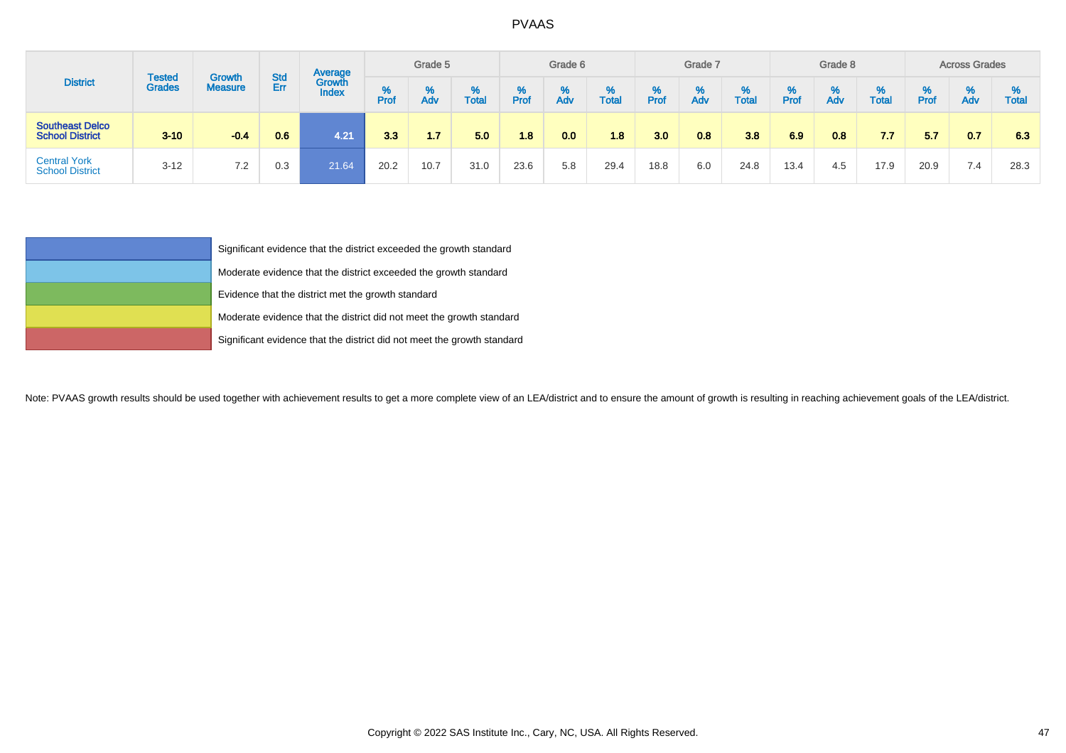# PVAAS

| District | Tested Grades | Growth Measure | Std Err | Average Growth Index | Grade 5 | | | Grade 6 | | | Grade 7 | | | Grade 8 | | | Across Grades | | |
|---|---|---|---|---|---|---|---|---|---|---|---|---|---|---|---|---|---|---|---|
| | | | | | % Prof | % Adv | % Total | % Prof | % Adv | % Total | % Prof | % Adv | % Total | % Prof | % Adv | % Total | % Prof | % Adv | % Total |
| **Southeast Delco School District** | **3-10** | **-0.4** | **0.6** | **4.21** | **3.3** | **1.7** | **5.0** | **1.8** | **0.0** | **1.8** | **3.0** | **0.8** | **3.8** | **6.9** | **0.8** | **7.7** | **5.7** | **0.7** | **6.3** |
| Central York School District | 3-12 | 7.2 | 0.3 | 21.64 | 20.2 | 10.7 | 31.0 | 23.6 | 5.8 | 29.4 | 18.8 | 6.0 | 24.8 | 13.4 | 4.5 | 17.9 | 20.9 | 7.4 | 28.3 |

Significant evidence that the district exceeded the growth standard

Moderate evidence that the district exceeded the growth standard

Evidence that the district met the growth standard

Moderate evidence that the district did not meet the growth standard

Significant evidence that the district did not meet the growth standard

Note: PVAAS growth results should be used together with achievement results to get a more complete view of an LEA/district and to ensure the amount of growth is resulting in reaching achievement goals of the LEA/district.

Copyright © 2022 SAS Institute Inc., Cary, NC, USA. All Rights Reserved.